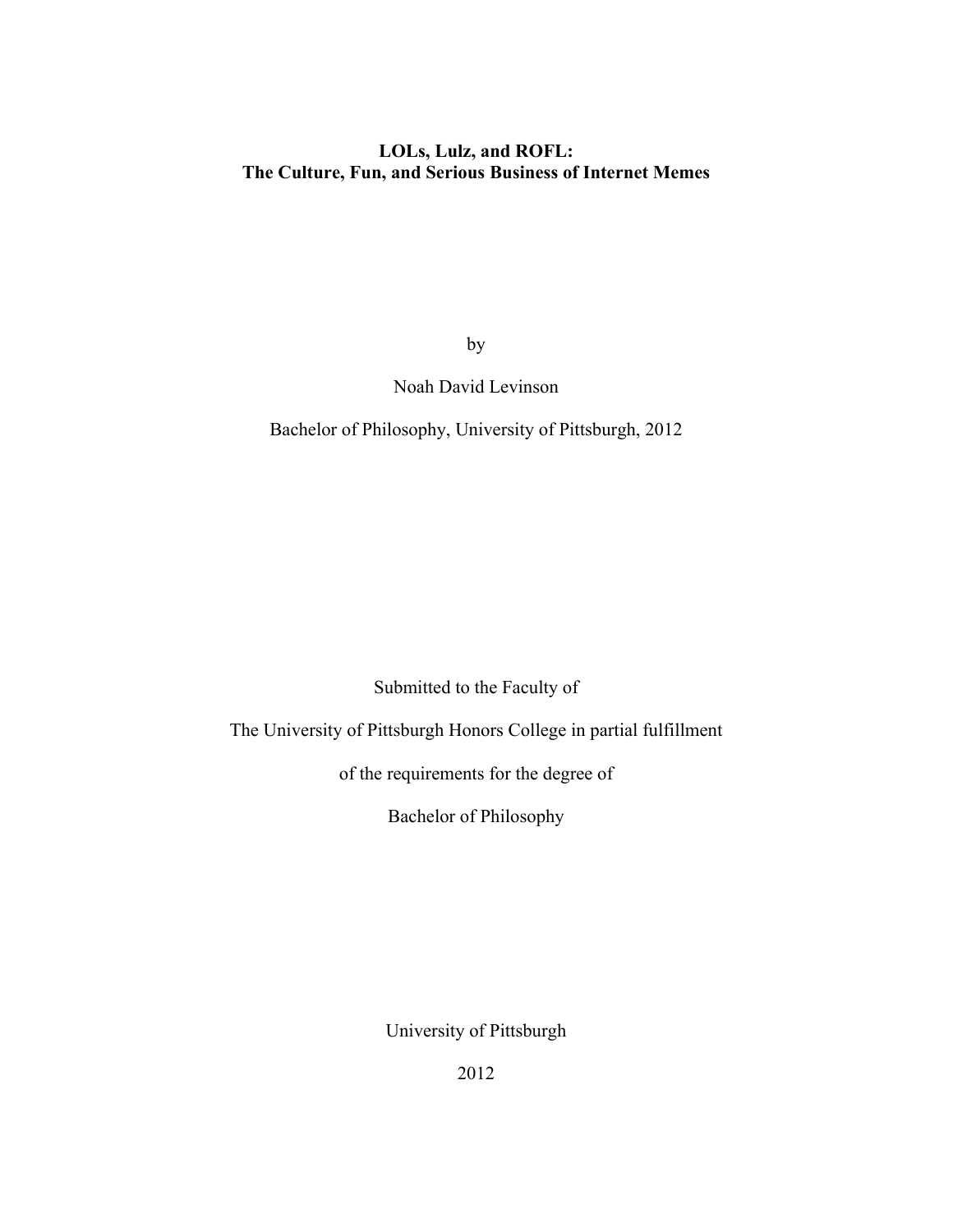# LOLs, Lulz, and ROFL:
# The Culture, Fun, and Serious Business of Internet Memes

by

Noah David Levinson

Bachelor of Philosophy, University of Pittsburgh, 2012

Submitted to the Faculty of

The University of Pittsburgh Honors College in partial fulfillment

of the requirements for the degree of

Bachelor of Philosophy

University of Pittsburgh

2012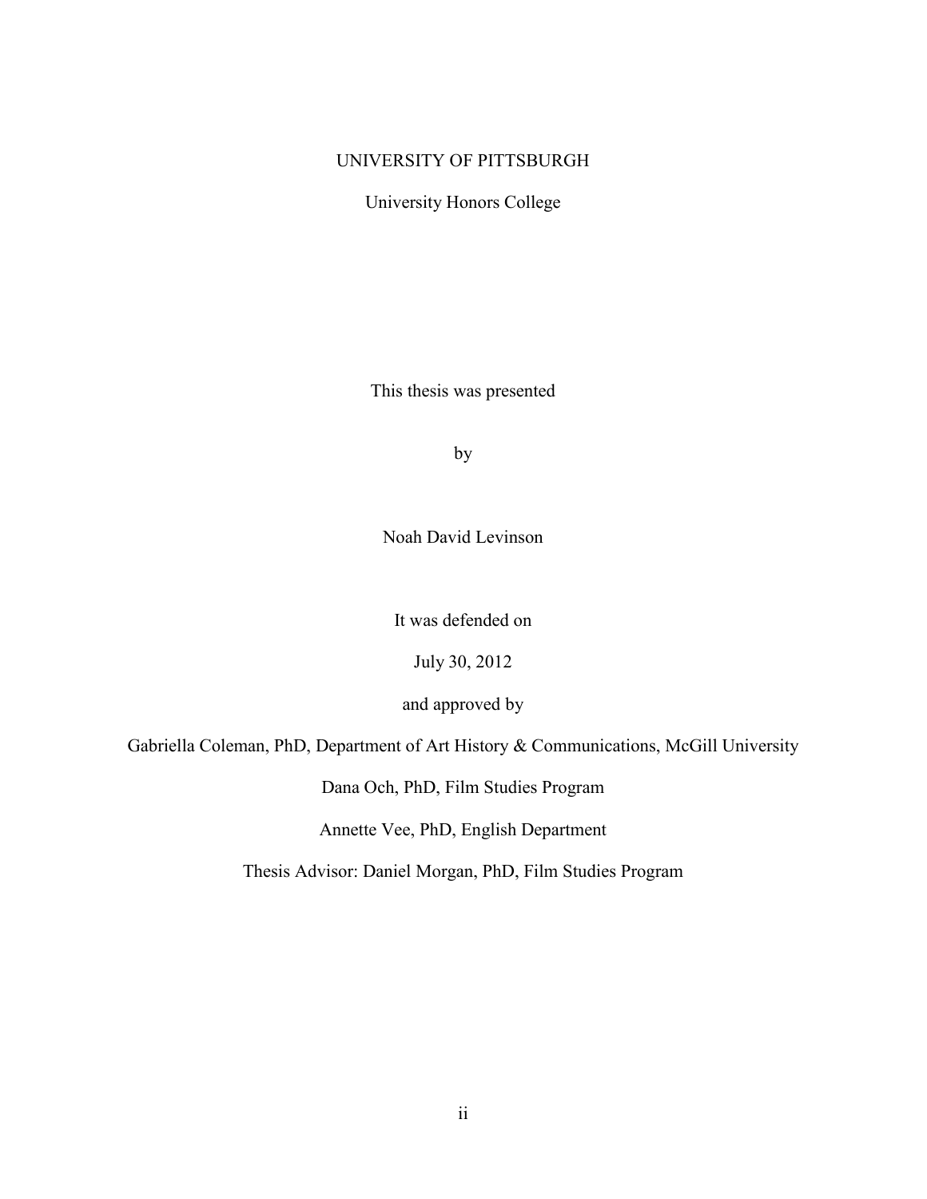UNIVERSITY OF PITTSBURGH

University Honors College

This thesis was presented

by

Noah David Levinson

It was defended on

July 30, 2012

and approved by

Gabriella Coleman, PhD, Department of Art History & Communications, McGill University

Dana Och, PhD, Film Studies Program

Annette Vee, PhD, English Department

Thesis Advisor: Daniel Morgan, PhD, Film Studies Program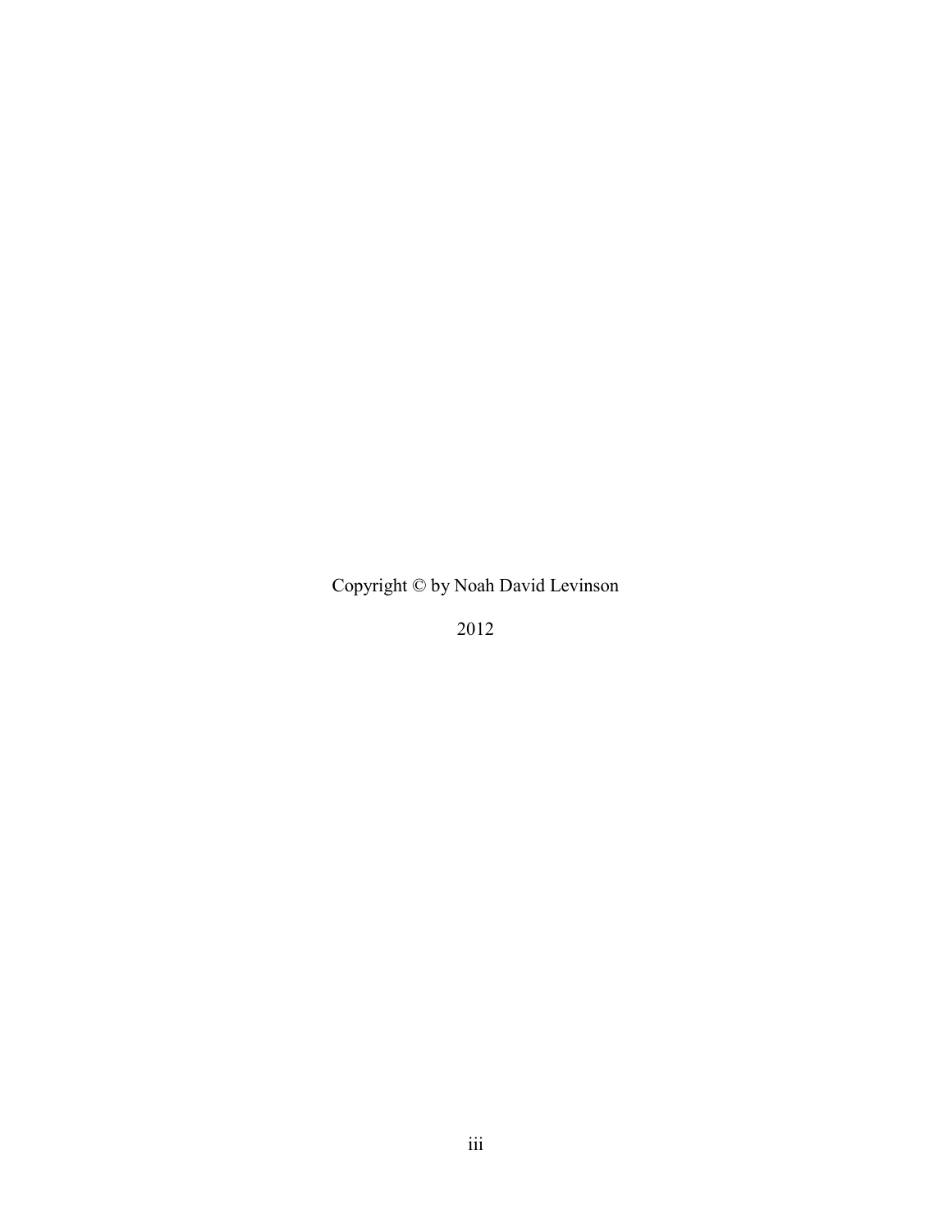Copyright © by Noah David Levinson

2012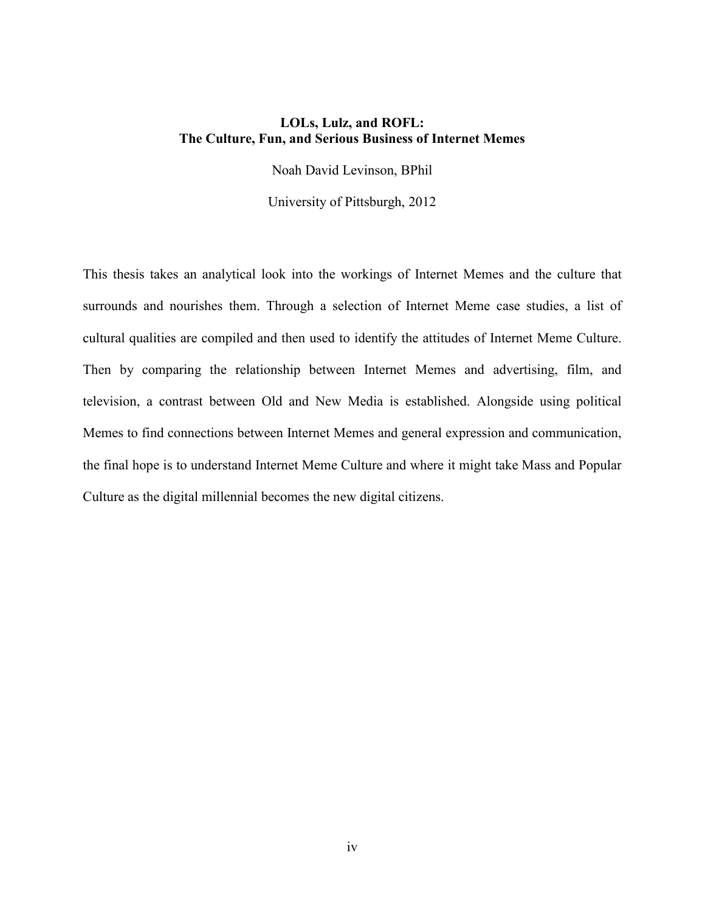**LOLs, Lulz, and ROFL:**
**The Culture, Fun, and Serious Business of Internet Memes**

Noah David Levinson, BPhil

University of Pittsburgh, 2012

This thesis takes an analytical look into the workings of Internet Memes and the culture that surrounds and nourishes them. Through a selection of Internet Meme case studies, a list of cultural qualities are compiled and then used to identify the attitudes of Internet Meme Culture. Then by comparing the relationship between Internet Memes and advertising, film, and television, a contrast between Old and New Media is established. Alongside using political Memes to find connections between Internet Memes and general expression and communication, the final hope is to understand Internet Meme Culture and where it might take Mass and Popular Culture as the digital millennial becomes the new digital citizens.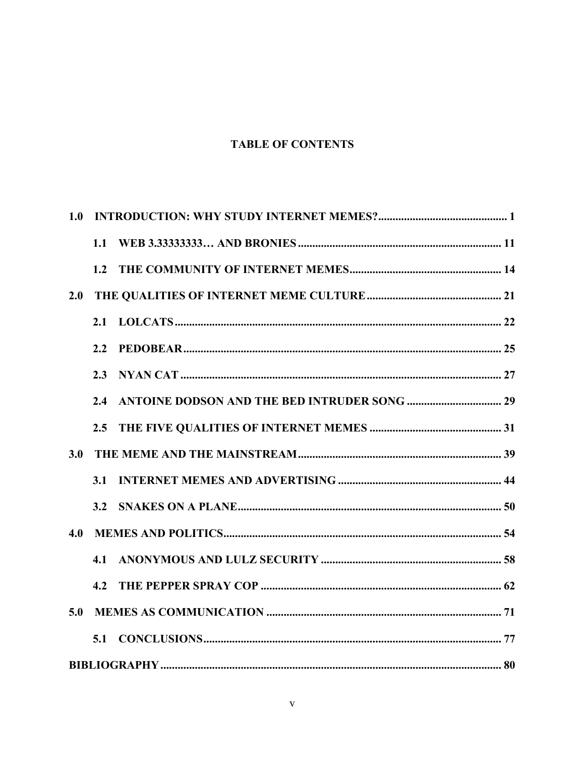## TABLE OF CONTENTS

**1.0 INTRODUCTION: WHY STUDY INTERNET MEMES?** ... 1

- **1.1 WEB 3.33333333… AND BRONIES** ... 11
- **1.2 THE COMMUNITY OF INTERNET MEMES** ... 14

**2.0 THE QUALITIES OF INTERNET MEME CULTURE** ... 21

- **2.1 LOLCATS** ... 22
- **2.2 PEDOBEAR** ... 25
- **2.3 NYAN CAT** ... 27
- **2.4 ANTOINE DODSON AND THE BED INTRUDER SONG** ... 29
- **2.5 THE FIVE QUALITIES OF INTERNET MEMES** ... 31

**3.0 THE MEME AND THE MAINSTREAM** ... 39

- **3.1 INTERNET MEMES AND ADVERTISING** ... 44
- **3.2 SNAKES ON A PLANE** ... 50

**4.0 MEMES AND POLITICS** ... 54

- **4.1 ANONYMOUS AND LULZ SECURITY** ... 58
- **4.2 THE PEPPER SPRAY COP** ... 62

**5.0 MEMES AS COMMUNICATION** ... 71

- **5.1 CONCLUSIONS** ... 77

**BIBLIOGRAPHY** ... 80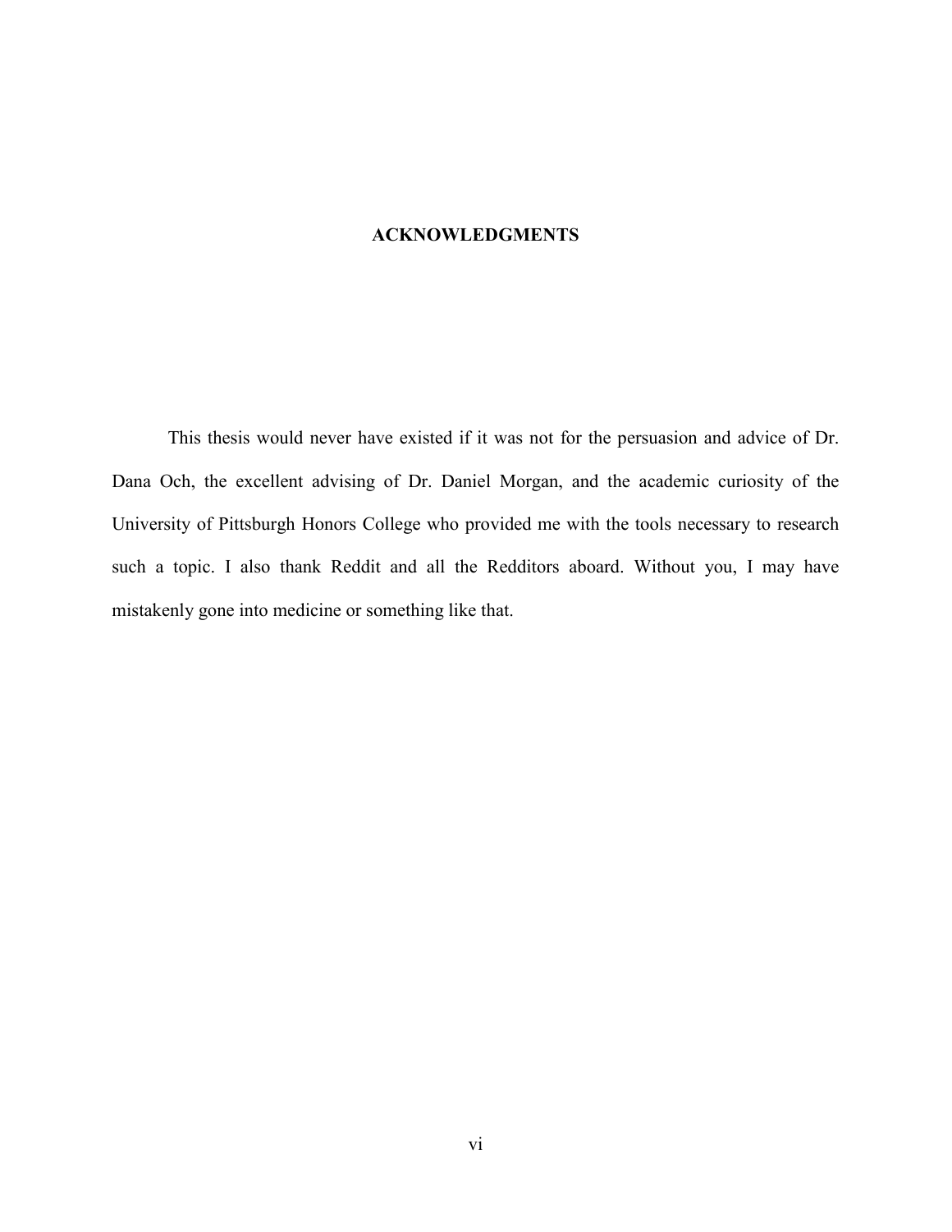# ACKNOWLEDGMENTS

This thesis would never have existed if it was not for the persuasion and advice of Dr. Dana Och, the excellent advising of Dr. Daniel Morgan, and the academic curiosity of the University of Pittsburgh Honors College who provided me with the tools necessary to research such a topic. I also thank Reddit and all the Redditors aboard. Without you, I may have mistakenly gone into medicine or something like that.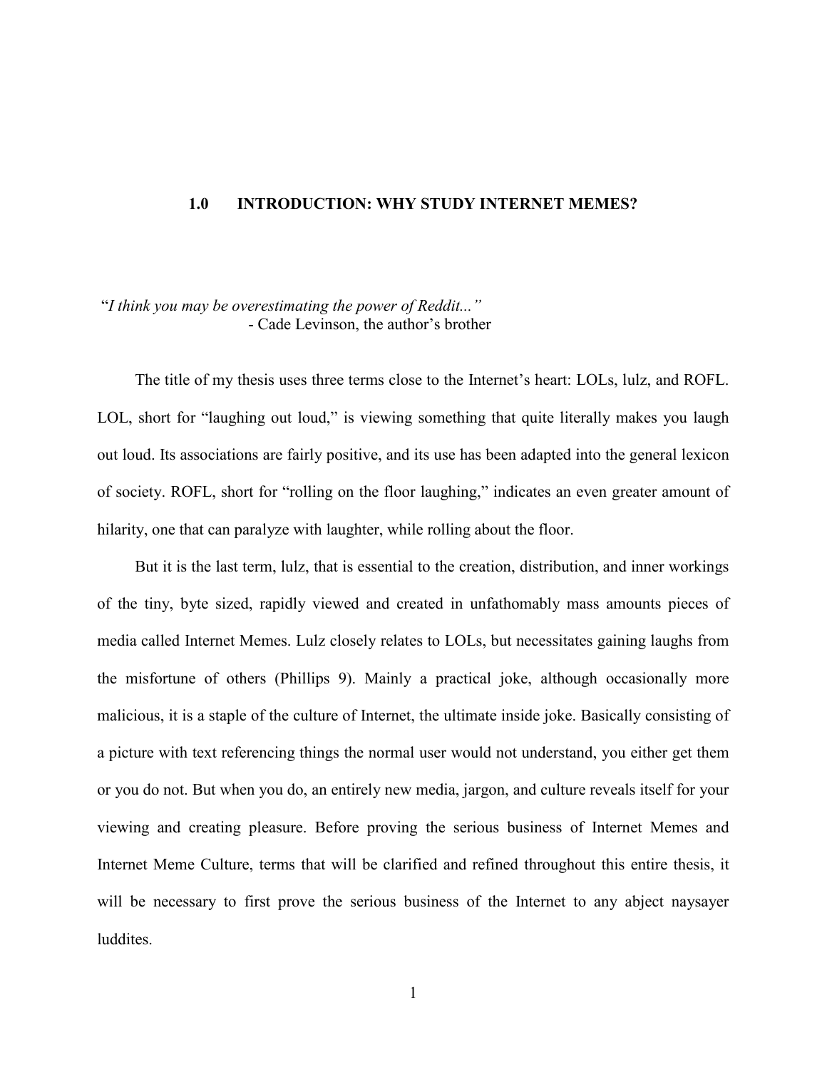## 1.0 INTRODUCTION: WHY STUDY INTERNET MEMES?

"*I think you may be overestimating the power of Reddit...*"
- Cade Levinson, the author's brother

The title of my thesis uses three terms close to the Internet's heart: LOLs, lulz, and ROFL. LOL, short for "laughing out loud," is viewing something that quite literally makes you laugh out loud. Its associations are fairly positive, and its use has been adapted into the general lexicon of society. ROFL, short for "rolling on the floor laughing," indicates an even greater amount of hilarity, one that can paralyze with laughter, while rolling about the floor.

But it is the last term, lulz, that is essential to the creation, distribution, and inner workings of the tiny, byte sized, rapidly viewed and created in unfathomably mass amounts pieces of media called Internet Memes. Lulz closely relates to LOLs, but necessitates gaining laughs from the misfortune of others (Phillips 9). Mainly a practical joke, although occasionally more malicious, it is a staple of the culture of Internet, the ultimate inside joke. Basically consisting of a picture with text referencing things the normal user would not understand, you either get them or you do not. But when you do, an entirely new media, jargon, and culture reveals itself for your viewing and creating pleasure. Before proving the serious business of Internet Memes and Internet Meme Culture, terms that will be clarified and refined throughout this entire thesis, it will be necessary to first prove the serious business of the Internet to any abject naysayer luddites.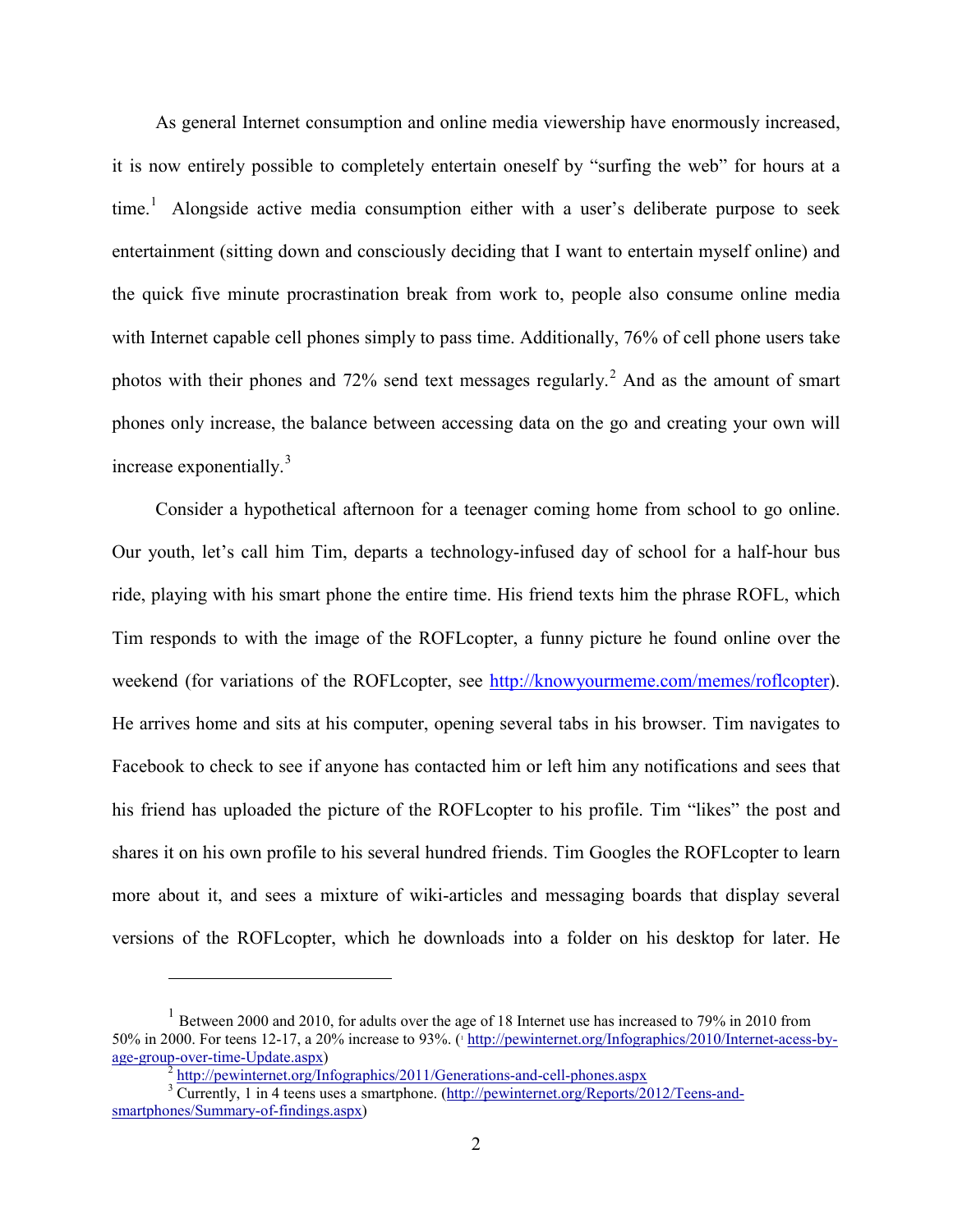As general Internet consumption and online media viewership have enormously increased, it is now entirely possible to completely entertain oneself by "surfing the web" for hours at a time.[1] Alongside active media consumption either with a user's deliberate purpose to seek entertainment (sitting down and consciously deciding that I want to entertain myself online) and the quick five minute procrastination break from work to, people also consume online media with Internet capable cell phones simply to pass time. Additionally, 76% of cell phone users take photos with their phones and 72% send text messages regularly.[2] And as the amount of smart phones only increase, the balance between accessing data on the go and creating your own will increase exponentially.[3]

Consider a hypothetical afternoon for a teenager coming home from school to go online. Our youth, let's call him Tim, departs a technology-infused day of school for a half-hour bus ride, playing with his smart phone the entire time. His friend texts him the phrase ROFL, which Tim responds to with the image of the ROFLcopter, a funny picture he found online over the weekend (for variations of the ROFLcopter, see http://knowyourmeme.com/memes/roflcopter). He arrives home and sits at his computer, opening several tabs in his browser. Tim navigates to Facebook to check to see if anyone has contacted him or left him any notifications and sees that his friend has uploaded the picture of the ROFLcopter to his profile. Tim "likes" the post and shares it on his own profile to his several hundred friends. Tim Googles the ROFLcopter to learn more about it, and sees a mixture of wiki-articles and messaging boards that display several versions of the ROFLcopter, which he downloads into a folder on his desktop for later. He

---

[1] Between 2000 and 2010, for adults over the age of 18 Internet use has increased to 79% in 2010 from 50% in 2000. For teens 12-17, a 20% increase to 93%. (http://pewinternet.org/Infographics/2010/Internet-acess-by-age-group-over-time-Update.aspx)

[2] http://pewinternet.org/Infographics/2011/Generations-and-cell-phones.aspx

[3] Currently, 1 in 4 teens uses a smartphone. (http://pewinternet.org/Reports/2012/Teens-and-smartphones/Summary-of-findings.aspx)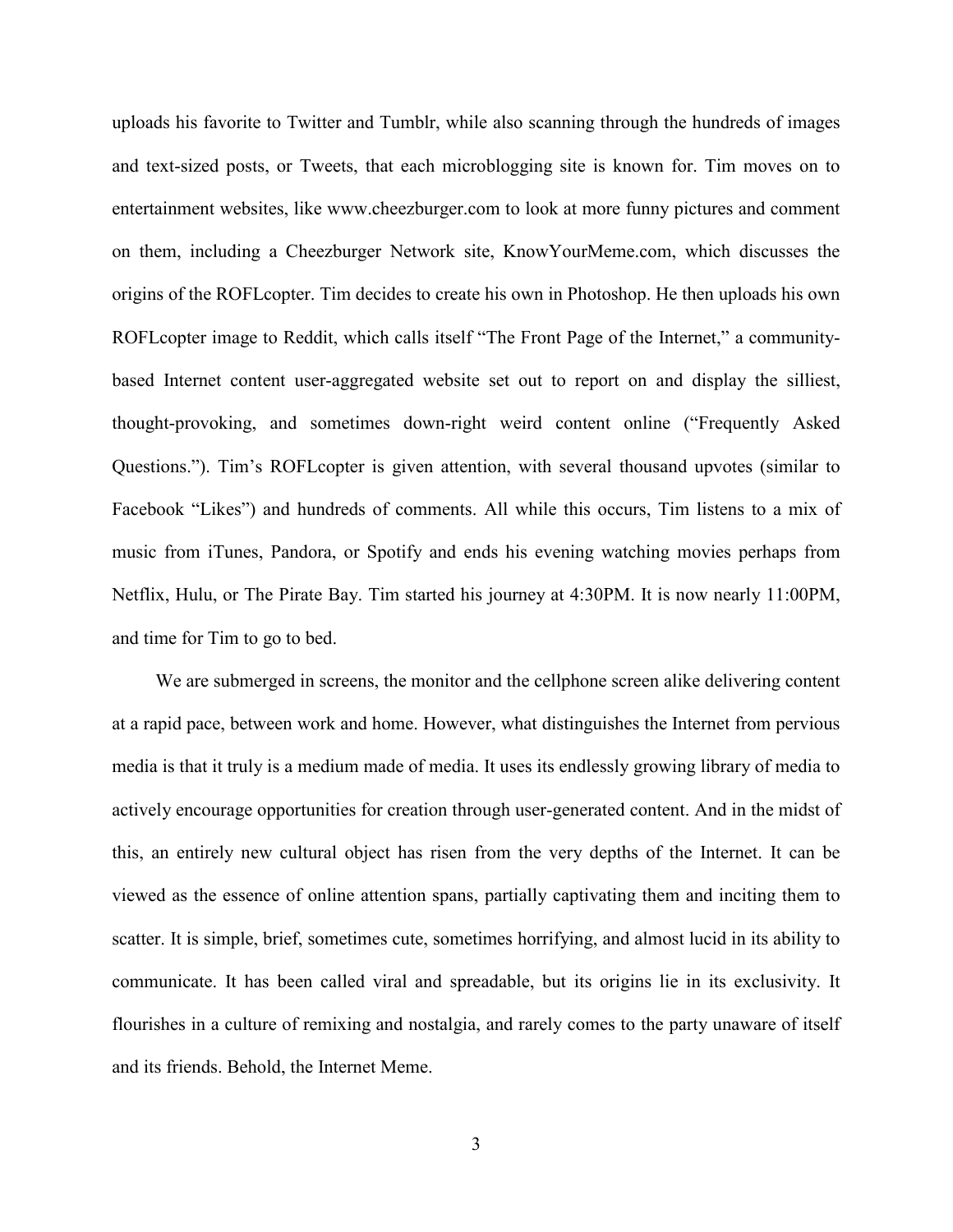uploads his favorite to Twitter and Tumblr, while also scanning through the hundreds of images and text-sized posts, or Tweets, that each microblogging site is known for. Tim moves on to entertainment websites, like www.cheezburger.com to look at more funny pictures and comment on them, including a Cheezburger Network site, KnowYourMeme.com, which discusses the origins of the ROFLcopter. Tim decides to create his own in Photoshop. He then uploads his own ROFLcopter image to Reddit, which calls itself "The Front Page of the Internet," a community-based Internet content user-aggregated website set out to report on and display the silliest, thought-provoking, and sometimes down-right weird content online ("Frequently Asked Questions."). Tim's ROFLcopter is given attention, with several thousand upvotes (similar to Facebook "Likes") and hundreds of comments. All while this occurs, Tim listens to a mix of music from iTunes, Pandora, or Spotify and ends his evening watching movies perhaps from Netflix, Hulu, or The Pirate Bay. Tim started his journey at 4:30PM. It is now nearly 11:00PM, and time for Tim to go to bed.

We are submerged in screens, the monitor and the cellphone screen alike delivering content at a rapid pace, between work and home. However, what distinguishes the Internet from pervious media is that it truly is a medium made of media. It uses its endlessly growing library of media to actively encourage opportunities for creation through user-generated content. And in the midst of this, an entirely new cultural object has risen from the very depths of the Internet. It can be viewed as the essence of online attention spans, partially captivating them and inciting them to scatter. It is simple, brief, sometimes cute, sometimes horrifying, and almost lucid in its ability to communicate. It has been called viral and spreadable, but its origins lie in its exclusivity. It flourishes in a culture of remixing and nostalgia, and rarely comes to the party unaware of itself and its friends. Behold, the Internet Meme.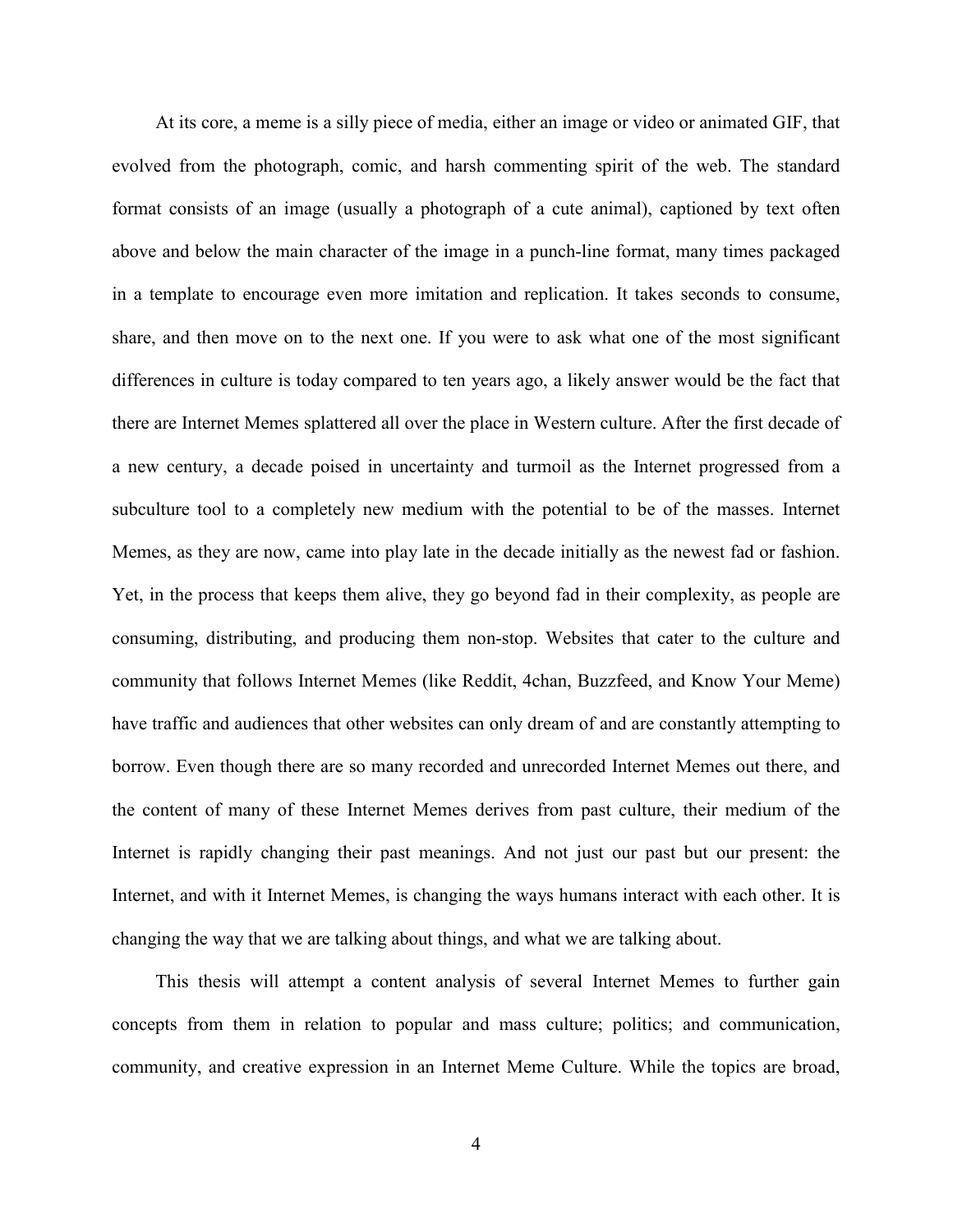At its core, a meme is a silly piece of media, either an image or video or animated GIF, that evolved from the photograph, comic, and harsh commenting spirit of the web. The standard format consists of an image (usually a photograph of a cute animal), captioned by text often above and below the main character of the image in a punch-line format, many times packaged in a template to encourage even more imitation and replication. It takes seconds to consume, share, and then move on to the next one. If you were to ask what one of the most significant differences in culture is today compared to ten years ago, a likely answer would be the fact that there are Internet Memes splattered all over the place in Western culture. After the first decade of a new century, a decade poised in uncertainty and turmoil as the Internet progressed from a subculture tool to a completely new medium with the potential to be of the masses. Internet Memes, as they are now, came into play late in the decade initially as the newest fad or fashion. Yet, in the process that keeps them alive, they go beyond fad in their complexity, as people are consuming, distributing, and producing them non-stop. Websites that cater to the culture and community that follows Internet Memes (like Reddit, 4chan, Buzzfeed, and Know Your Meme) have traffic and audiences that other websites can only dream of and are constantly attempting to borrow. Even though there are so many recorded and unrecorded Internet Memes out there, and the content of many of these Internet Memes derives from past culture, their medium of the Internet is rapidly changing their past meanings. And not just our past but our present: the Internet, and with it Internet Memes, is changing the ways humans interact with each other. It is changing the way that we are talking about things, and what we are talking about.

This thesis will attempt a content analysis of several Internet Memes to further gain concepts from them in relation to popular and mass culture; politics; and communication, community, and creative expression in an Internet Meme Culture. While the topics are broad,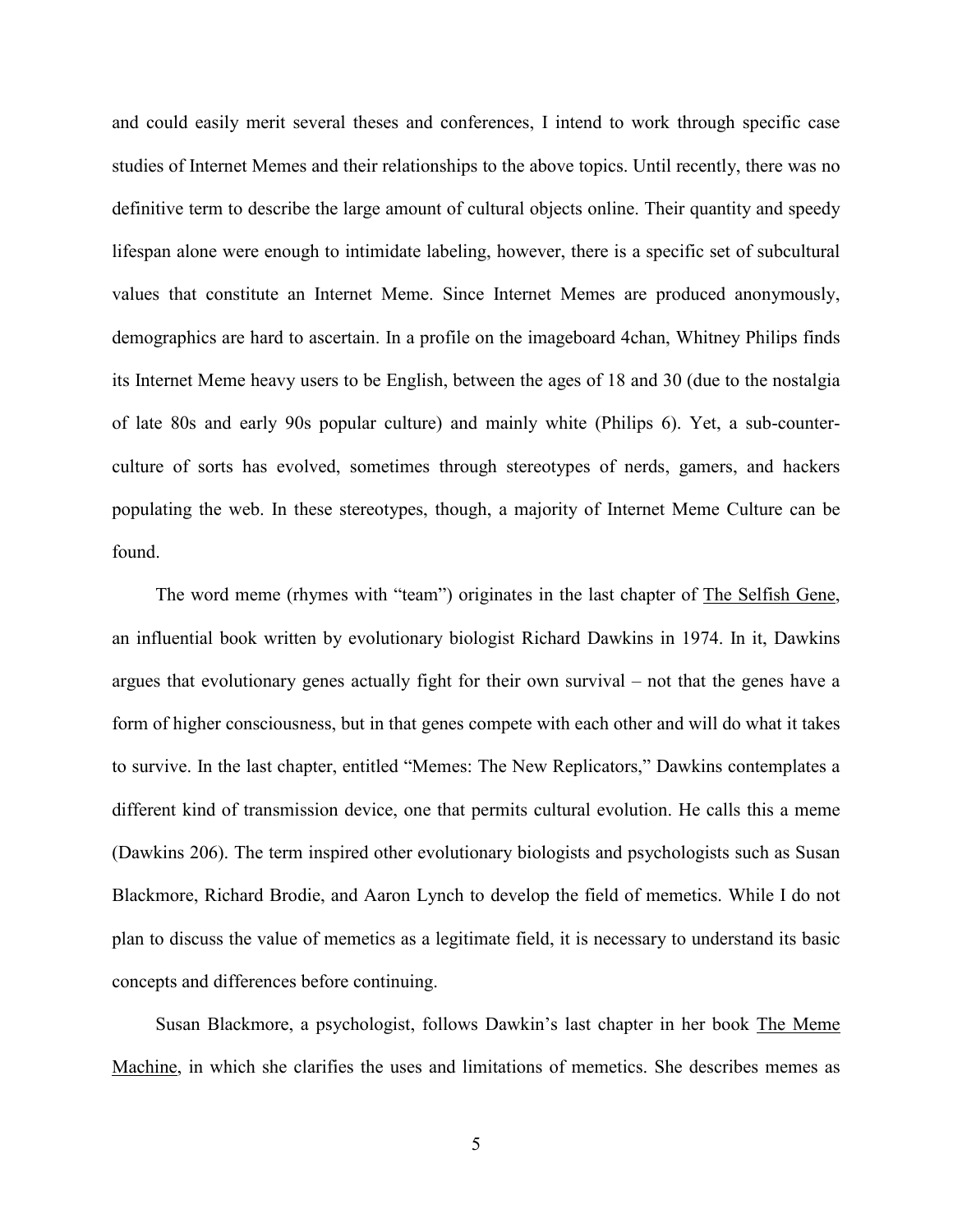and could easily merit several theses and conferences, I intend to work through specific case studies of Internet Memes and their relationships to the above topics. Until recently, there was no definitive term to describe the large amount of cultural objects online. Their quantity and speedy lifespan alone were enough to intimidate labeling, however, there is a specific set of subcultural values that constitute an Internet Meme. Since Internet Memes are produced anonymously, demographics are hard to ascertain. In a profile on the imageboard 4chan, Whitney Philips finds its Internet Meme heavy users to be English, between the ages of 18 and 30 (due to the nostalgia of late 80s and early 90s popular culture) and mainly white (Philips 6). Yet, a sub-counter-culture of sorts has evolved, sometimes through stereotypes of nerds, gamers, and hackers populating the web. In these stereotypes, though, a majority of Internet Meme Culture can be found.

The word meme (rhymes with "team") originates in the last chapter of The Selfish Gene, an influential book written by evolutionary biologist Richard Dawkins in 1974. In it, Dawkins argues that evolutionary genes actually fight for their own survival – not that the genes have a form of higher consciousness, but in that genes compete with each other and will do what it takes to survive. In the last chapter, entitled "Memes: The New Replicators," Dawkins contemplates a different kind of transmission device, one that permits cultural evolution. He calls this a meme (Dawkins 206). The term inspired other evolutionary biologists and psychologists such as Susan Blackmore, Richard Brodie, and Aaron Lynch to develop the field of memetics. While I do not plan to discuss the value of memetics as a legitimate field, it is necessary to understand its basic concepts and differences before continuing.

Susan Blackmore, a psychologist, follows Dawkin's last chapter in her book The Meme Machine, in which she clarifies the uses and limitations of memetics. She describes memes as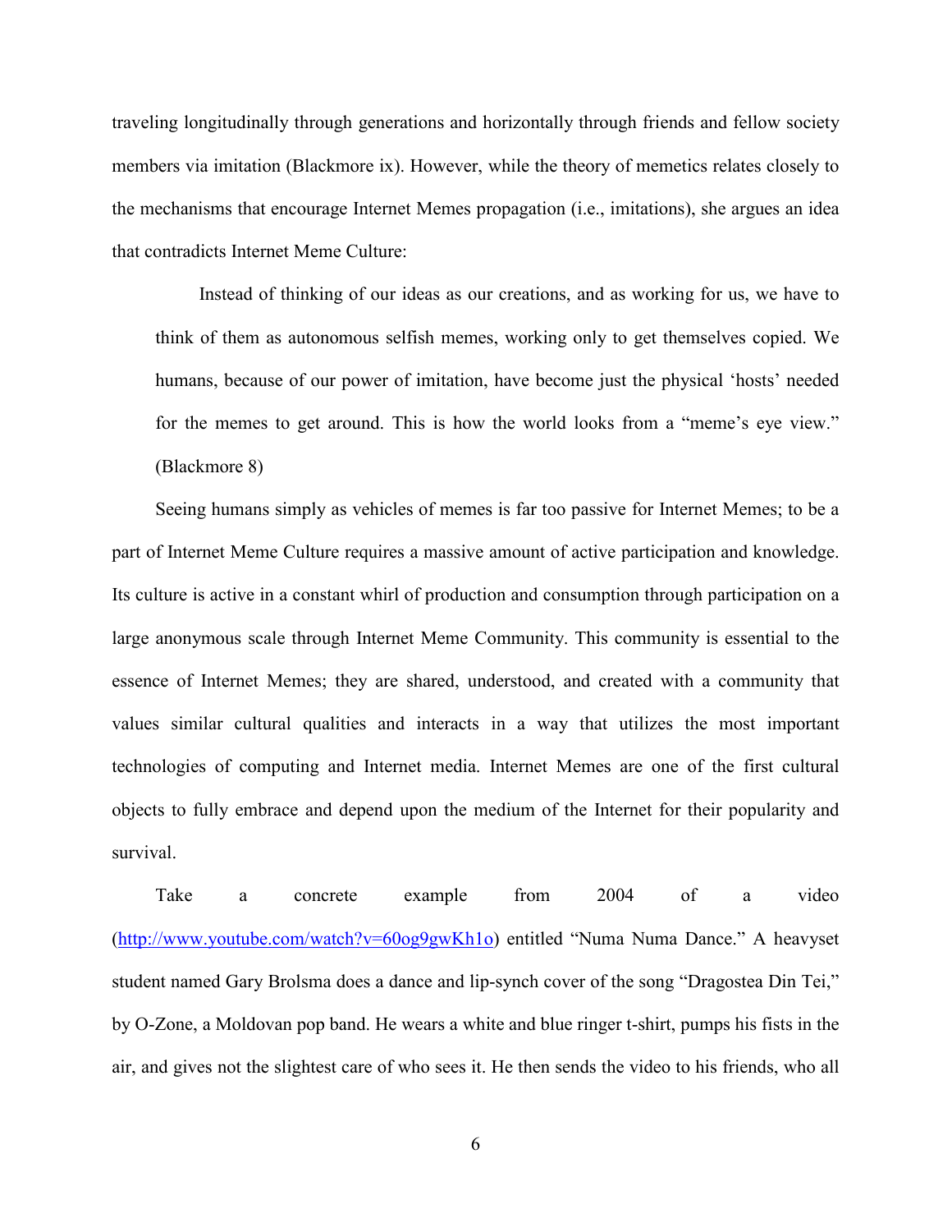traveling longitudinally through generations and horizontally through friends and fellow society members via imitation (Blackmore ix). However, while the theory of memetics relates closely to the mechanisms that encourage Internet Memes propagation (i.e., imitations), she argues an idea that contradicts Internet Meme Culture:

> Instead of thinking of our ideas as our creations, and as working for us, we have to think of them as autonomous selfish memes, working only to get themselves copied. We humans, because of our power of imitation, have become just the physical 'hosts' needed for the memes to get around. This is how the world looks from a "meme's eye view." (Blackmore 8)

Seeing humans simply as vehicles of memes is far too passive for Internet Memes; to be a part of Internet Meme Culture requires a massive amount of active participation and knowledge. Its culture is active in a constant whirl of production and consumption through participation on a large anonymous scale through Internet Meme Community. This community is essential to the essence of Internet Memes; they are shared, understood, and created with a community that values similar cultural qualities and interacts in a way that utilizes the most important technologies of computing and Internet media. Internet Memes are one of the first cultural objects to fully embrace and depend upon the medium of the Internet for their popularity and survival.

Take a concrete example from 2004 of a video (http://www.youtube.com/watch?v=60og9gwKh1o) entitled "Numa Numa Dance." A heavyset student named Gary Brolsma does a dance and lip-synch cover of the song "Dragostea Din Tei," by O-Zone, a Moldovan pop band. He wears a white and blue ringer t-shirt, pumps his fists in the air, and gives not the slightest care of who sees it. He then sends the video to his friends, who all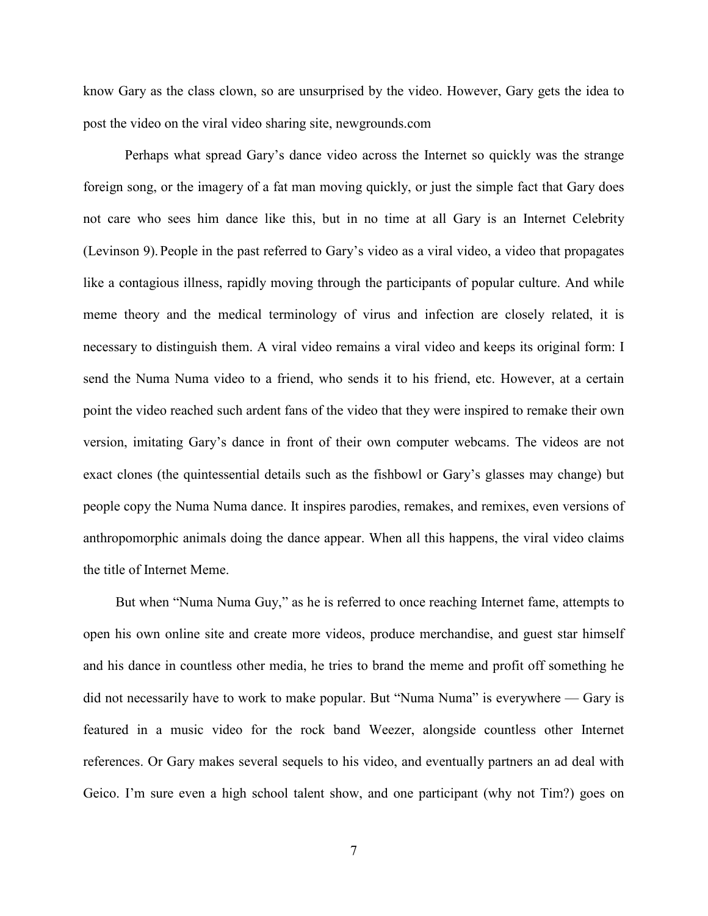know Gary as the class clown, so are unsurprised by the video. However, Gary gets the idea to post the video on the viral video sharing site, newgrounds.com

Perhaps what spread Gary's dance video across the Internet so quickly was the strange foreign song, or the imagery of a fat man moving quickly, or just the simple fact that Gary does not care who sees him dance like this, but in no time at all Gary is an Internet Celebrity (Levinson 9). People in the past referred to Gary's video as a viral video, a video that propagates like a contagious illness, rapidly moving through the participants of popular culture. And while meme theory and the medical terminology of virus and infection are closely related, it is necessary to distinguish them. A viral video remains a viral video and keeps its original form: I send the Numa Numa video to a friend, who sends it to his friend, etc. However, at a certain point the video reached such ardent fans of the video that they were inspired to remake their own version, imitating Gary's dance in front of their own computer webcams. The videos are not exact clones (the quintessential details such as the fishbowl or Gary's glasses may change) but people copy the Numa Numa dance. It inspires parodies, remakes, and remixes, even versions of anthropomorphic animals doing the dance appear. When all this happens, the viral video claims the title of Internet Meme.

But when "Numa Numa Guy," as he is referred to once reaching Internet fame, attempts to open his own online site and create more videos, produce merchandise, and guest star himself and his dance in countless other media, he tries to brand the meme and profit off something he did not necessarily have to work to make popular. But "Numa Numa" is everywhere — Gary is featured in a music video for the rock band Weezer, alongside countless other Internet references. Or Gary makes several sequels to his video, and eventually partners an ad deal with Geico. I'm sure even a high school talent show, and one participant (why not Tim?) goes on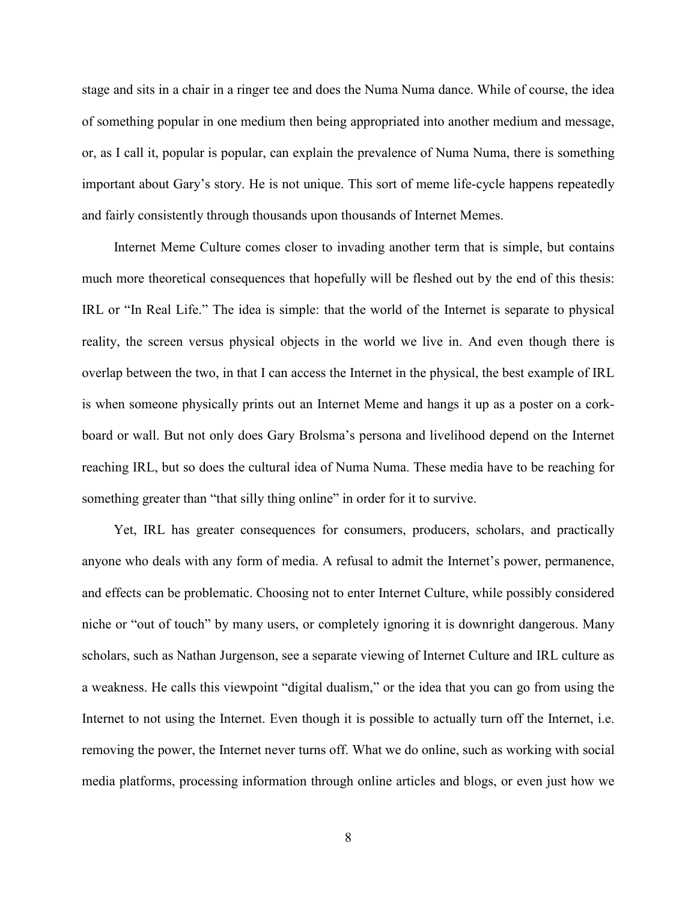stage and sits in a chair in a ringer tee and does the Numa Numa dance. While of course, the idea of something popular in one medium then being appropriated into another medium and message, or, as I call it, popular is popular, can explain the prevalence of Numa Numa, there is something important about Gary's story. He is not unique. This sort of meme life-cycle happens repeatedly and fairly consistently through thousands upon thousands of Internet Memes.

Internet Meme Culture comes closer to invading another term that is simple, but contains much more theoretical consequences that hopefully will be fleshed out by the end of this thesis: IRL or "In Real Life." The idea is simple: that the world of the Internet is separate to physical reality, the screen versus physical objects in the world we live in. And even though there is overlap between the two, in that I can access the Internet in the physical, the best example of IRL is when someone physically prints out an Internet Meme and hangs it up as a poster on a cork-board or wall. But not only does Gary Brolsma's persona and livelihood depend on the Internet reaching IRL, but so does the cultural idea of Numa Numa. These media have to be reaching for something greater than "that silly thing online" in order for it to survive.

Yet, IRL has greater consequences for consumers, producers, scholars, and practically anyone who deals with any form of media. A refusal to admit the Internet's power, permanence, and effects can be problematic. Choosing not to enter Internet Culture, while possibly considered niche or "out of touch" by many users, or completely ignoring it is downright dangerous. Many scholars, such as Nathan Jurgenson, see a separate viewing of Internet Culture and IRL culture as a weakness. He calls this viewpoint "digital dualism," or the idea that you can go from using the Internet to not using the Internet. Even though it is possible to actually turn off the Internet, i.e. removing the power, the Internet never turns off. What we do online, such as working with social media platforms, processing information through online articles and blogs, or even just how we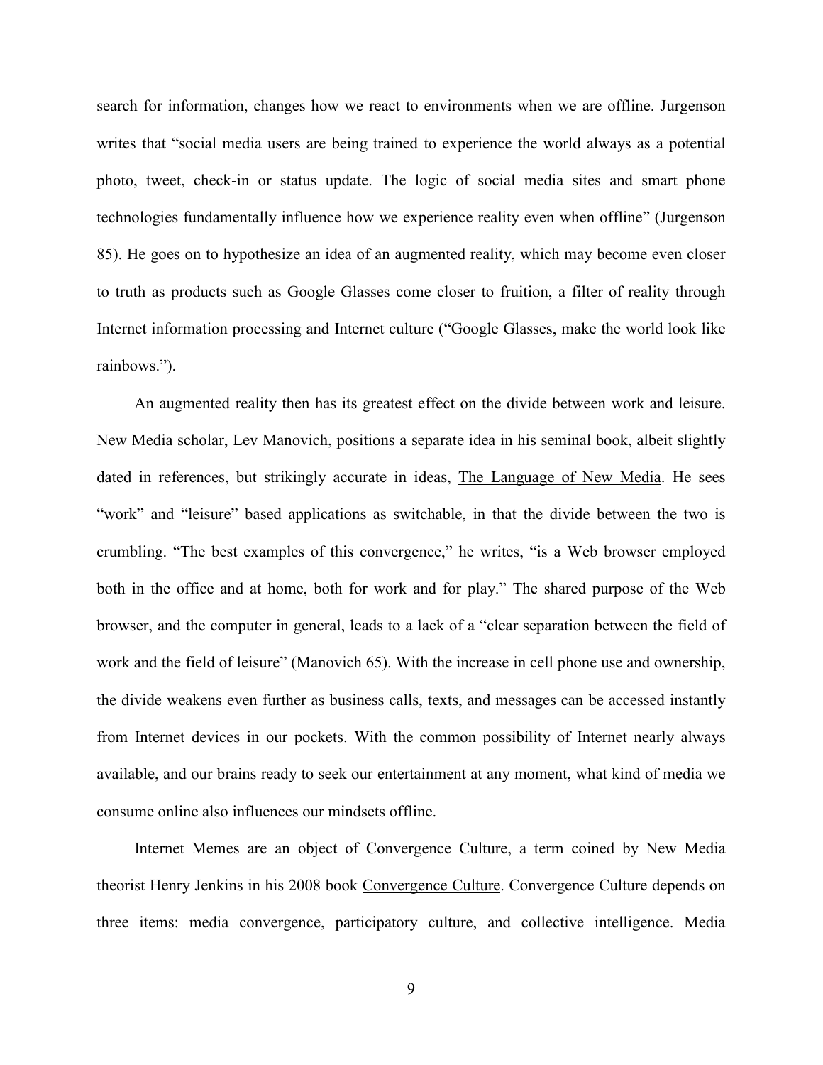search for information, changes how we react to environments when we are offline. Jurgenson writes that "social media users are being trained to experience the world always as a potential photo, tweet, check-in or status update. The logic of social media sites and smart phone technologies fundamentally influence how we experience reality even when offline" (Jurgenson 85). He goes on to hypothesize an idea of an augmented reality, which may become even closer to truth as products such as Google Glasses come closer to fruition, a filter of reality through Internet information processing and Internet culture ("Google Glasses, make the world look like rainbows.").

An augmented reality then has its greatest effect on the divide between work and leisure. New Media scholar, Lev Manovich, positions a separate idea in his seminal book, albeit slightly dated in references, but strikingly accurate in ideas, <u>The Language of New Media</u>. He sees "work" and "leisure" based applications as switchable, in that the divide between the two is crumbling. "The best examples of this convergence," he writes, "is a Web browser employed both in the office and at home, both for work and for play." The shared purpose of the Web browser, and the computer in general, leads to a lack of a "clear separation between the field of work and the field of leisure" (Manovich 65). With the increase in cell phone use and ownership, the divide weakens even further as business calls, texts, and messages can be accessed instantly from Internet devices in our pockets. With the common possibility of Internet nearly always available, and our brains ready to seek our entertainment at any moment, what kind of media we consume online also influences our mindsets offline.

Internet Memes are an object of Convergence Culture, a term coined by New Media theorist Henry Jenkins in his 2008 book <u>Convergence Culture</u>. Convergence Culture depends on three items: media convergence, participatory culture, and collective intelligence. Media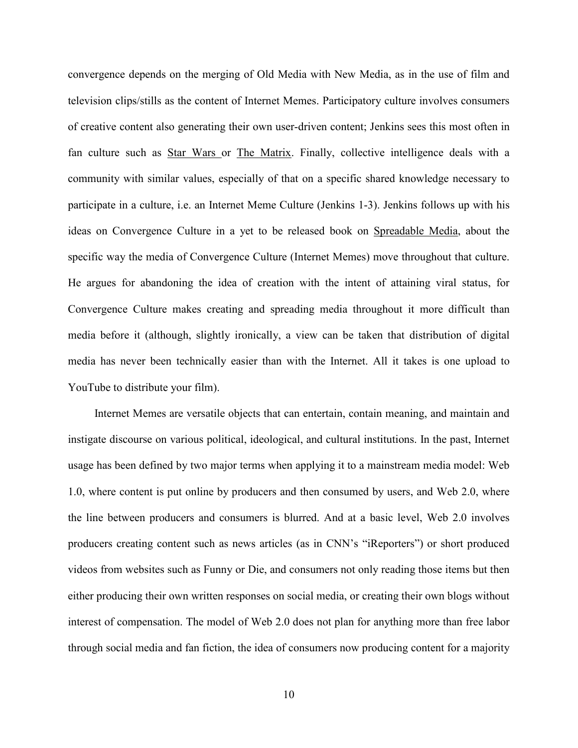convergence depends on the merging of Old Media with New Media, as in the use of film and television clips/stills as the content of Internet Memes. Participatory culture involves consumers of creative content also generating their own user-driven content; Jenkins sees this most often in fan culture such as <u>Star Wars</u> or <u>The Matrix</u>. Finally, collective intelligence deals with a community with similar values, especially of that on a specific shared knowledge necessary to participate in a culture, i.e. an Internet Meme Culture (Jenkins 1-3). Jenkins follows up with his ideas on Convergence Culture in a yet to be released book on <u>Spreadable Media</u>, about the specific way the media of Convergence Culture (Internet Memes) move throughout that culture. He argues for abandoning the idea of creation with the intent of attaining viral status, for Convergence Culture makes creating and spreading media throughout it more difficult than media before it (although, slightly ironically, a view can be taken that distribution of digital media has never been technically easier than with the Internet. All it takes is one upload to YouTube to distribute your film).

Internet Memes are versatile objects that can entertain, contain meaning, and maintain and instigate discourse on various political, ideological, and cultural institutions. In the past, Internet usage has been defined by two major terms when applying it to a mainstream media model: Web 1.0, where content is put online by producers and then consumed by users, and Web 2.0, where the line between producers and consumers is blurred. And at a basic level, Web 2.0 involves producers creating content such as news articles (as in CNN's "iReporters") or short produced videos from websites such as Funny or Die, and consumers not only reading those items but then either producing their own written responses on social media, or creating their own blogs without interest of compensation. The model of Web 2.0 does not plan for anything more than free labor through social media and fan fiction, the idea of consumers now producing content for a majority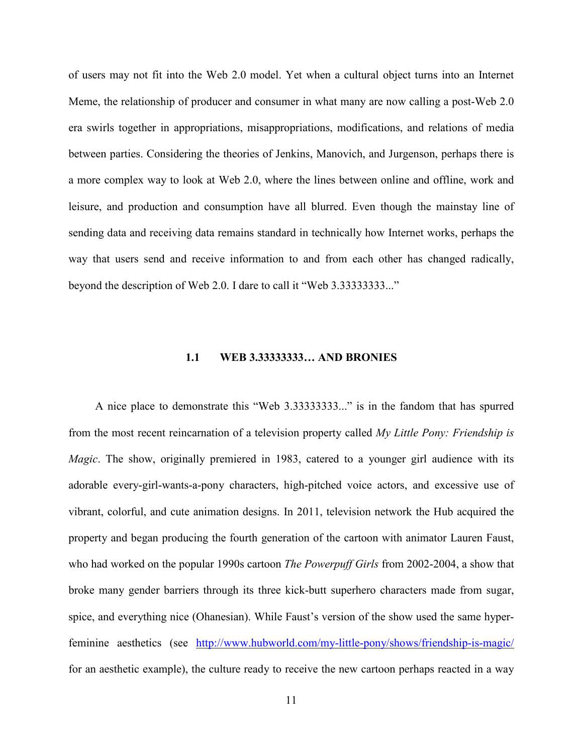of users may not fit into the Web 2.0 model. Yet when a cultural object turns into an Internet Meme, the relationship of producer and consumer in what many are now calling a post-Web 2.0 era swirls together in appropriations, misappropriations, modifications, and relations of media between parties. Considering the theories of Jenkins, Manovich, and Jurgenson, perhaps there is a more complex way to look at Web 2.0, where the lines between online and offline, work and leisure, and production and consumption have all blurred. Even though the mainstay line of sending data and receiving data remains standard in technically how Internet works, perhaps the way that users send and receive information to and from each other has changed radically, beyond the description of Web 2.0. I dare to call it "Web 3.33333333..."

## 1.1 WEB 3.33333333… AND BRONIES

A nice place to demonstrate this "Web 3.33333333..." is in the fandom that has spurred from the most recent reincarnation of a television property called *My Little Pony: Friendship is Magic*. The show, originally premiered in 1983, catered to a younger girl audience with its adorable every-girl-wants-a-pony characters, high-pitched voice actors, and excessive use of vibrant, colorful, and cute animation designs. In 2011, television network the Hub acquired the property and began producing the fourth generation of the cartoon with animator Lauren Faust, who had worked on the popular 1990s cartoon *The Powerpuff Girls* from 2002-2004, a show that broke many gender barriers through its three kick-butt superhero characters made from sugar, spice, and everything nice (Ohanesian). While Faust's version of the show used the same hyper-feminine aesthetics (see http://www.hubworld.com/my-little-pony/shows/friendship-is-magic/ for an aesthetic example), the culture ready to receive the new cartoon perhaps reacted in a way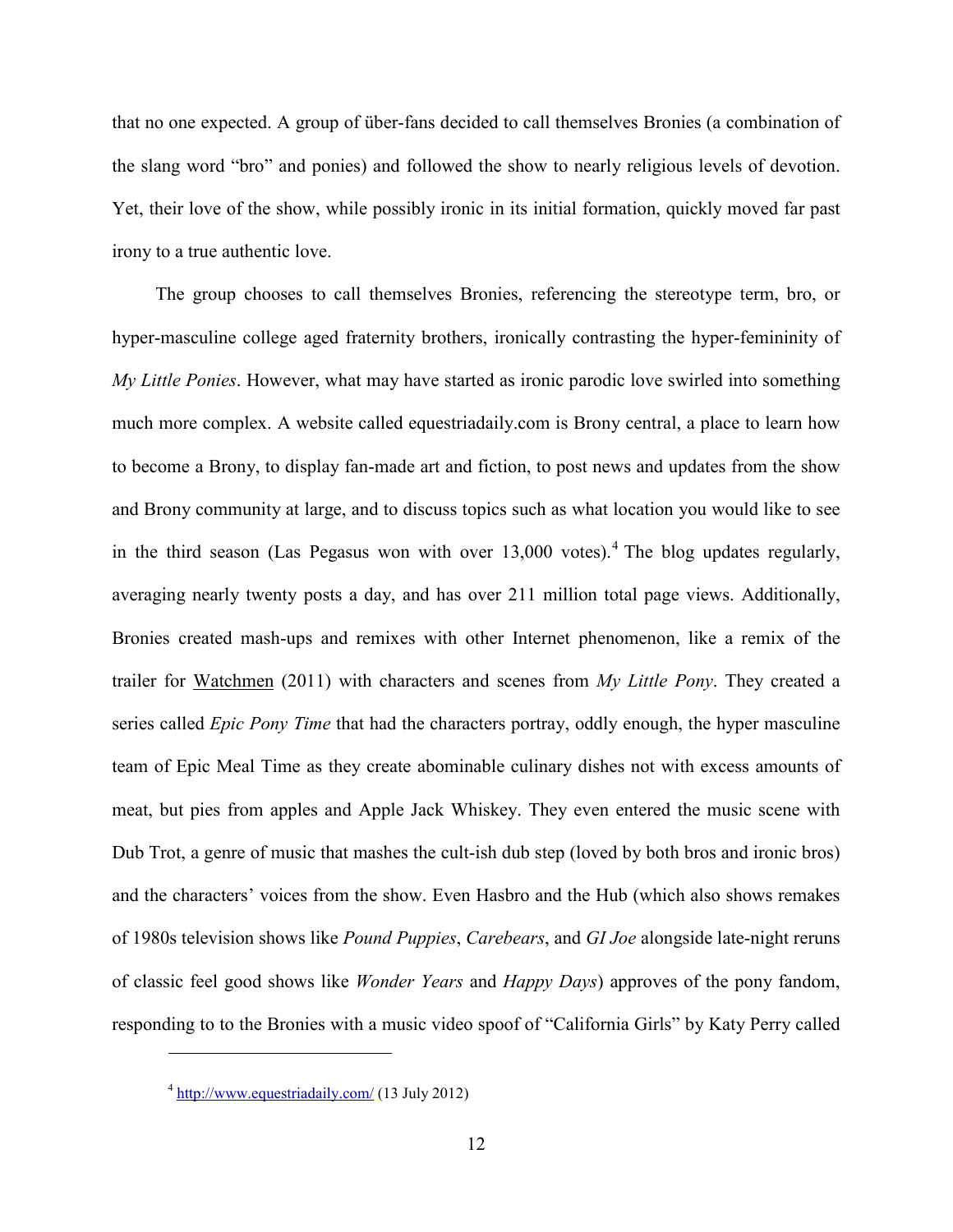that no one expected. A group of über-fans decided to call themselves Bronies (a combination of the slang word "bro" and ponies) and followed the show to nearly religious levels of devotion. Yet, their love of the show, while possibly ironic in its initial formation, quickly moved far past irony to a true authentic love.

The group chooses to call themselves Bronies, referencing the stereotype term, bro, or hyper-masculine college aged fraternity brothers, ironically contrasting the hyper-femininity of *My Little Ponies*. However, what may have started as ironic parodic love swirled into something much more complex. A website called equestriadaily.com is Brony central, a place to learn how to become a Brony, to display fan-made art and fiction, to post news and updates from the show and Brony community at large, and to discuss topics such as what location you would like to see in the third season (Las Pegasus won with over 13,000 votes).[4] The blog updates regularly, averaging nearly twenty posts a day, and has over 211 million total page views. Additionally, Bronies created mash-ups and remixes with other Internet phenomenon, like a remix of the trailer for <u>Watchmen</u> (2011) with characters and scenes from *My Little Pony*. They created a series called *Epic Pony Time* that had the characters portray, oddly enough, the hyper masculine team of Epic Meal Time as they create abominable culinary dishes not with excess amounts of meat, but pies from apples and Apple Jack Whiskey. They even entered the music scene with Dub Trot, a genre of music that mashes the cult-ish dub step (loved by both bros and ironic bros) and the characters' voices from the show. Even Hasbro and the Hub (which also shows remakes of 1980s television shows like *Pound Puppies*, *Carebears*, and *GI Joe* alongside late-night reruns of classic feel good shows like *Wonder Years* and *Happy Days*) approves of the pony fandom, responding to to the Bronies with a music video spoof of "California Girls" by Katy Perry called

---

[4] http://www.equestriadaily.com/ (13 July 2012)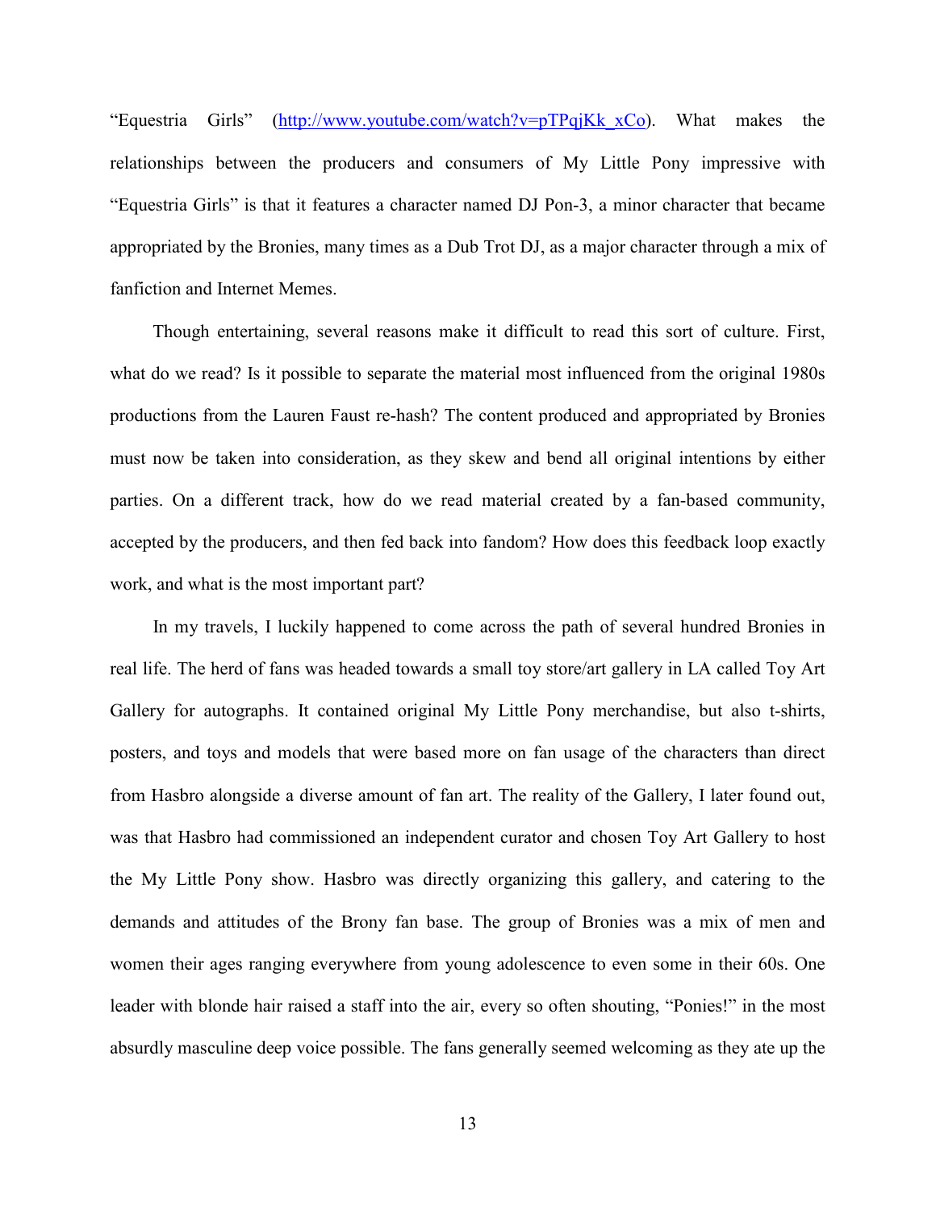"Equestria Girls" (http://www.youtube.com/watch?v=pTPqjKk_xCo). What makes the relationships between the producers and consumers of My Little Pony impressive with "Equestria Girls" is that it features a character named DJ Pon-3, a minor character that became appropriated by the Bronies, many times as a Dub Trot DJ, as a major character through a mix of fanfiction and Internet Memes.

Though entertaining, several reasons make it difficult to read this sort of culture. First, what do we read? Is it possible to separate the material most influenced from the original 1980s productions from the Lauren Faust re-hash? The content produced and appropriated by Bronies must now be taken into consideration, as they skew and bend all original intentions by either parties. On a different track, how do we read material created by a fan-based community, accepted by the producers, and then fed back into fandom? How does this feedback loop exactly work, and what is the most important part?

In my travels, I luckily happened to come across the path of several hundred Bronies in real life. The herd of fans was headed towards a small toy store/art gallery in LA called Toy Art Gallery for autographs. It contained original My Little Pony merchandise, but also t-shirts, posters, and toys and models that were based more on fan usage of the characters than direct from Hasbro alongside a diverse amount of fan art. The reality of the Gallery, I later found out, was that Hasbro had commissioned an independent curator and chosen Toy Art Gallery to host the My Little Pony show. Hasbro was directly organizing this gallery, and catering to the demands and attitudes of the Brony fan base. The group of Bronies was a mix of men and women their ages ranging everywhere from young adolescence to even some in their 60s. One leader with blonde hair raised a staff into the air, every so often shouting, "Ponies!" in the most absurdly masculine deep voice possible. The fans generally seemed welcoming as they ate up the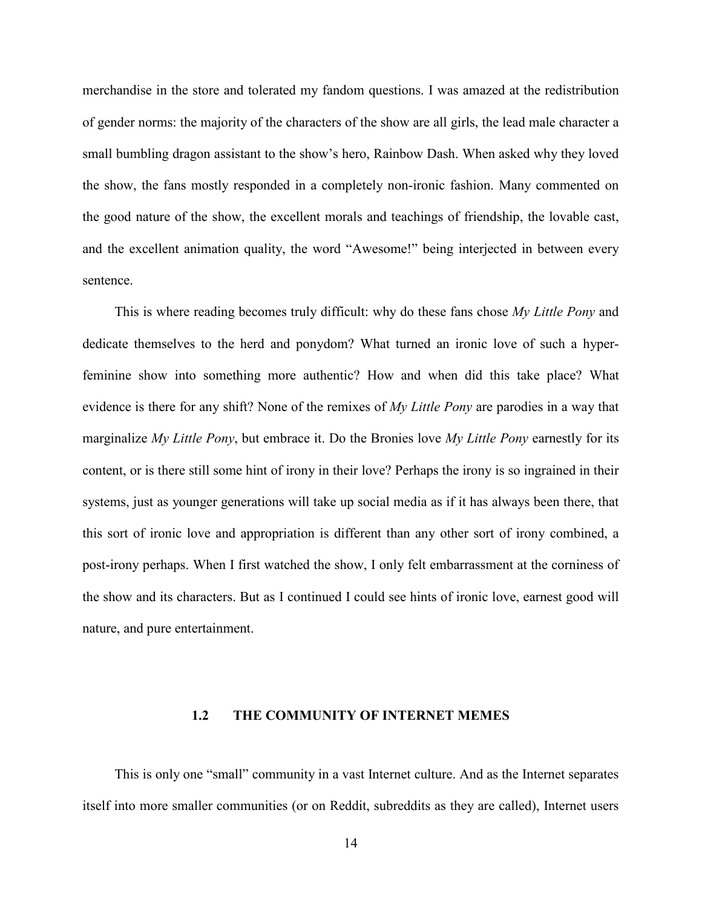merchandise in the store and tolerated my fandom questions. I was amazed at the redistribution of gender norms: the majority of the characters of the show are all girls, the lead male character a small bumbling dragon assistant to the show's hero, Rainbow Dash. When asked why they loved the show, the fans mostly responded in a completely non-ironic fashion. Many commented on the good nature of the show, the excellent morals and teachings of friendship, the lovable cast, and the excellent animation quality, the word "Awesome!" being interjected in between every sentence.

This is where reading becomes truly difficult: why do these fans chose *My Little Pony* and dedicate themselves to the herd and ponydom? What turned an ironic love of such a hyper-feminine show into something more authentic? How and when did this take place? What evidence is there for any shift? None of the remixes of *My Little Pony* are parodies in a way that marginalize *My Little Pony*, but embrace it. Do the Bronies love *My Little Pony* earnestly for its content, or is there still some hint of irony in their love? Perhaps the irony is so ingrained in their systems, just as younger generations will take up social media as if it has always been there, that this sort of ironic love and appropriation is different than any other sort of irony combined, a post-irony perhaps. When I first watched the show, I only felt embarrassment at the corniness of the show and its characters. But as I continued I could see hints of ironic love, earnest good will nature, and pure entertainment.

## 1.2 THE COMMUNITY OF INTERNET MEMES

This is only one "small" community in a vast Internet culture. And as the Internet separates itself into more smaller communities (or on Reddit, subreddits as they are called), Internet users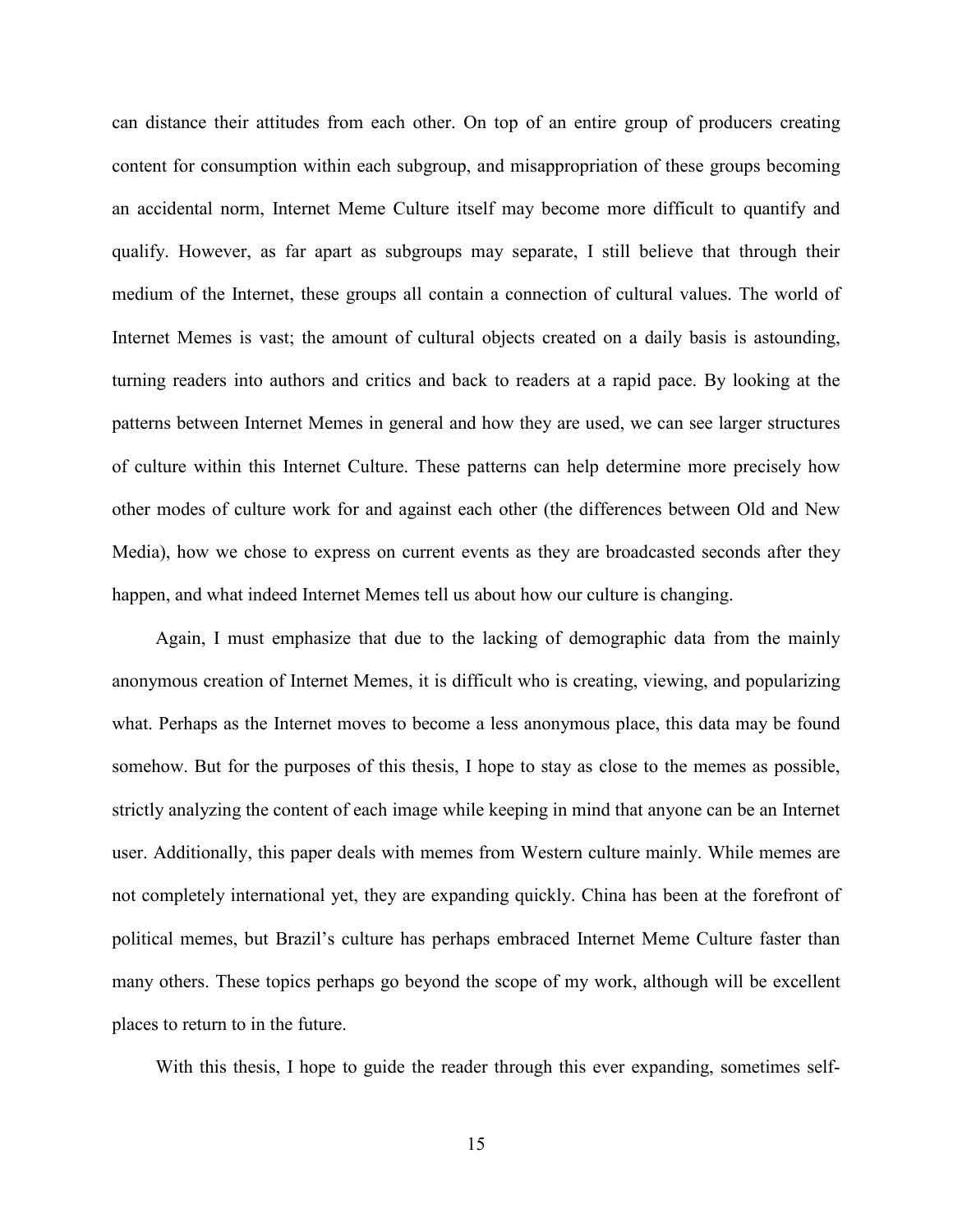can distance their attitudes from each other. On top of an entire group of producers creating content for consumption within each subgroup, and misappropriation of these groups becoming an accidental norm, Internet Meme Culture itself may become more difficult to quantify and qualify. However, as far apart as subgroups may separate, I still believe that through their medium of the Internet, these groups all contain a connection of cultural values. The world of Internet Memes is vast; the amount of cultural objects created on a daily basis is astounding, turning readers into authors and critics and back to readers at a rapid pace. By looking at the patterns between Internet Memes in general and how they are used, we can see larger structures of culture within this Internet Culture. These patterns can help determine more precisely how other modes of culture work for and against each other (the differences between Old and New Media), how we chose to express on current events as they are broadcasted seconds after they happen, and what indeed Internet Memes tell us about how our culture is changing.

Again, I must emphasize that due to the lacking of demographic data from the mainly anonymous creation of Internet Memes, it is difficult who is creating, viewing, and popularizing what. Perhaps as the Internet moves to become a less anonymous place, this data may be found somehow. But for the purposes of this thesis, I hope to stay as close to the memes as possible, strictly analyzing the content of each image while keeping in mind that anyone can be an Internet user. Additionally, this paper deals with memes from Western culture mainly. While memes are not completely international yet, they are expanding quickly. China has been at the forefront of political memes, but Brazil's culture has perhaps embraced Internet Meme Culture faster than many others. These topics perhaps go beyond the scope of my work, although will be excellent places to return to in the future.

With this thesis, I hope to guide the reader through this ever expanding, sometimes self-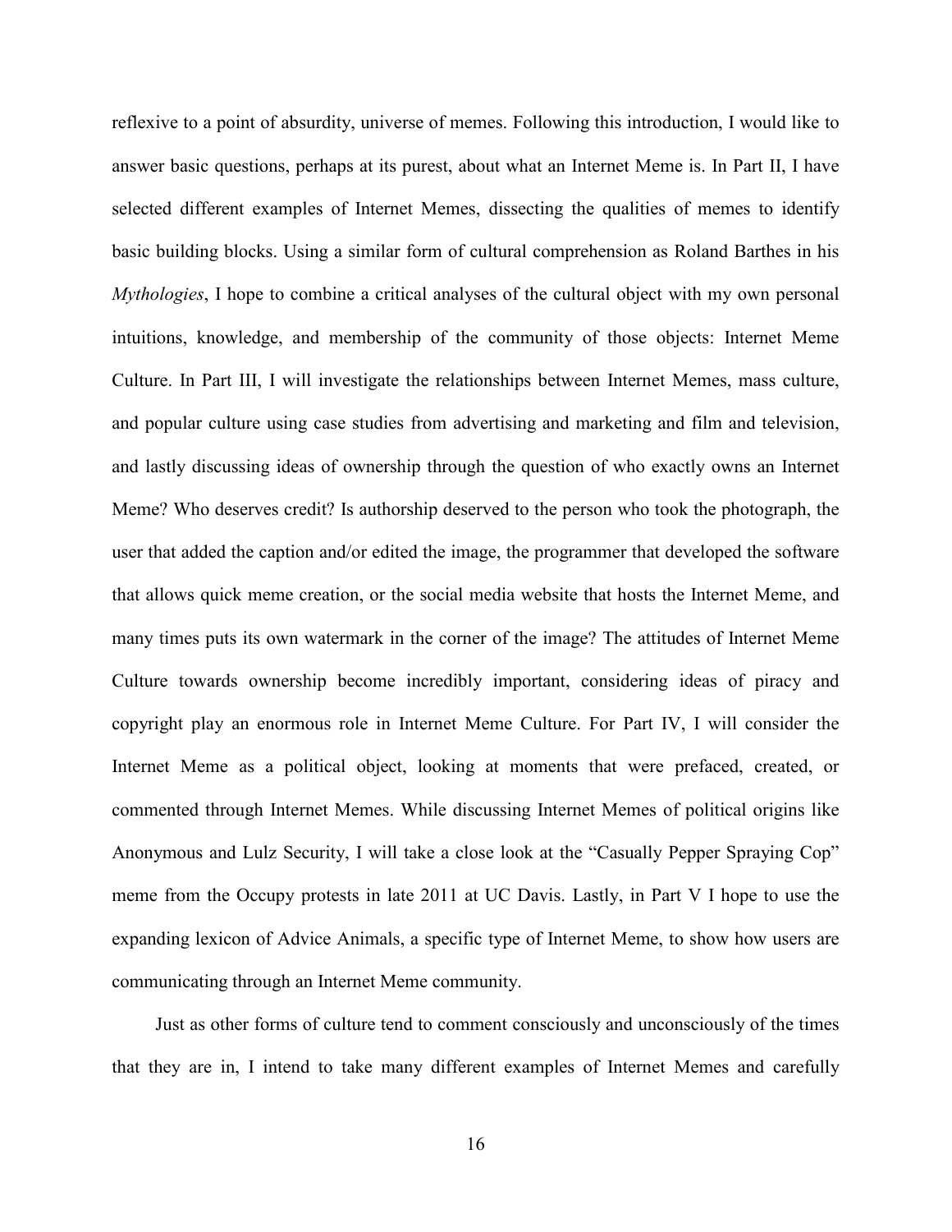reflexive to a point of absurdity, universe of memes. Following this introduction, I would like to answer basic questions, perhaps at its purest, about what an Internet Meme is. In Part II, I have selected different examples of Internet Memes, dissecting the qualities of memes to identify basic building blocks. Using a similar form of cultural comprehension as Roland Barthes in his *Mythologies*, I hope to combine a critical analyses of the cultural object with my own personal intuitions, knowledge, and membership of the community of those objects: Internet Meme Culture. In Part III, I will investigate the relationships between Internet Memes, mass culture, and popular culture using case studies from advertising and marketing and film and television, and lastly discussing ideas of ownership through the question of who exactly owns an Internet Meme? Who deserves credit? Is authorship deserved to the person who took the photograph, the user that added the caption and/or edited the image, the programmer that developed the software that allows quick meme creation, or the social media website that hosts the Internet Meme, and many times puts its own watermark in the corner of the image? The attitudes of Internet Meme Culture towards ownership become incredibly important, considering ideas of piracy and copyright play an enormous role in Internet Meme Culture. For Part IV, I will consider the Internet Meme as a political object, looking at moments that were prefaced, created, or commented through Internet Memes. While discussing Internet Memes of political origins like Anonymous and Lulz Security, I will take a close look at the "Casually Pepper Spraying Cop" meme from the Occupy protests in late 2011 at UC Davis. Lastly, in Part V I hope to use the expanding lexicon of Advice Animals, a specific type of Internet Meme, to show how users are communicating through an Internet Meme community.

Just as other forms of culture tend to comment consciously and unconsciously of the times that they are in, I intend to take many different examples of Internet Memes and carefully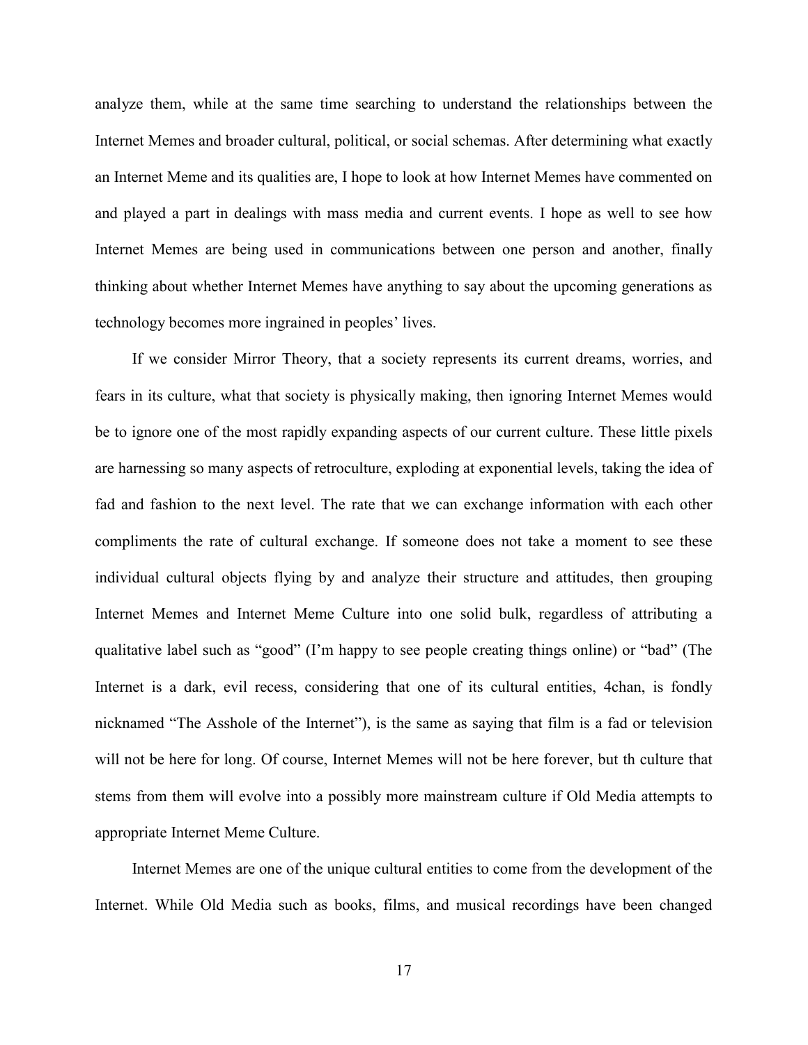analyze them, while at the same time searching to understand the relationships between the Internet Memes and broader cultural, political, or social schemas. After determining what exactly an Internet Meme and its qualities are, I hope to look at how Internet Memes have commented on and played a part in dealings with mass media and current events. I hope as well to see how Internet Memes are being used in communications between one person and another, finally thinking about whether Internet Memes have anything to say about the upcoming generations as technology becomes more ingrained in peoples' lives.

If we consider Mirror Theory, that a society represents its current dreams, worries, and fears in its culture, what that society is physically making, then ignoring Internet Memes would be to ignore one of the most rapidly expanding aspects of our current culture. These little pixels are harnessing so many aspects of retroculture, exploding at exponential levels, taking the idea of fad and fashion to the next level. The rate that we can exchange information with each other compliments the rate of cultural exchange. If someone does not take a moment to see these individual cultural objects flying by and analyze their structure and attitudes, then grouping Internet Memes and Internet Meme Culture into one solid bulk, regardless of attributing a qualitative label such as "good" (I'm happy to see people creating things online) or "bad" (The Internet is a dark, evil recess, considering that one of its cultural entities, 4chan, is fondly nicknamed "The Asshole of the Internet"), is the same as saying that film is a fad or television will not be here for long. Of course, Internet Memes will not be here forever, but th culture that stems from them will evolve into a possibly more mainstream culture if Old Media attempts to appropriate Internet Meme Culture.

Internet Memes are one of the unique cultural entities to come from the development of the Internet. While Old Media such as books, films, and musical recordings have been changed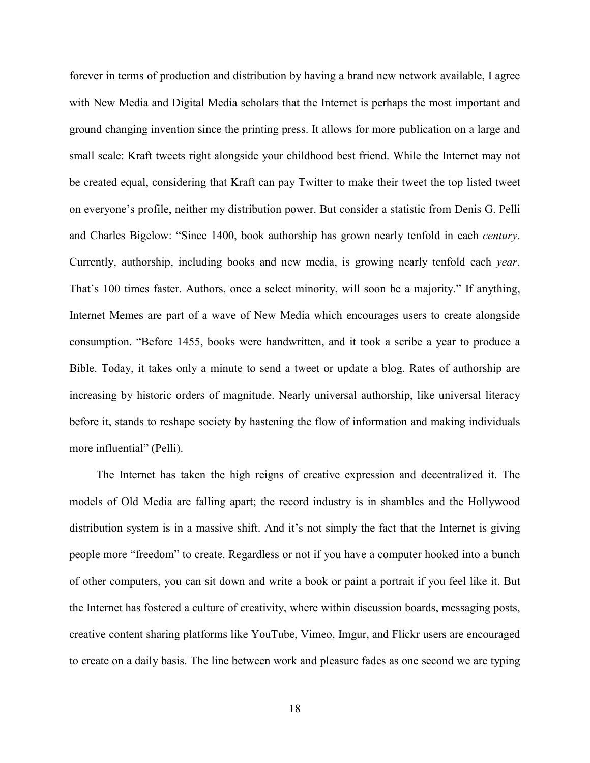forever in terms of production and distribution by having a brand new network available, I agree with New Media and Digital Media scholars that the Internet is perhaps the most important and ground changing invention since the printing press. It allows for more publication on a large and small scale: Kraft tweets right alongside your childhood best friend. While the Internet may not be created equal, considering that Kraft can pay Twitter to make their tweet the top listed tweet on everyone's profile, neither my distribution power. But consider a statistic from Denis G. Pelli and Charles Bigelow: "Since 1400, book authorship has grown nearly tenfold in each *century*. Currently, authorship, including books and new media, is growing nearly tenfold each *year*. That's 100 times faster. Authors, once a select minority, will soon be a majority." If anything, Internet Memes are part of a wave of New Media which encourages users to create alongside consumption. "Before 1455, books were handwritten, and it took a scribe a year to produce a Bible. Today, it takes only a minute to send a tweet or update a blog. Rates of authorship are increasing by historic orders of magnitude. Nearly universal authorship, like universal literacy before it, stands to reshape society by hastening the flow of information and making individuals more influential" (Pelli).

The Internet has taken the high reigns of creative expression and decentralized it. The models of Old Media are falling apart; the record industry is in shambles and the Hollywood distribution system is in a massive shift. And it's not simply the fact that the Internet is giving people more "freedom" to create. Regardless or not if you have a computer hooked into a bunch of other computers, you can sit down and write a book or paint a portrait if you feel like it. But the Internet has fostered a culture of creativity, where within discussion boards, messaging posts, creative content sharing platforms like YouTube, Vimeo, Imgur, and Flickr users are encouraged to create on a daily basis. The line between work and pleasure fades as one second we are typing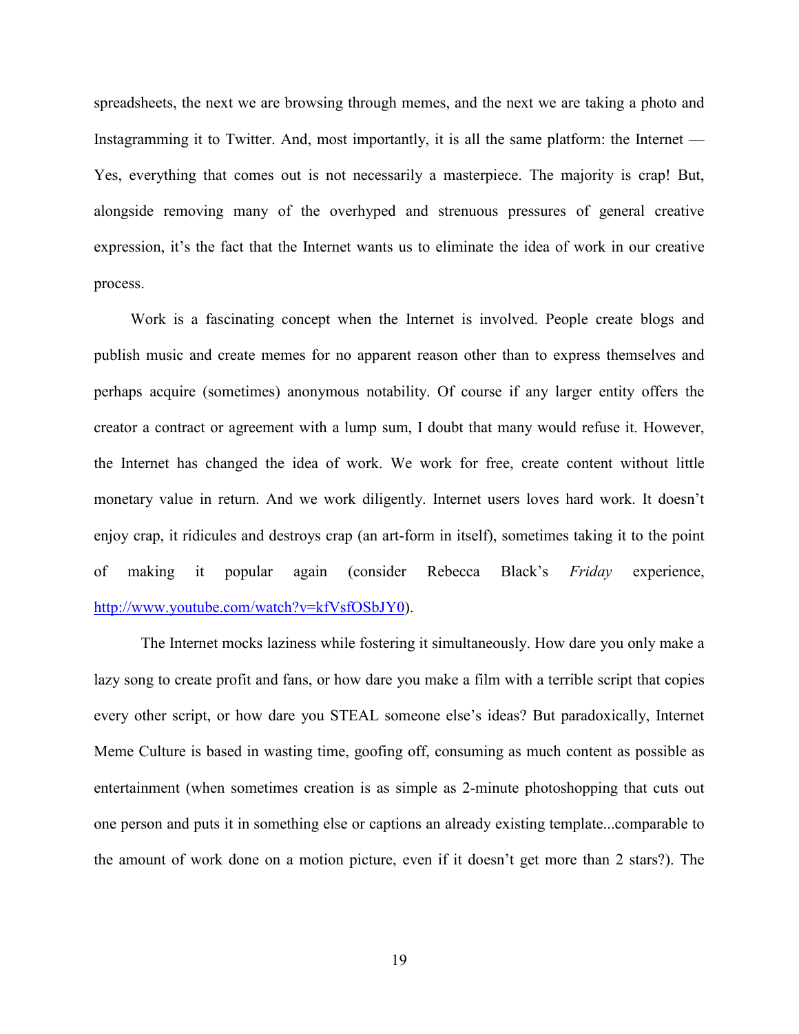spreadsheets, the next we are browsing through memes, and the next we are taking a photo and Instagramming it to Twitter. And, most importantly, it is all the same platform: the Internet — Yes, everything that comes out is not necessarily a masterpiece. The majority is crap! But, alongside removing many of the overhyped and strenuous pressures of general creative expression, it's the fact that the Internet wants us to eliminate the idea of work in our creative process.

Work is a fascinating concept when the Internet is involved. People create blogs and publish music and create memes for no apparent reason other than to express themselves and perhaps acquire (sometimes) anonymous notability. Of course if any larger entity offers the creator a contract or agreement with a lump sum, I doubt that many would refuse it. However, the Internet has changed the idea of work. We work for free, create content without little monetary value in return. And we work diligently. Internet users loves hard work. It doesn't enjoy crap, it ridicules and destroys crap (an art-form in itself), sometimes taking it to the point of making it popular again (consider Rebecca Black's *Friday* experience, http://www.youtube.com/watch?v=kfVsfOSbJY0).

The Internet mocks laziness while fostering it simultaneously. How dare you only make a lazy song to create profit and fans, or how dare you make a film with a terrible script that copies every other script, or how dare you STEAL someone else's ideas? But paradoxically, Internet Meme Culture is based in wasting time, goofing off, consuming as much content as possible as entertainment (when sometimes creation is as simple as 2-minute photoshopping that cuts out one person and puts it in something else or captions an already existing template...comparable to the amount of work done on a motion picture, even if it doesn't get more than 2 stars?). The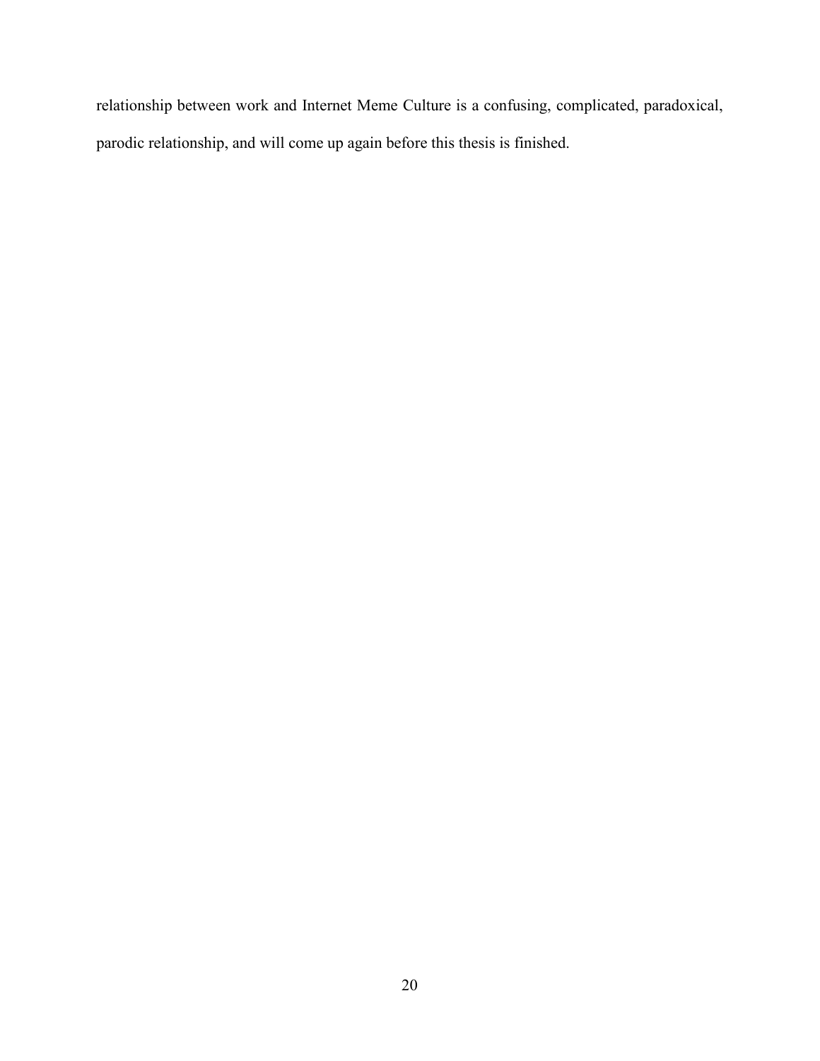relationship between work and Internet Meme Culture is a confusing, complicated, paradoxical, parodic relationship, and will come up again before this thesis is finished.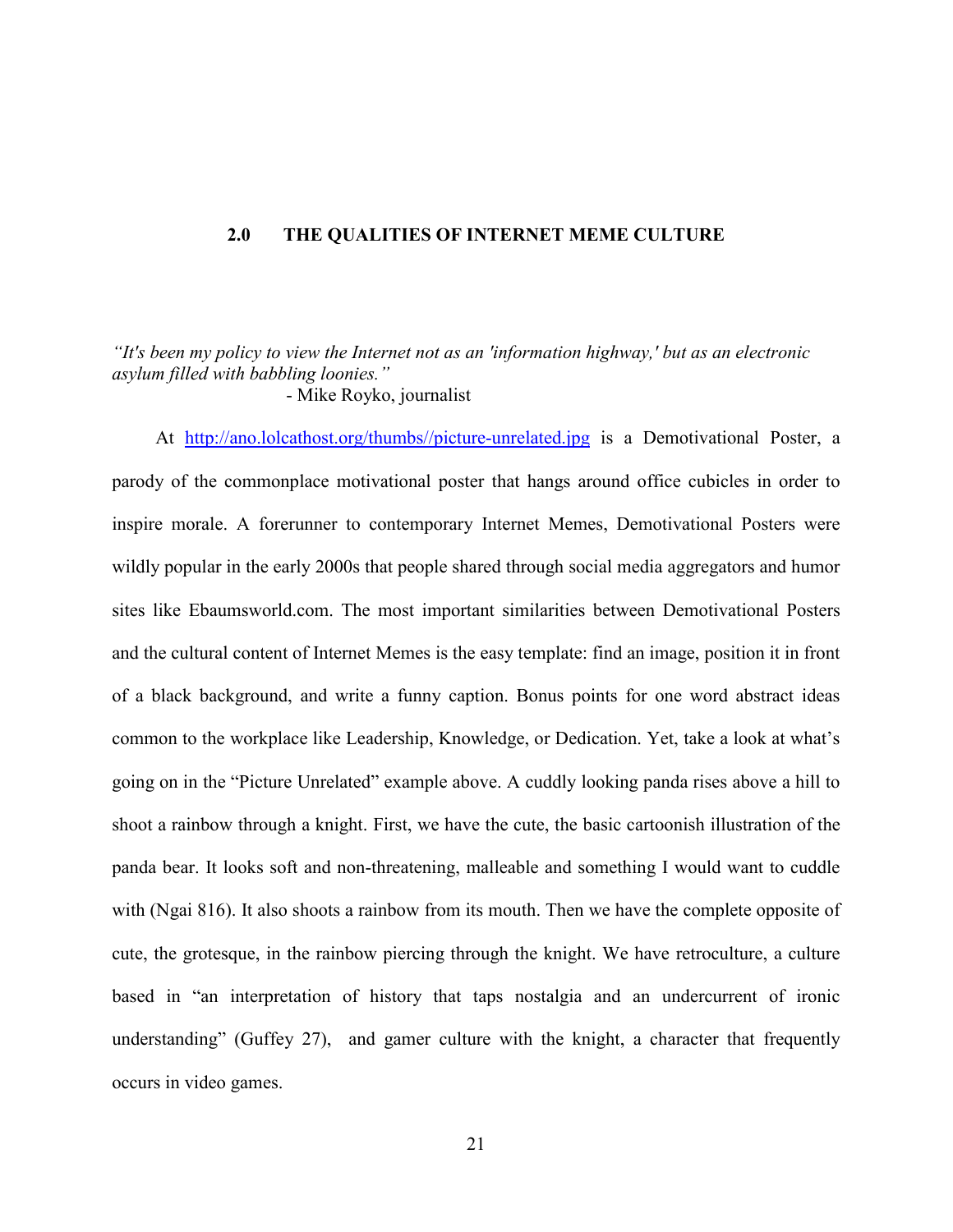## 2.0 THE QUALITIES OF INTERNET MEME CULTURE

*"It's been my policy to view the Internet not as an 'information highway,' but as an electronic asylum filled with babbling loonies."*
- Mike Royko, journalist

At http://ano.lolcathost.org/thumbs//picture-unrelated.jpg is a Demotivational Poster, a parody of the commonplace motivational poster that hangs around office cubicles in order to inspire morale. A forerunner to contemporary Internet Memes, Demotivational Posters were wildly popular in the early 2000s that people shared through social media aggregators and humor sites like Ebaumsworld.com. The most important similarities between Demotivational Posters and the cultural content of Internet Memes is the easy template: find an image, position it in front of a black background, and write a funny caption. Bonus points for one word abstract ideas common to the workplace like Leadership, Knowledge, or Dedication. Yet, take a look at what's going on in the "Picture Unrelated" example above. A cuddly looking panda rises above a hill to shoot a rainbow through a knight. First, we have the cute, the basic cartoonish illustration of the panda bear. It looks soft and non-threatening, malleable and something I would want to cuddle with (Ngai 816). It also shoots a rainbow from its mouth. Then we have the complete opposite of cute, the grotesque, in the rainbow piercing through the knight. We have retroculture, a culture based in "an interpretation of history that taps nostalgia and an undercurrent of ironic understanding" (Guffey 27), and gamer culture with the knight, a character that frequently occurs in video games.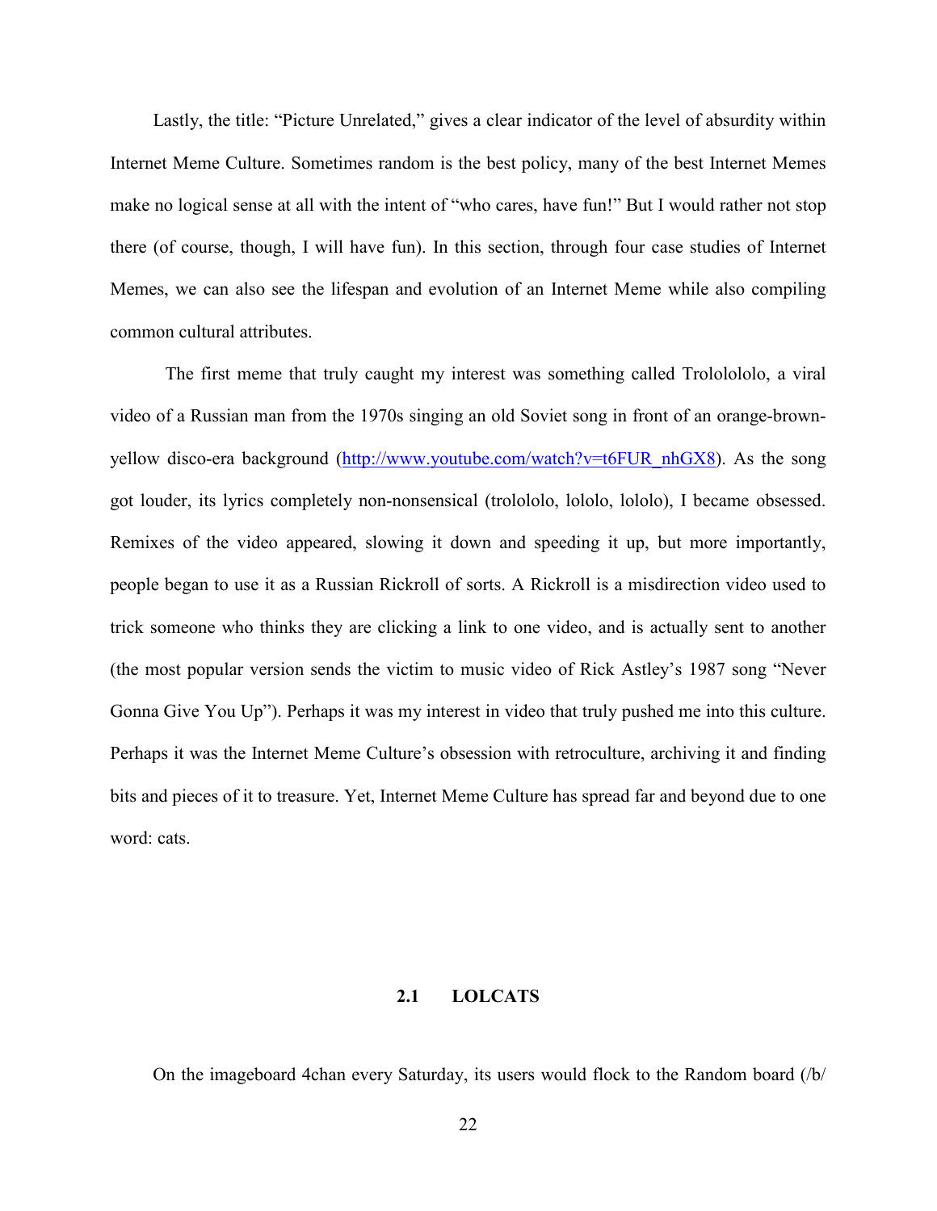Lastly, the title: "Picture Unrelated," gives a clear indicator of the level of absurdity within Internet Meme Culture. Sometimes random is the best policy, many of the best Internet Memes make no logical sense at all with the intent of "who cares, have fun!" But I would rather not stop there (of course, though, I will have fun). In this section, through four case studies of Internet Memes, we can also see the lifespan and evolution of an Internet Meme while also compiling common cultural attributes.

The first meme that truly caught my interest was something called Trolololo, a viral video of a Russian man from the 1970s singing an old Soviet song in front of an orange-brown-yellow disco-era background (http://www.youtube.com/watch?v=t6FUR_nhGX8). As the song got louder, its lyrics completely non-nonsensical (trolololo, lololo, lololo), I became obsessed. Remixes of the video appeared, slowing it down and speeding it up, but more importantly, people began to use it as a Russian Rickroll of sorts. A Rickroll is a misdirection video used to trick someone who thinks they are clicking a link to one video, and is actually sent to another (the most popular version sends the victim to music video of Rick Astley's 1987 song "Never Gonna Give You Up"). Perhaps it was my interest in video that truly pushed me into this culture. Perhaps it was the Internet Meme Culture's obsession with retroculture, archiving it and finding bits and pieces of it to treasure. Yet, Internet Meme Culture has spread far and beyond due to one word: cats.

## 2.1 LOLCATS

On the imageboard 4chan every Saturday, its users would flock to the Random board (/b/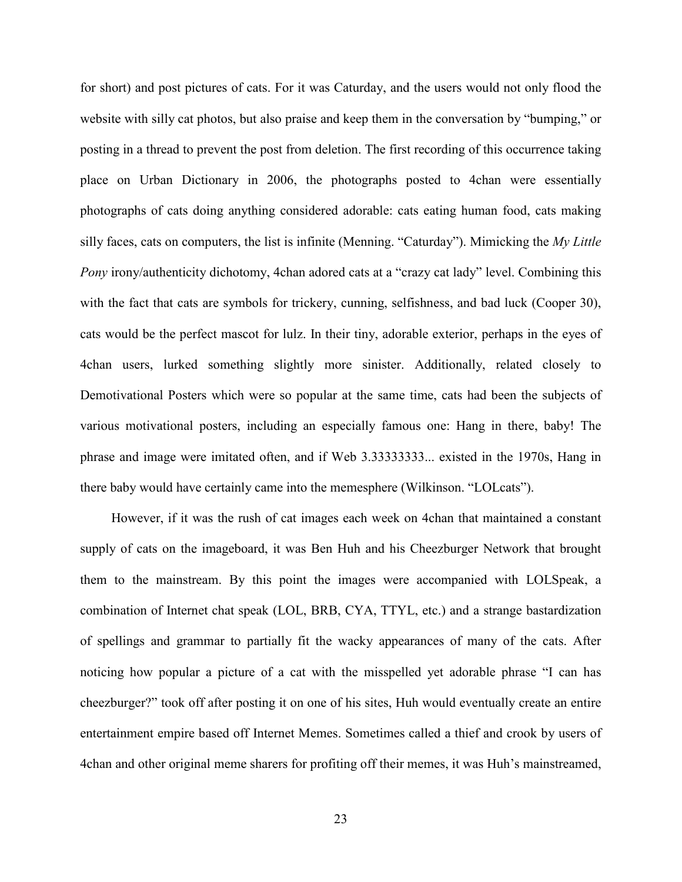for short) and post pictures of cats. For it was Caturday, and the users would not only flood the website with silly cat photos, but also praise and keep them in the conversation by "bumping," or posting in a thread to prevent the post from deletion. The first recording of this occurrence taking place on Urban Dictionary in 2006, the photographs posted to 4chan were essentially photographs of cats doing anything considered adorable: cats eating human food, cats making silly faces, cats on computers, the list is infinite (Menning. "Caturday"). Mimicking the *My Little Pony* irony/authenticity dichotomy, 4chan adored cats at a "crazy cat lady" level. Combining this with the fact that cats are symbols for trickery, cunning, selfishness, and bad luck (Cooper 30), cats would be the perfect mascot for lulz. In their tiny, adorable exterior, perhaps in the eyes of 4chan users, lurked something slightly more sinister. Additionally, related closely to Demotivational Posters which were so popular at the same time, cats had been the subjects of various motivational posters, including an especially famous one: Hang in there, baby! The phrase and image were imitated often, and if Web 3.33333333... existed in the 1970s, Hang in there baby would have certainly came into the memesphere (Wilkinson. "LOLcats").

However, if it was the rush of cat images each week on 4chan that maintained a constant supply of cats on the imageboard, it was Ben Huh and his Cheezburger Network that brought them to the mainstream. By this point the images were accompanied with LOLSpeak, a combination of Internet chat speak (LOL, BRB, CYA, TTYL, etc.) and a strange bastardization of spellings and grammar to partially fit the wacky appearances of many of the cats. After noticing how popular a picture of a cat with the misspelled yet adorable phrase "I can has cheezburger?" took off after posting it on one of his sites, Huh would eventually create an entire entertainment empire based off Internet Memes. Sometimes called a thief and crook by users of 4chan and other original meme sharers for profiting off their memes, it was Huh's mainstreamed,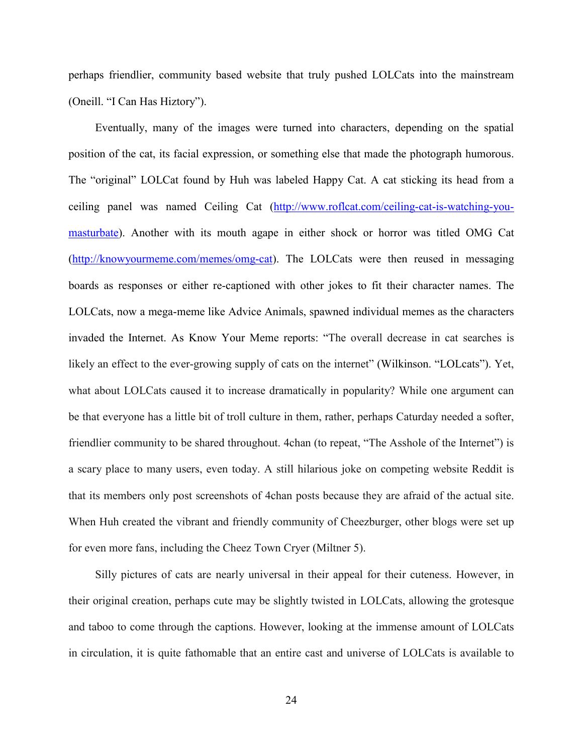perhaps friendlier, community based website that truly pushed LOLCats into the mainstream (Oneill. "I Can Has Hiztory").

Eventually, many of the images were turned into characters, depending on the spatial position of the cat, its facial expression, or something else that made the photograph humorous. The "original" LOLCat found by Huh was labeled Happy Cat. A cat sticking its head from a ceiling panel was named Ceiling Cat (http://www.roflcat.com/ceiling-cat-is-watching-you-masturbate). Another with its mouth agape in either shock or horror was titled OMG Cat (http://knowyourmeme.com/memes/omg-cat). The LOLCats were then reused in messaging boards as responses or either re-captioned with other jokes to fit their character names. The LOLCats, now a mega-meme like Advice Animals, spawned individual memes as the characters invaded the Internet. As Know Your Meme reports: "The overall decrease in cat searches is likely an effect to the ever-growing supply of cats on the internet" (Wilkinson. "LOLcats"). Yet, what about LOLCats caused it to increase dramatically in popularity? While one argument can be that everyone has a little bit of troll culture in them, rather, perhaps Caturday needed a softer, friendlier community to be shared throughout. 4chan (to repeat, "The Asshole of the Internet") is a scary place to many users, even today. A still hilarious joke on competing website Reddit is that its members only post screenshots of 4chan posts because they are afraid of the actual site. When Huh created the vibrant and friendly community of Cheezburger, other blogs were set up for even more fans, including the Cheez Town Cryer (Miltner 5).

Silly pictures of cats are nearly universal in their appeal for their cuteness. However, in their original creation, perhaps cute may be slightly twisted in LOLCats, allowing the grotesque and taboo to come through the captions. However, looking at the immense amount of LOLCats in circulation, it is quite fathomable that an entire cast and universe of LOLCats is available to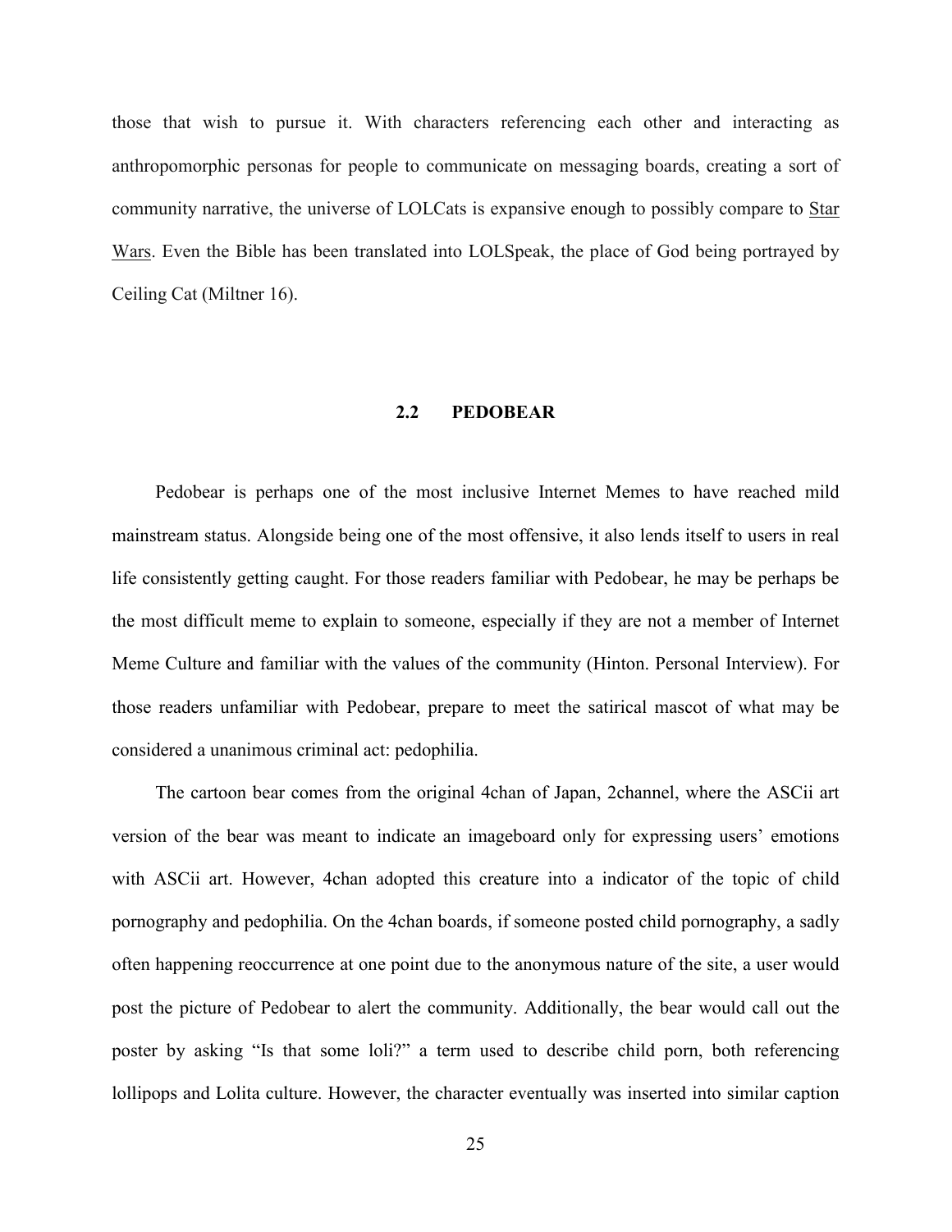those that wish to pursue it. With characters referencing each other and interacting as anthropomorphic personas for people to communicate on messaging boards, creating a sort of community narrative, the universe of LOLCats is expansive enough to possibly compare to Star Wars. Even the Bible has been translated into LOLSpeak, the place of God being portrayed by Ceiling Cat (Miltner 16).

## 2.2 PEDOBEAR

Pedobear is perhaps one of the most inclusive Internet Memes to have reached mild mainstream status. Alongside being one of the most offensive, it also lends itself to users in real life consistently getting caught. For those readers familiar with Pedobear, he may be perhaps be the most difficult meme to explain to someone, especially if they are not a member of Internet Meme Culture and familiar with the values of the community (Hinton. Personal Interview). For those readers unfamiliar with Pedobear, prepare to meet the satirical mascot of what may be considered a unanimous criminal act: pedophilia.

The cartoon bear comes from the original 4chan of Japan, 2channel, where the ASCii art version of the bear was meant to indicate an imageboard only for expressing users' emotions with ASCii art. However, 4chan adopted this creature into a indicator of the topic of child pornography and pedophilia. On the 4chan boards, if someone posted child pornography, a sadly often happening reoccurrence at one point due to the anonymous nature of the site, a user would post the picture of Pedobear to alert the community. Additionally, the bear would call out the poster by asking "Is that some loli?" a term used to describe child porn, both referencing lollipops and Lolita culture. However, the character eventually was inserted into similar caption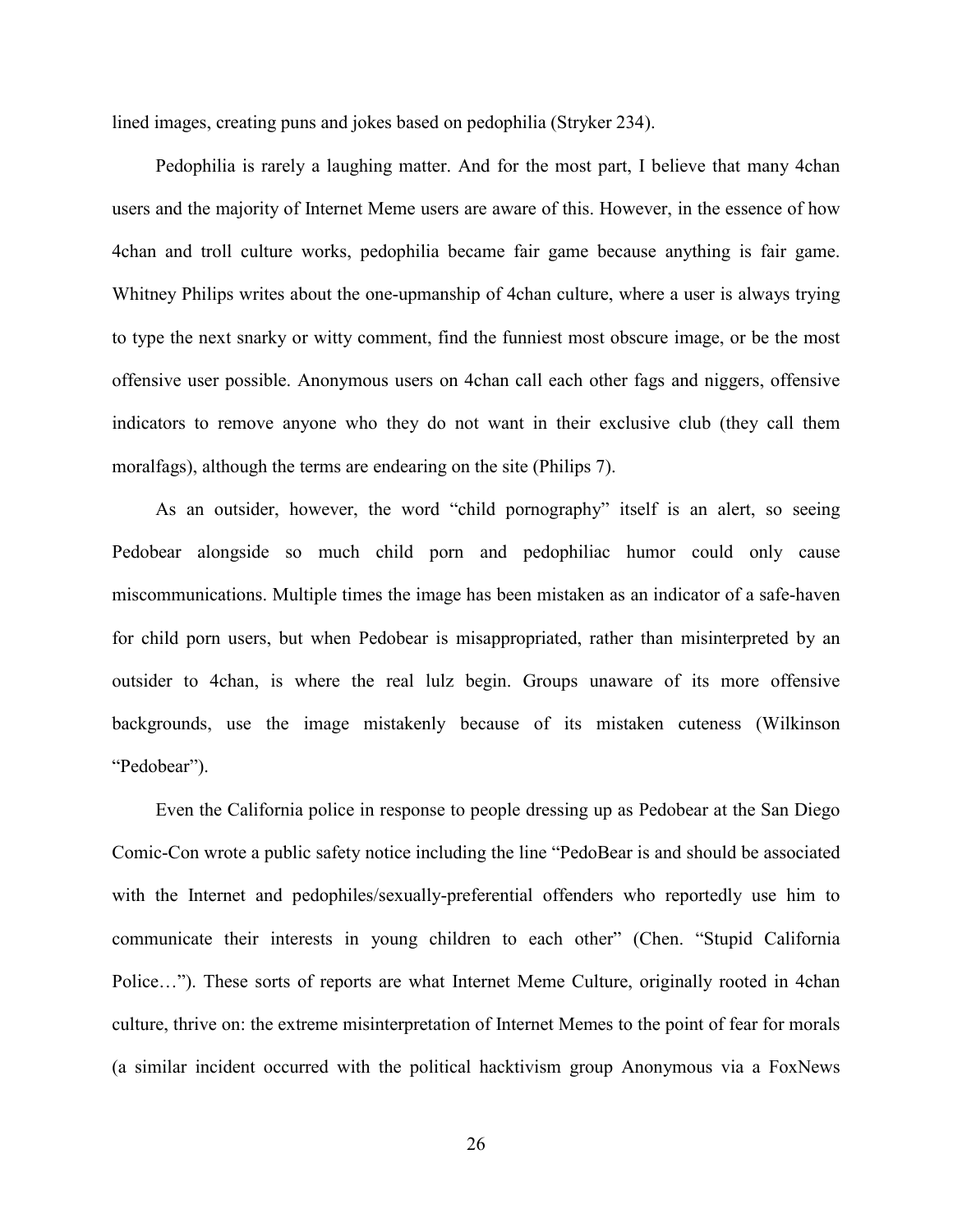lined images, creating puns and jokes based on pedophilia (Stryker 234).

Pedophilia is rarely a laughing matter. And for the most part, I believe that many 4chan users and the majority of Internet Meme users are aware of this. However, in the essence of how 4chan and troll culture works, pedophilia became fair game because anything is fair game. Whitney Philips writes about the one-upmanship of 4chan culture, where a user is always trying to type the next snarky or witty comment, find the funniest most obscure image, or be the most offensive user possible. Anonymous users on 4chan call each other fags and niggers, offensive indicators to remove anyone who they do not want in their exclusive club (they call them moralfags), although the terms are endearing on the site (Philips 7).

As an outsider, however, the word "child pornography" itself is an alert, so seeing Pedobear alongside so much child porn and pedophiliac humor could only cause miscommunications. Multiple times the image has been mistaken as an indicator of a safe-haven for child porn users, but when Pedobear is misappropriated, rather than misinterpreted by an outsider to 4chan, is where the real lulz begin. Groups unaware of its more offensive backgrounds, use the image mistakenly because of its mistaken cuteness (Wilkinson "Pedobear").

Even the California police in response to people dressing up as Pedobear at the San Diego Comic-Con wrote a public safety notice including the line "PedoBear is and should be associated with the Internet and pedophiles/sexually-preferential offenders who reportedly use him to communicate their interests in young children to each other" (Chen. "Stupid California Police…"). These sorts of reports are what Internet Meme Culture, originally rooted in 4chan culture, thrive on: the extreme misinterpretation of Internet Memes to the point of fear for morals (a similar incident occurred with the political hacktivism group Anonymous via a FoxNews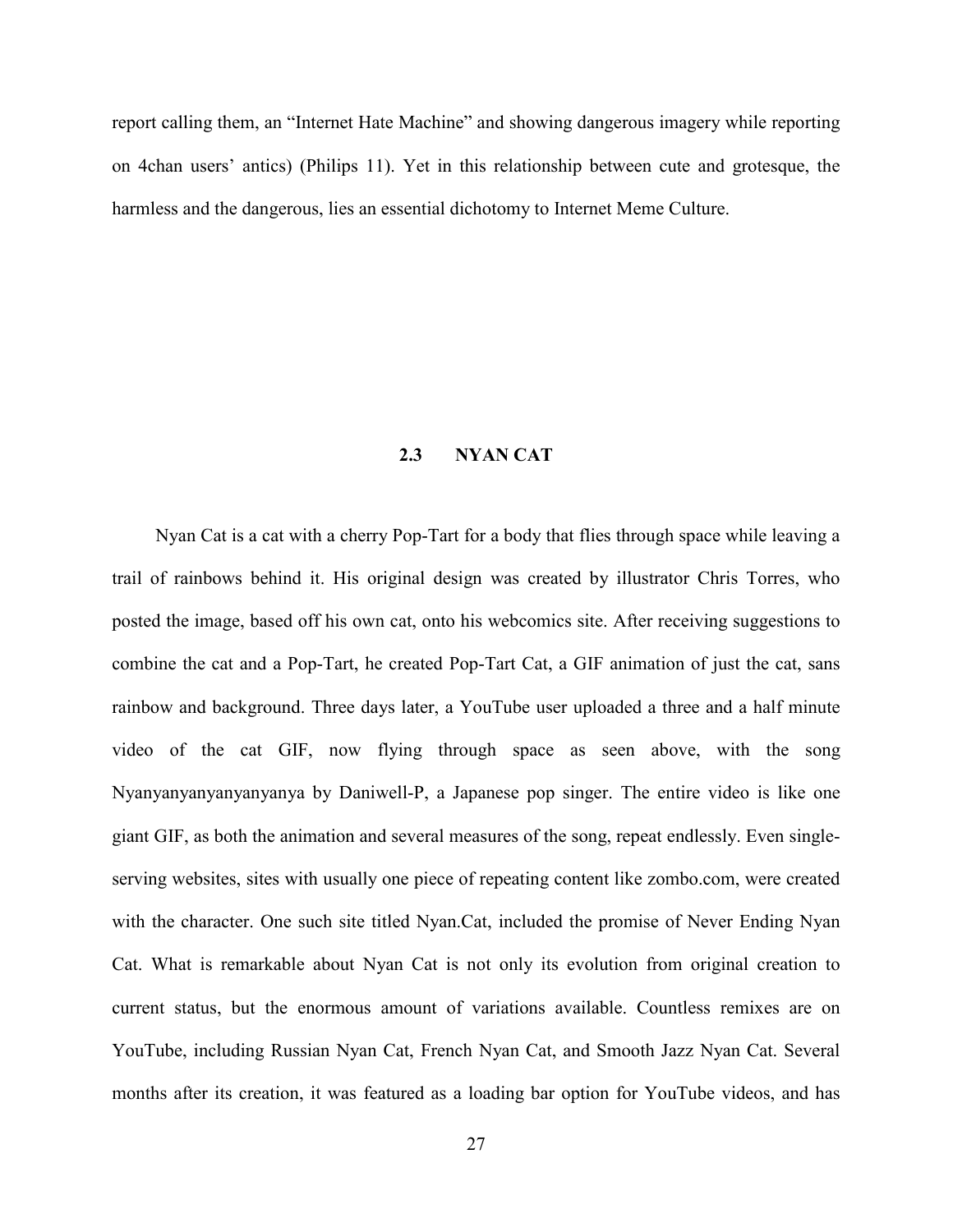report calling them, an "Internet Hate Machine" and showing dangerous imagery while reporting on 4chan users' antics) (Philips 11). Yet in this relationship between cute and grotesque, the harmless and the dangerous, lies an essential dichotomy to Internet Meme Culture.

## 2.3 NYAN CAT

Nyan Cat is a cat with a cherry Pop-Tart for a body that flies through space while leaving a trail of rainbows behind it. His original design was created by illustrator Chris Torres, who posted the image, based off his own cat, onto his webcomics site. After receiving suggestions to combine the cat and a Pop-Tart, he created Pop-Tart Cat, a GIF animation of just the cat, sans rainbow and background. Three days later, a YouTube user uploaded a three and a half minute video of the cat GIF, now flying through space as seen above, with the song Nyanyanyanyanyanyanya by Daniwell-P, a Japanese pop singer. The entire video is like one giant GIF, as both the animation and several measures of the song, repeat endlessly. Even single-serving websites, sites with usually one piece of repeating content like zombo.com, were created with the character. One such site titled Nyan.Cat, included the promise of Never Ending Nyan Cat. What is remarkable about Nyan Cat is not only its evolution from original creation to current status, but the enormous amount of variations available. Countless remixes are on YouTube, including Russian Nyan Cat, French Nyan Cat, and Smooth Jazz Nyan Cat. Several months after its creation, it was featured as a loading bar option for YouTube videos, and has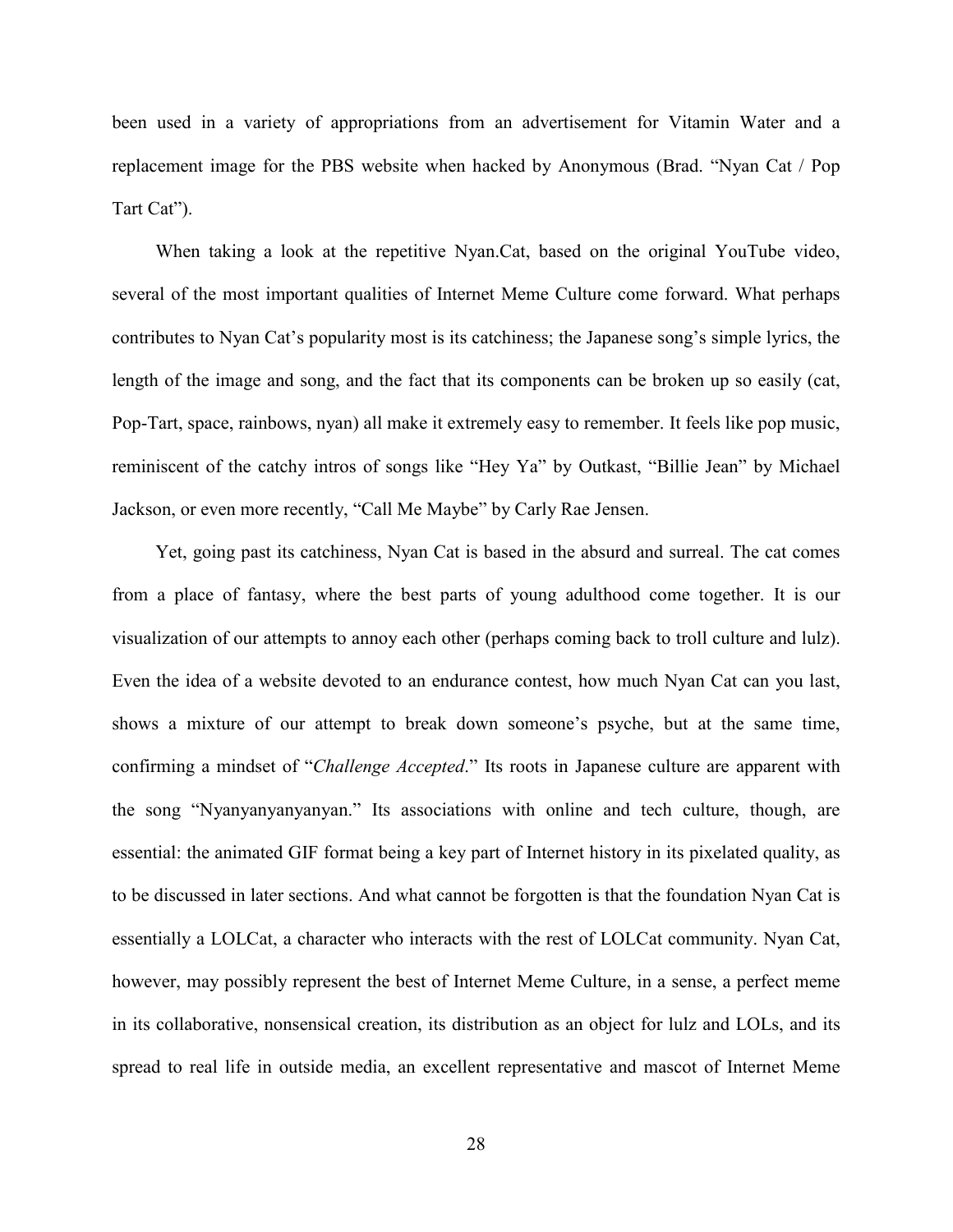been used in a variety of appropriations from an advertisement for Vitamin Water and a replacement image for the PBS website when hacked by Anonymous (Brad. "Nyan Cat / Pop Tart Cat").

When taking a look at the repetitive Nyan.Cat, based on the original YouTube video, several of the most important qualities of Internet Meme Culture come forward. What perhaps contributes to Nyan Cat's popularity most is its catchiness; the Japanese song's simple lyrics, the length of the image and song, and the fact that its components can be broken up so easily (cat, Pop-Tart, space, rainbows, nyan) all make it extremely easy to remember. It feels like pop music, reminiscent of the catchy intros of songs like "Hey Ya" by Outkast, "Billie Jean" by Michael Jackson, or even more recently, "Call Me Maybe" by Carly Rae Jensen.

Yet, going past its catchiness, Nyan Cat is based in the absurd and surreal. The cat comes from a place of fantasy, where the best parts of young adulthood come together. It is our visualization of our attempts to annoy each other (perhaps coming back to troll culture and lulz). Even the idea of a website devoted to an endurance contest, how much Nyan Cat can you last, shows a mixture of our attempt to break down someone's psyche, but at the same time, confirming a mindset of "*Challenge Accepted*." Its roots in Japanese culture are apparent with the song "Nyanyanyanyanyan." Its associations with online and tech culture, though, are essential: the animated GIF format being a key part of Internet history in its pixelated quality, as to be discussed in later sections. And what cannot be forgotten is that the foundation Nyan Cat is essentially a LOLCat, a character who interacts with the rest of LOLCat community. Nyan Cat, however, may possibly represent the best of Internet Meme Culture, in a sense, a perfect meme in its collaborative, nonsensical creation, its distribution as an object for lulz and LOLs, and its spread to real life in outside media, an excellent representative and mascot of Internet Meme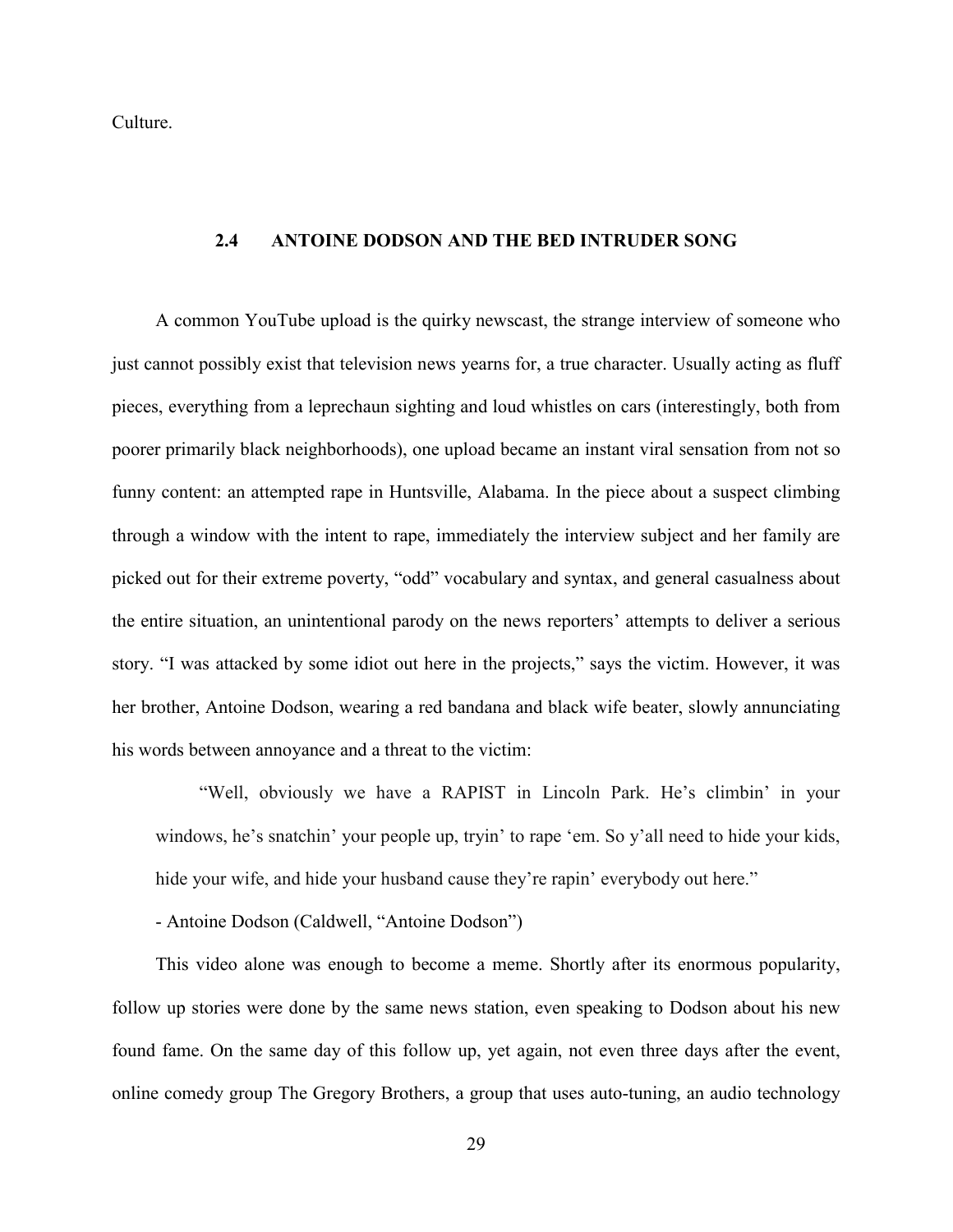Culture.

### 2.4 ANTOINE DODSON AND THE BED INTRUDER SONG

A common YouTube upload is the quirky newscast, the strange interview of someone who just cannot possibly exist that television news yearns for, a true character. Usually acting as fluff pieces, everything from a leprechaun sighting and loud whistles on cars (interestingly, both from poorer primarily black neighborhoods), one upload became an instant viral sensation from not so funny content: an attempted rape in Huntsville, Alabama. In the piece about a suspect climbing through a window with the intent to rape, immediately the interview subject and her family are picked out for their extreme poverty, "odd" vocabulary and syntax, and general casualness about the entire situation, an unintentional parody on the news reporters' attempts to deliver a serious story. "I was attacked by some idiot out here in the projects," says the victim. However, it was her brother, Antoine Dodson, wearing a red bandana and black wife beater, slowly annunciating his words between annoyance and a threat to the victim:

> "Well, obviously we have a RAPIST in Lincoln Park. He's climbin' in your windows, he's snatchin' your people up, tryin' to rape 'em. So y'all need to hide your kids, hide your wife, and hide your husband cause they're rapin' everybody out here."
>
> - Antoine Dodson (Caldwell, "Antoine Dodson")

This video alone was enough to become a meme. Shortly after its enormous popularity, follow up stories were done by the same news station, even speaking to Dodson about his new found fame. On the same day of this follow up, yet again, not even three days after the event, online comedy group The Gregory Brothers, a group that uses auto-tuning, an audio technology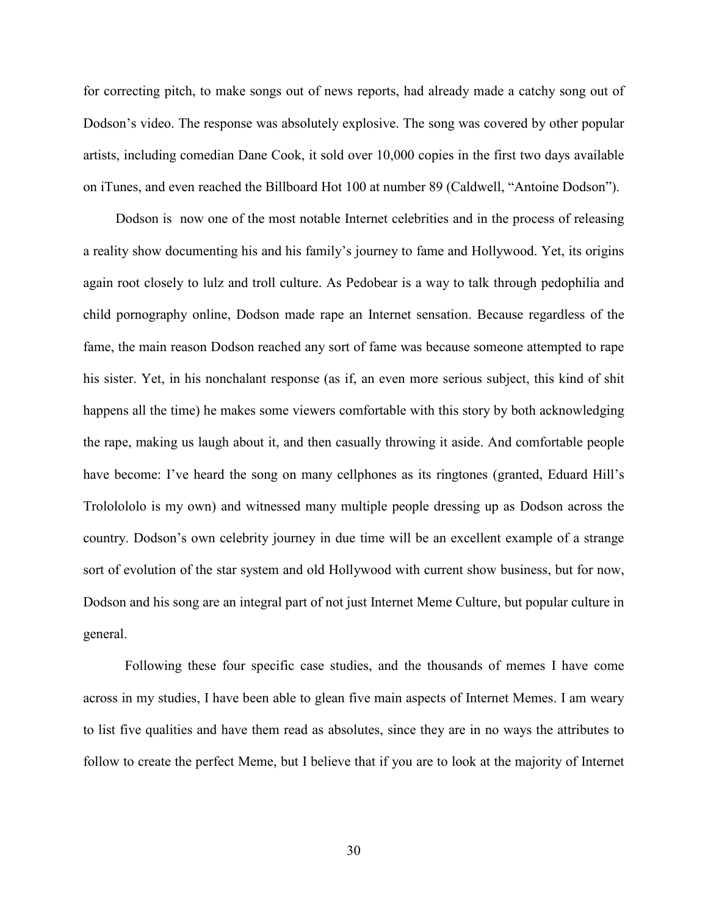for correcting pitch, to make songs out of news reports, had already made a catchy song out of Dodson's video. The response was absolutely explosive. The song was covered by other popular artists, including comedian Dane Cook, it sold over 10,000 copies in the first two days available on iTunes, and even reached the Billboard Hot 100 at number 89 (Caldwell, "Antoine Dodson").

Dodson is  now one of the most notable Internet celebrities and in the process of releasing a reality show documenting his and his family's journey to fame and Hollywood. Yet, its origins again root closely to lulz and troll culture. As Pedobear is a way to talk through pedophilia and child pornography online, Dodson made rape an Internet sensation. Because regardless of the fame, the main reason Dodson reached any sort of fame was because someone attempted to rape his sister. Yet, in his nonchalant response (as if, an even more serious subject, this kind of shit happens all the time) he makes some viewers comfortable with this story by both acknowledging the rape, making us laugh about it, and then casually throwing it aside. And comfortable people have become: I've heard the song on many cellphones as its ringtones (granted, Eduard Hill's Trololololo is my own) and witnessed many multiple people dressing up as Dodson across the country. Dodson's own celebrity journey in due time will be an excellent example of a strange sort of evolution of the star system and old Hollywood with current show business, but for now, Dodson and his song are an integral part of not just Internet Meme Culture, but popular culture in general.

Following these four specific case studies, and the thousands of memes I have come across in my studies, I have been able to glean five main aspects of Internet Memes. I am weary to list five qualities and have them read as absolutes, since they are in no ways the attributes to follow to create the perfect Meme, but I believe that if you are to look at the majority of Internet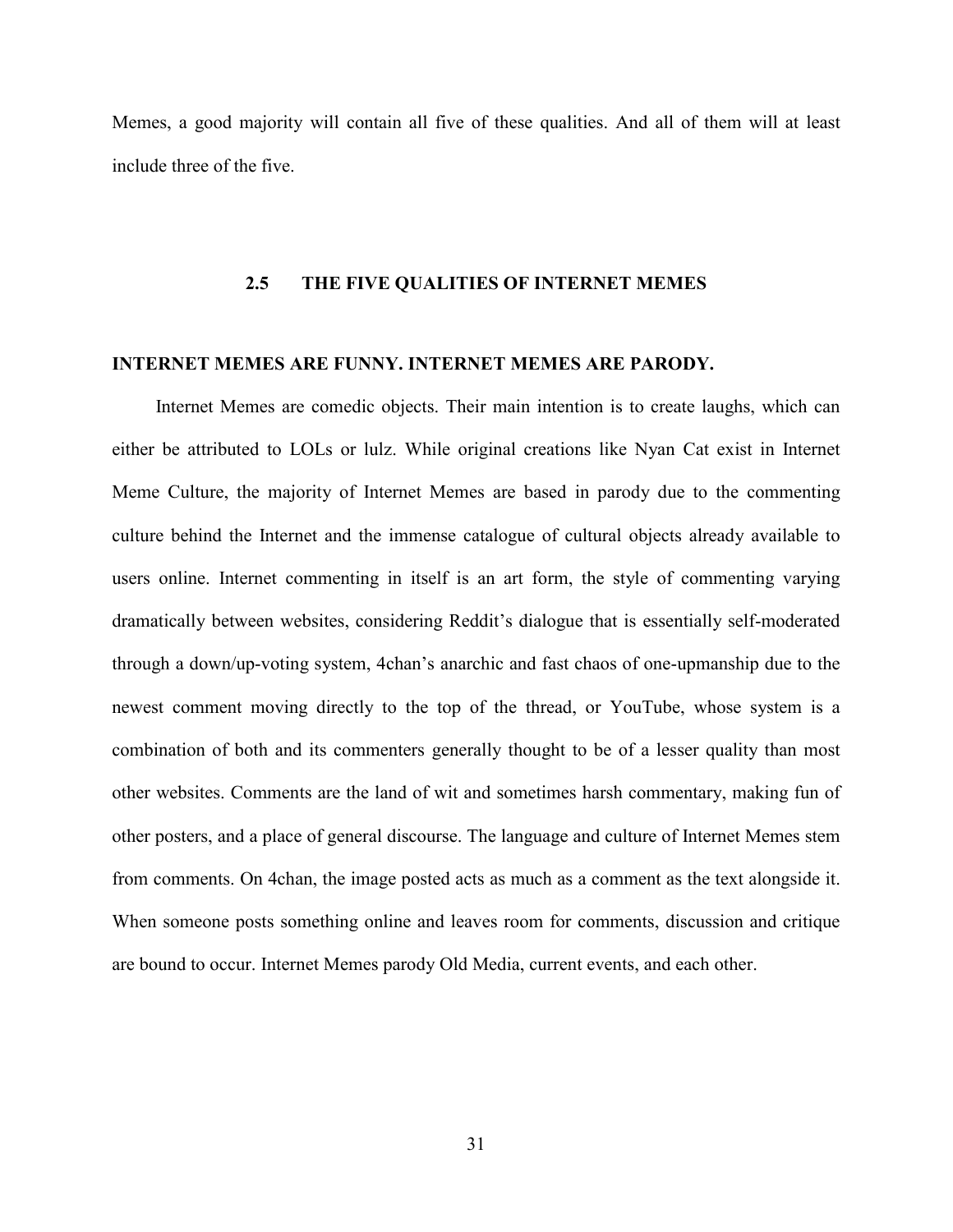Memes, a good majority will contain all five of these qualities. And all of them will at least include three of the five.

## 2.5 THE FIVE QUALITIES OF INTERNET MEMES

**INTERNET MEMES ARE FUNNY. INTERNET MEMES ARE PARODY.**

Internet Memes are comedic objects. Their main intention is to create laughs, which can either be attributed to LOLs or lulz. While original creations like Nyan Cat exist in Internet Meme Culture, the majority of Internet Memes are based in parody due to the commenting culture behind the Internet and the immense catalogue of cultural objects already available to users online. Internet commenting in itself is an art form, the style of commenting varying dramatically between websites, considering Reddit's dialogue that is essentially self-moderated through a down/up-voting system, 4chan's anarchic and fast chaos of one-upmanship due to the newest comment moving directly to the top of the thread, or YouTube, whose system is a combination of both and its commenters generally thought to be of a lesser quality than most other websites. Comments are the land of wit and sometimes harsh commentary, making fun of other posters, and a place of general discourse. The language and culture of Internet Memes stem from comments. On 4chan, the image posted acts as much as a comment as the text alongside it. When someone posts something online and leaves room for comments, discussion and critique are bound to occur. Internet Memes parody Old Media, current events, and each other.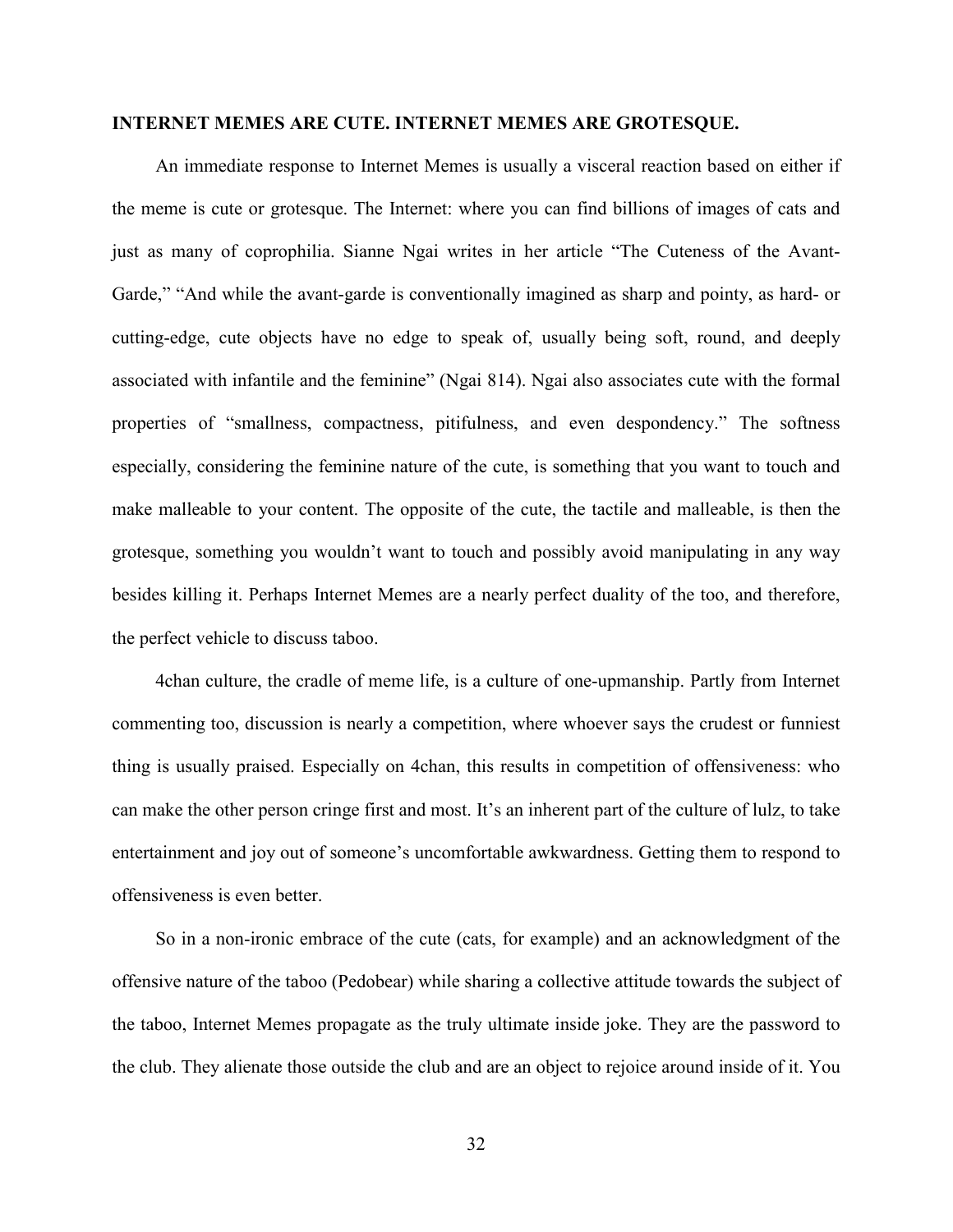## INTERNET MEMES ARE CUTE. INTERNET MEMES ARE GROTESQUE.

An immediate response to Internet Memes is usually a visceral reaction based on either if the meme is cute or grotesque. The Internet: where you can find billions of images of cats and just as many of coprophilia. Sianne Ngai writes in her article "The Cuteness of the Avant-Garde," "And while the avant-garde is conventionally imagined as sharp and pointy, as hard- or cutting-edge, cute objects have no edge to speak of, usually being soft, round, and deeply associated with infantile and the feminine" (Ngai 814). Ngai also associates cute with the formal properties of "smallness, compactness, pitifulness, and even despondency." The softness especially, considering the feminine nature of the cute, is something that you want to touch and make malleable to your content. The opposite of the cute, the tactile and malleable, is then the grotesque, something you wouldn't want to touch and possibly avoid manipulating in any way besides killing it. Perhaps Internet Memes are a nearly perfect duality of the too, and therefore, the perfect vehicle to discuss taboo.

4chan culture, the cradle of meme life, is a culture of one-upmanship. Partly from Internet commenting too, discussion is nearly a competition, where whoever says the crudest or funniest thing is usually praised. Especially on 4chan, this results in competition of offensiveness: who can make the other person cringe first and most. It's an inherent part of the culture of lulz, to take entertainment and joy out of someone's uncomfortable awkwardness. Getting them to respond to offensiveness is even better.

So in a non-ironic embrace of the cute (cats, for example) and an acknowledgment of the offensive nature of the taboo (Pedobear) while sharing a collective attitude towards the subject of the taboo, Internet Memes propagate as the truly ultimate inside joke. They are the password to the club. They alienate those outside the club and are an object to rejoice around inside of it. You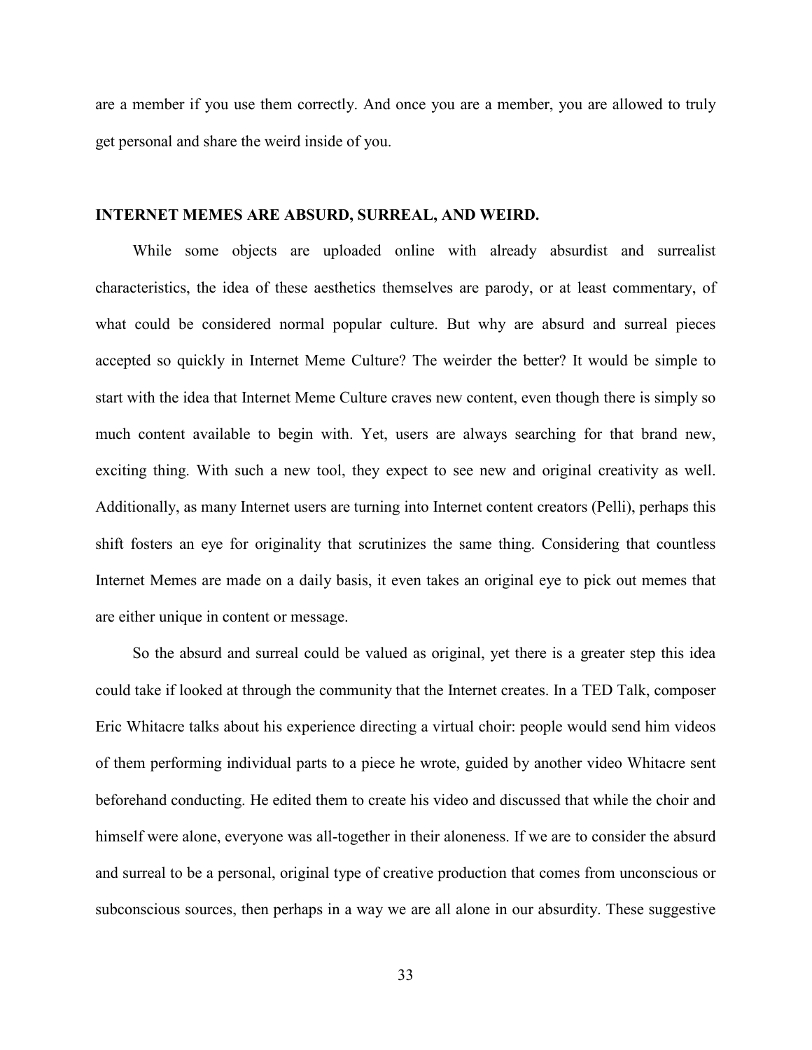are a member if you use them correctly. And once you are a member, you are allowed to truly get personal and share the weird inside of you.

## INTERNET MEMES ARE ABSURD, SURREAL, AND WEIRD.

While some objects are uploaded online with already absurdist and surrealist characteristics, the idea of these aesthetics themselves are parody, or at least commentary, of what could be considered normal popular culture. But why are absurd and surreal pieces accepted so quickly in Internet Meme Culture? The weirder the better? It would be simple to start with the idea that Internet Meme Culture craves new content, even though there is simply so much content available to begin with. Yet, users are always searching for that brand new, exciting thing. With such a new tool, they expect to see new and original creativity as well. Additionally, as many Internet users are turning into Internet content creators (Pelli), perhaps this shift fosters an eye for originality that scrutinizes the same thing. Considering that countless Internet Memes are made on a daily basis, it even takes an original eye to pick out memes that are either unique in content or message.

So the absurd and surreal could be valued as original, yet there is a greater step this idea could take if looked at through the community that the Internet creates. In a TED Talk, composer Eric Whitacre talks about his experience directing a virtual choir: people would send him videos of them performing individual parts to a piece he wrote, guided by another video Whitacre sent beforehand conducting. He edited them to create his video and discussed that while the choir and himself were alone, everyone was all-together in their aloneness. If we are to consider the absurd and surreal to be a personal, original type of creative production that comes from unconscious or subconscious sources, then perhaps in a way we are all alone in our absurdity. These suggestive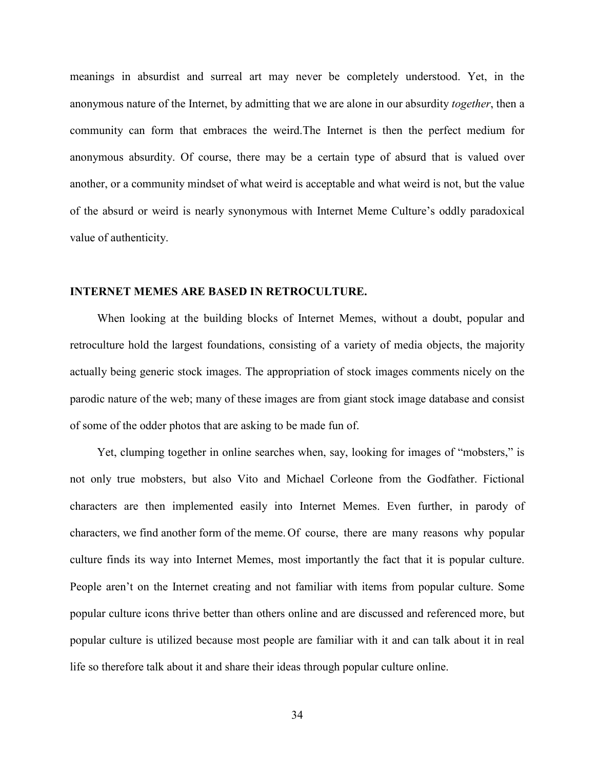meanings in absurdist and surreal art may never be completely understood. Yet, in the anonymous nature of the Internet, by admitting that we are alone in our absurdity *together*, then a community can form that embraces the weird.The Internet is then the perfect medium for anonymous absurdity. Of course, there may be a certain type of absurd that is valued over another, or a community mindset of what weird is acceptable and what weird is not, but the value of the absurd or weird is nearly synonymous with Internet Meme Culture's oddly paradoxical value of authenticity.

**INTERNET MEMES ARE BASED IN RETROCULTURE.**

When looking at the building blocks of Internet Memes, without a doubt, popular and retroculture hold the largest foundations, consisting of a variety of media objects, the majority actually being generic stock images. The appropriation of stock images comments nicely on the parodic nature of the web; many of these images are from giant stock image database and consist of some of the odder photos that are asking to be made fun of.

Yet, clumping together in online searches when, say, looking for images of "mobsters," is not only true mobsters, but also Vito and Michael Corleone from the Godfather. Fictional characters are then implemented easily into Internet Memes. Even further, in parody of characters, we find another form of the meme. Of course, there are many reasons why popular culture finds its way into Internet Memes, most importantly the fact that it is popular culture. People aren't on the Internet creating and not familiar with items from popular culture. Some popular culture icons thrive better than others online and are discussed and referenced more, but popular culture is utilized because most people are familiar with it and can talk about it in real life so therefore talk about it and share their ideas through popular culture online.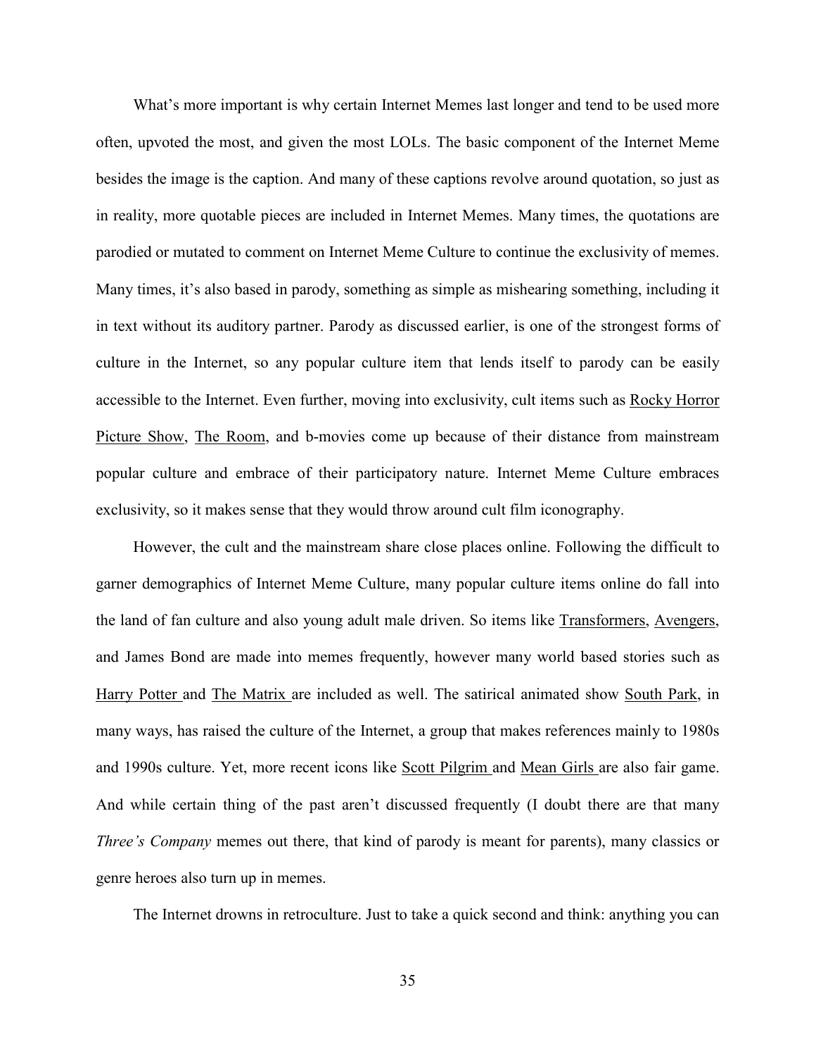What's more important is why certain Internet Memes last longer and tend to be used more often, upvoted the most, and given the most LOLs. The basic component of the Internet Meme besides the image is the caption. And many of these captions revolve around quotation, so just as in reality, more quotable pieces are included in Internet Memes. Many times, the quotations are parodied or mutated to comment on Internet Meme Culture to continue the exclusivity of memes. Many times, it's also based in parody, something as simple as mishearing something, including it in text without its auditory partner. Parody as discussed earlier, is one of the strongest forms of culture in the Internet, so any popular culture item that lends itself to parody can be easily accessible to the Internet. Even further, moving into exclusivity, cult items such as <u>Rocky Horror Picture Show</u>, <u>The Room</u>, and b-movies come up because of their distance from mainstream popular culture and embrace of their participatory nature. Internet Meme Culture embraces exclusivity, so it makes sense that they would throw around cult film iconography.

However, the cult and the mainstream share close places online. Following the difficult to garner demographics of Internet Meme Culture, many popular culture items online do fall into the land of fan culture and also young adult male driven. So items like <u>Transformers</u>, <u>Avengers</u>, and James Bond are made into memes frequently, however many world based stories such as <u>Harry Potter</u> and <u>The Matrix</u> are included as well. The satirical animated show <u>South Park</u>, in many ways, has raised the culture of the Internet, a group that makes references mainly to 1980s and 1990s culture. Yet, more recent icons like <u>Scott Pilgrim</u> and <u>Mean Girls</u> are also fair game. And while certain thing of the past aren't discussed frequently (I doubt there are that many *Three's Company* memes out there, that kind of parody is meant for parents), many classics or genre heroes also turn up in memes.

The Internet drowns in retroculture. Just to take a quick second and think: anything you can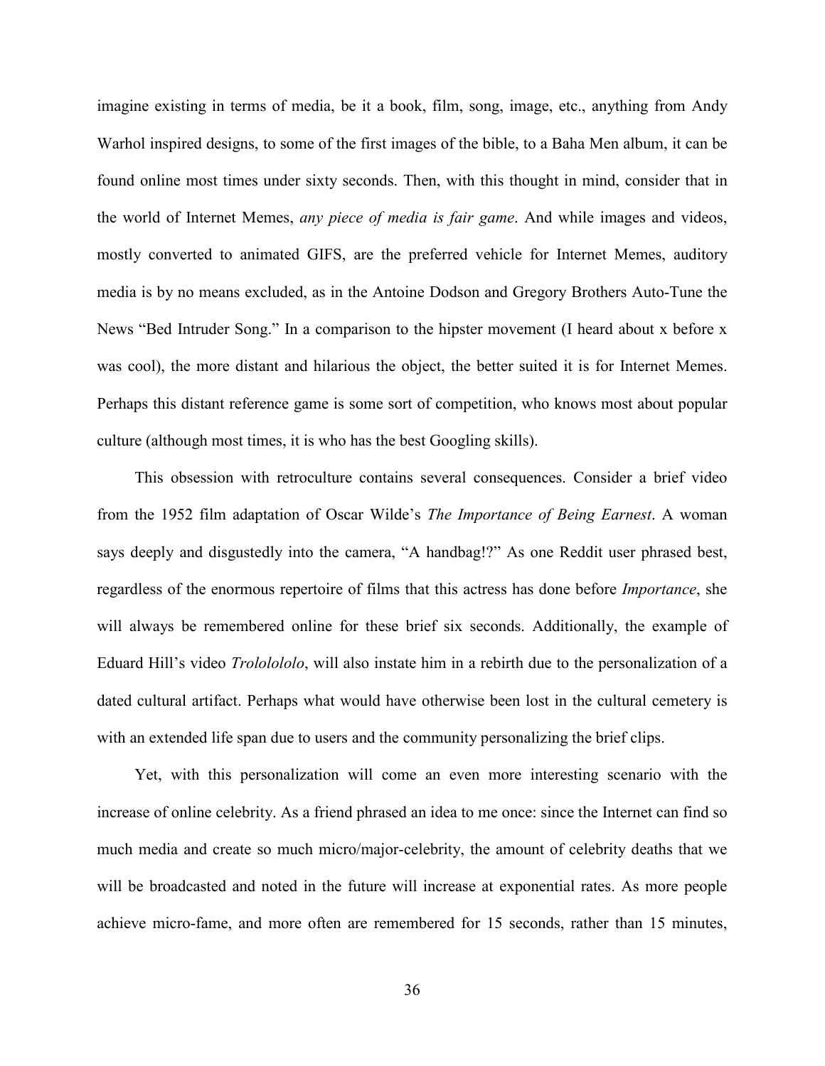imagine existing in terms of media, be it a book, film, song, image, etc., anything from Andy Warhol inspired designs, to some of the first images of the bible, to a Baha Men album, it can be found online most times under sixty seconds. Then, with this thought in mind, consider that in the world of Internet Memes, *any piece of media is fair game*. And while images and videos, mostly converted to animated GIFS, are the preferred vehicle for Internet Memes, auditory media is by no means excluded, as in the Antoine Dodson and Gregory Brothers Auto-Tune the News "Bed Intruder Song." In a comparison to the hipster movement (I heard about x before x was cool), the more distant and hilarious the object, the better suited it is for Internet Memes. Perhaps this distant reference game is some sort of competition, who knows most about popular culture (although most times, it is who has the best Googling skills).

This obsession with retroculture contains several consequences. Consider a brief video from the 1952 film adaptation of Oscar Wilde's *The Importance of Being Earnest*. A woman says deeply and disgustedly into the camera, "A handbag!?" As one Reddit user phrased best, regardless of the enormous repertoire of films that this actress has done before *Importance*, she will always be remembered online for these brief six seconds. Additionally, the example of Eduard Hill's video *Trolololo*, will also instate him in a rebirth due to the personalization of a dated cultural artifact. Perhaps what would have otherwise been lost in the cultural cemetery is with an extended life span due to users and the community personalizing the brief clips.

Yet, with this personalization will come an even more interesting scenario with the increase of online celebrity. As a friend phrased an idea to me once: since the Internet can find so much media and create so much micro/major-celebrity, the amount of celebrity deaths that we will be broadcasted and noted in the future will increase at exponential rates. As more people achieve micro-fame, and more often are remembered for 15 seconds, rather than 15 minutes,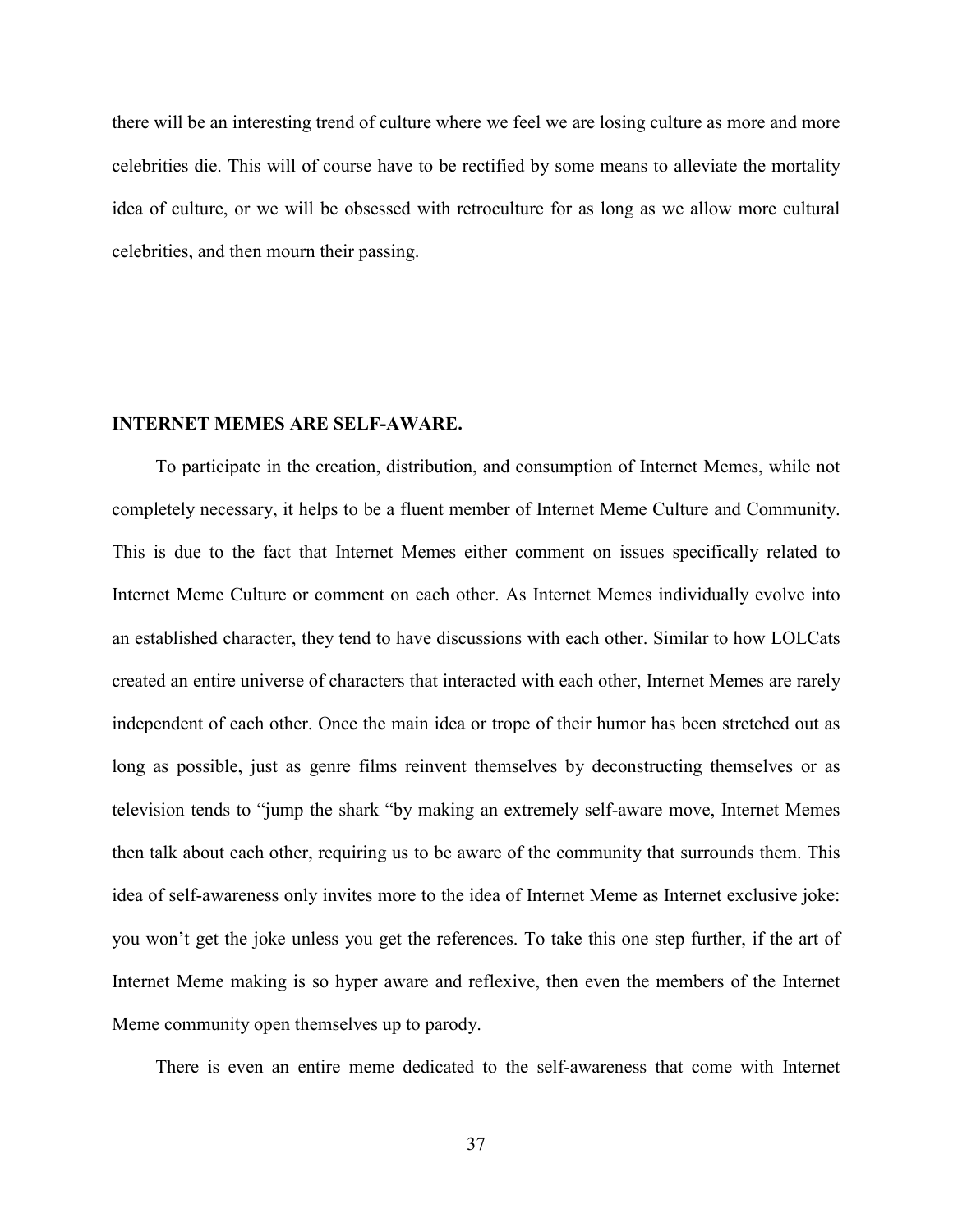there will be an interesting trend of culture where we feel we are losing culture as more and more celebrities die. This will of course have to be rectified by some means to alleviate the mortality idea of culture, or we will be obsessed with retroculture for as long as we allow more cultural celebrities, and then mourn their passing.

## INTERNET MEMES ARE SELF-AWARE.

To participate in the creation, distribution, and consumption of Internet Memes, while not completely necessary, it helps to be a fluent member of Internet Meme Culture and Community. This is due to the fact that Internet Memes either comment on issues specifically related to Internet Meme Culture or comment on each other. As Internet Memes individually evolve into an established character, they tend to have discussions with each other. Similar to how LOLCats created an entire universe of characters that interacted with each other, Internet Memes are rarely independent of each other. Once the main idea or trope of their humor has been stretched out as long as possible, just as genre films reinvent themselves by deconstructing themselves or as television tends to "jump the shark "by making an extremely self-aware move, Internet Memes then talk about each other, requiring us to be aware of the community that surrounds them. This idea of self-awareness only invites more to the idea of Internet Meme as Internet exclusive joke: you won't get the joke unless you get the references. To take this one step further, if the art of Internet Meme making is so hyper aware and reflexive, then even the members of the Internet Meme community open themselves up to parody.

There is even an entire meme dedicated to the self-awareness that come with Internet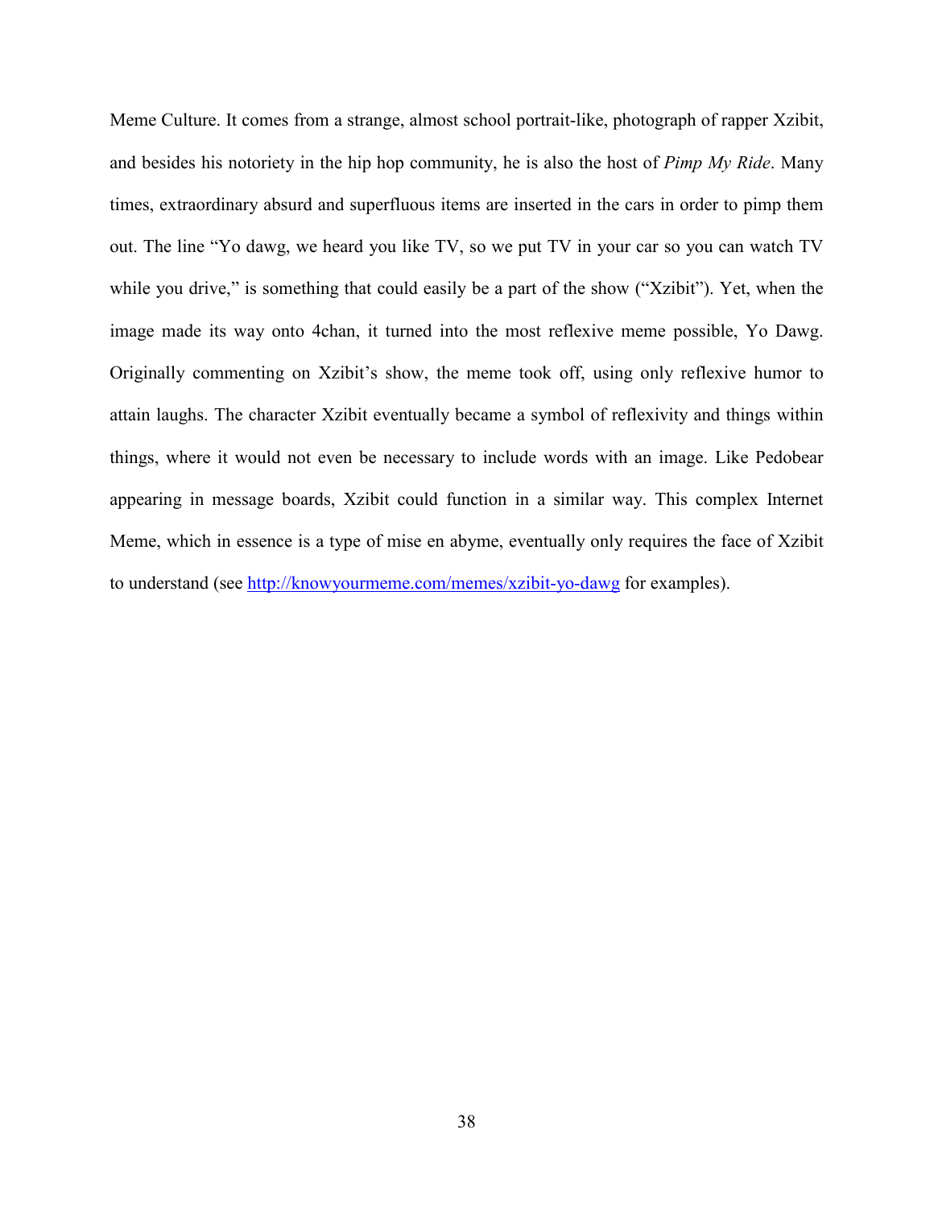Meme Culture. It comes from a strange, almost school portrait-like, photograph of rapper Xzibit, and besides his notoriety in the hip hop community, he is also the host of *Pimp My Ride*. Many times, extraordinary absurd and superfluous items are inserted in the cars in order to pimp them out. The line "Yo dawg, we heard you like TV, so we put TV in your car so you can watch TV while you drive," is something that could easily be a part of the show ("Xzibit"). Yet, when the image made its way onto 4chan, it turned into the most reflexive meme possible, Yo Dawg. Originally commenting on Xzibit's show, the meme took off, using only reflexive humor to attain laughs. The character Xzibit eventually became a symbol of reflexivity and things within things, where it would not even be necessary to include words with an image. Like Pedobear appearing in message boards, Xzibit could function in a similar way. This complex Internet Meme, which in essence is a type of mise en abyme, eventually only requires the face of Xzibit to understand (see [http://knowyourmeme.com/memes/xzibit-yo-dawg](http://knowyourmeme.com/memes/xzibit-yo-dawg) for examples).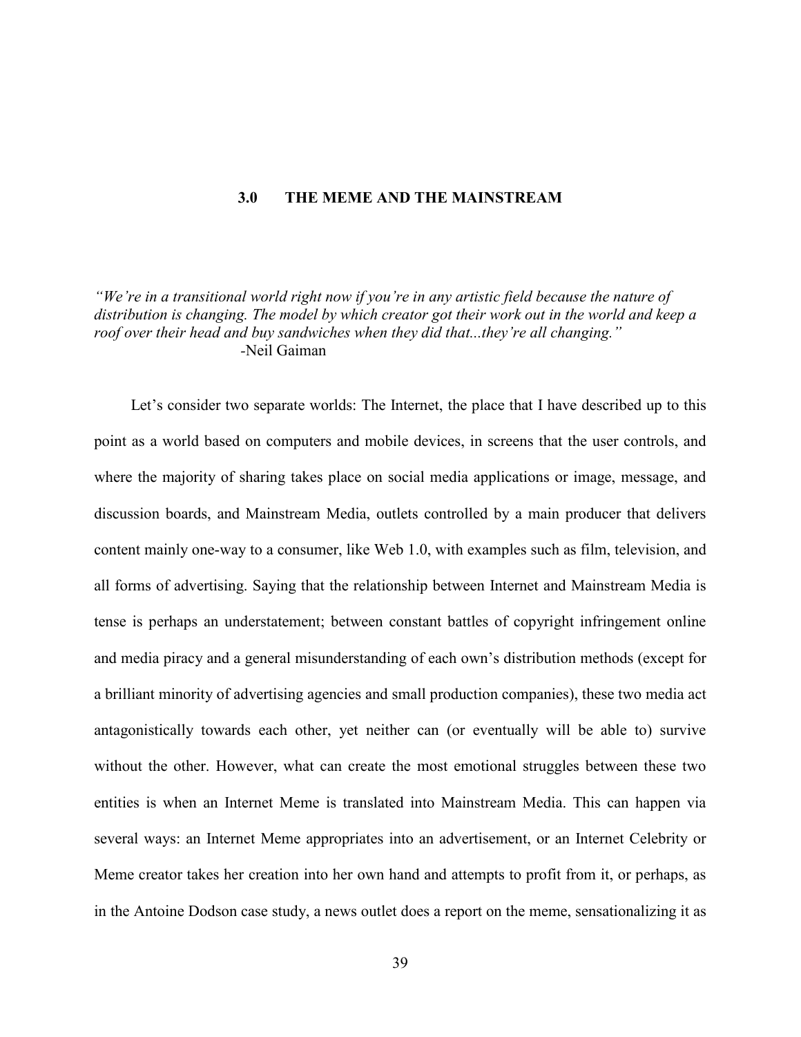# 3.0 THE MEME AND THE MAINSTREAM

*"We're in a transitional world right now if you're in any artistic field because the nature of distribution is changing. The model by which creator got their work out in the world and keep a roof over their head and buy sandwiches when they did that...they're all changing."*
-Neil Gaiman

Let's consider two separate worlds: The Internet, the place that I have described up to this point as a world based on computers and mobile devices, in screens that the user controls, and where the majority of sharing takes place on social media applications or image, message, and discussion boards, and Mainstream Media, outlets controlled by a main producer that delivers content mainly one-way to a consumer, like Web 1.0, with examples such as film, television, and all forms of advertising. Saying that the relationship between Internet and Mainstream Media is tense is perhaps an understatement; between constant battles of copyright infringement online and media piracy and a general misunderstanding of each own's distribution methods (except for a brilliant minority of advertising agencies and small production companies), these two media act antagonistically towards each other, yet neither can (or eventually will be able to) survive without the other. However, what can create the most emotional struggles between these two entities is when an Internet Meme is translated into Mainstream Media. This can happen via several ways: an Internet Meme appropriates into an advertisement, or an Internet Celebrity or Meme creator takes her creation into her own hand and attempts to profit from it, or perhaps, as in the Antoine Dodson case study, a news outlet does a report on the meme, sensationalizing it as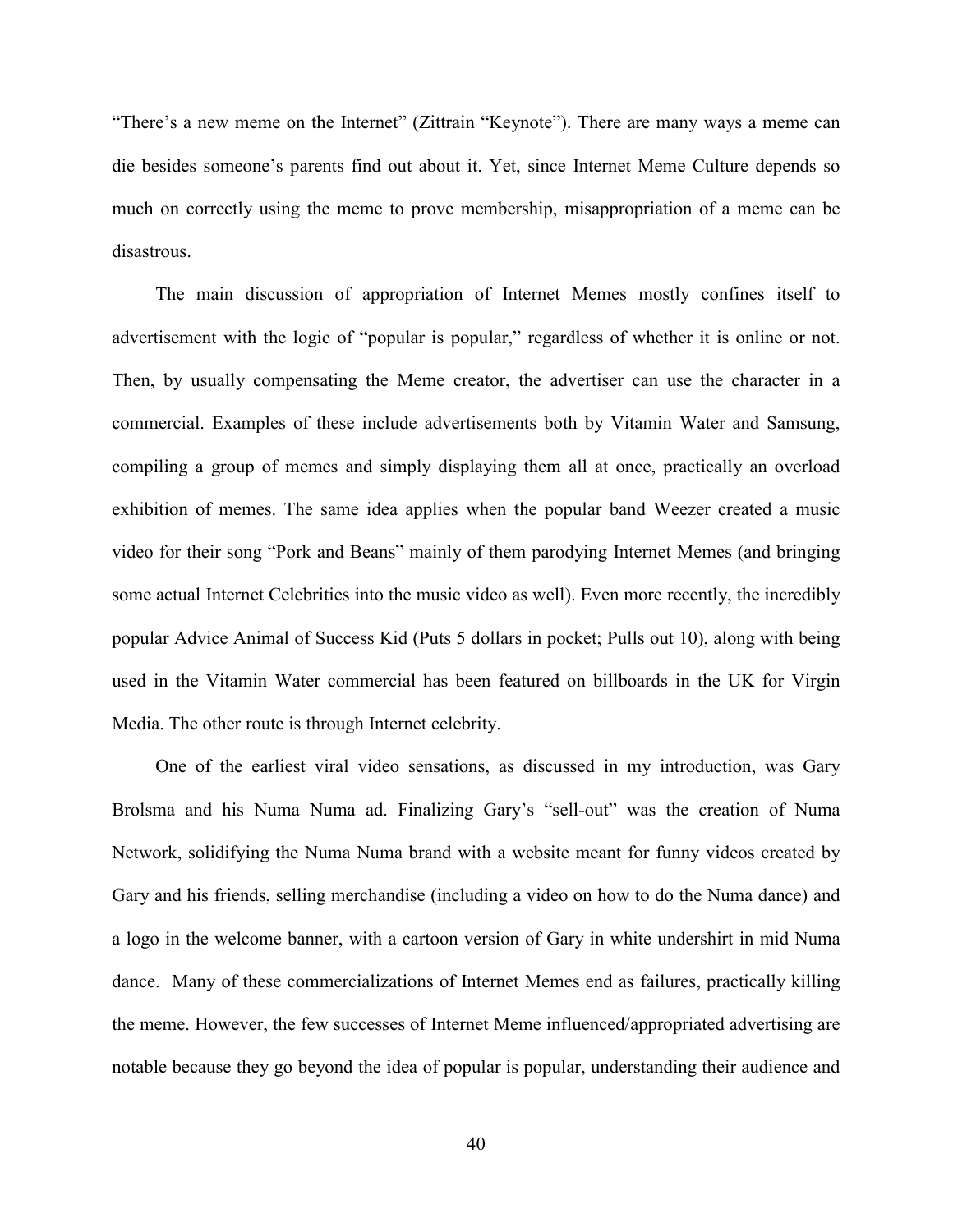"There's a new meme on the Internet" (Zittrain "Keynote"). There are many ways a meme can die besides someone's parents find out about it. Yet, since Internet Meme Culture depends so much on correctly using the meme to prove membership, misappropriation of a meme can be disastrous.

The main discussion of appropriation of Internet Memes mostly confines itself to advertisement with the logic of "popular is popular," regardless of whether it is online or not. Then, by usually compensating the Meme creator, the advertiser can use the character in a commercial. Examples of these include advertisements both by Vitamin Water and Samsung, compiling a group of memes and simply displaying them all at once, practically an overload exhibition of memes. The same idea applies when the popular band Weezer created a music video for their song "Pork and Beans" mainly of them parodying Internet Memes (and bringing some actual Internet Celebrities into the music video as well). Even more recently, the incredibly popular Advice Animal of Success Kid (Puts 5 dollars in pocket; Pulls out 10), along with being used in the Vitamin Water commercial has been featured on billboards in the UK for Virgin Media. The other route is through Internet celebrity.

One of the earliest viral video sensations, as discussed in my introduction, was Gary Brolsma and his Numa Numa ad. Finalizing Gary's "sell-out" was the creation of Numa Network, solidifying the Numa Numa brand with a website meant for funny videos created by Gary and his friends, selling merchandise (including a video on how to do the Numa dance) and a logo in the welcome banner, with a cartoon version of Gary in white undershirt in mid Numa dance. Many of these commercializations of Internet Memes end as failures, practically killing the meme. However, the few successes of Internet Meme influenced/appropriated advertising are notable because they go beyond the idea of popular is popular, understanding their audience and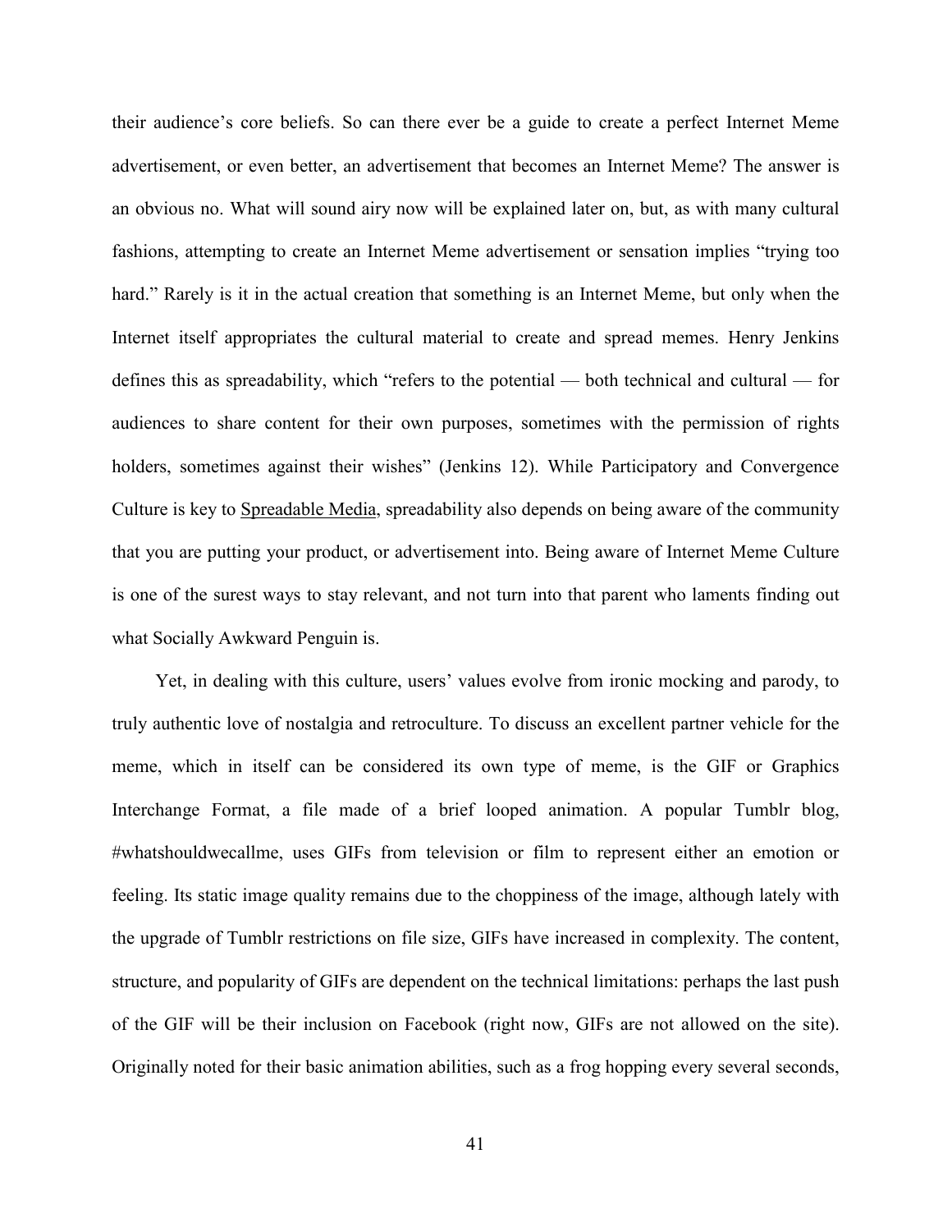their audience's core beliefs. So can there ever be a guide to create a perfect Internet Meme advertisement, or even better, an advertisement that becomes an Internet Meme? The answer is an obvious no. What will sound airy now will be explained later on, but, as with many cultural fashions, attempting to create an Internet Meme advertisement or sensation implies "trying too hard." Rarely is it in the actual creation that something is an Internet Meme, but only when the Internet itself appropriates the cultural material to create and spread memes. Henry Jenkins defines this as spreadability, which "refers to the potential — both technical and cultural — for audiences to share content for their own purposes, sometimes with the permission of rights holders, sometimes against their wishes" (Jenkins 12). While Participatory and Convergence Culture is key to <u>Spreadable Media</u>, spreadability also depends on being aware of the community that you are putting your product, or advertisement into. Being aware of Internet Meme Culture is one of the surest ways to stay relevant, and not turn into that parent who laments finding out what Socially Awkward Penguin is.

Yet, in dealing with this culture, users' values evolve from ironic mocking and parody, to truly authentic love of nostalgia and retroculture. To discuss an excellent partner vehicle for the meme, which in itself can be considered its own type of meme, is the GIF or Graphics Interchange Format, a file made of a brief looped animation. A popular Tumblr blog, #whatshouldwecallme, uses GIFs from television or film to represent either an emotion or feeling. Its static image quality remains due to the choppiness of the image, although lately with the upgrade of Tumblr restrictions on file size, GIFs have increased in complexity. The content, structure, and popularity of GIFs are dependent on the technical limitations: perhaps the last push of the GIF will be their inclusion on Facebook (right now, GIFs are not allowed on the site). Originally noted for their basic animation abilities, such as a frog hopping every several seconds,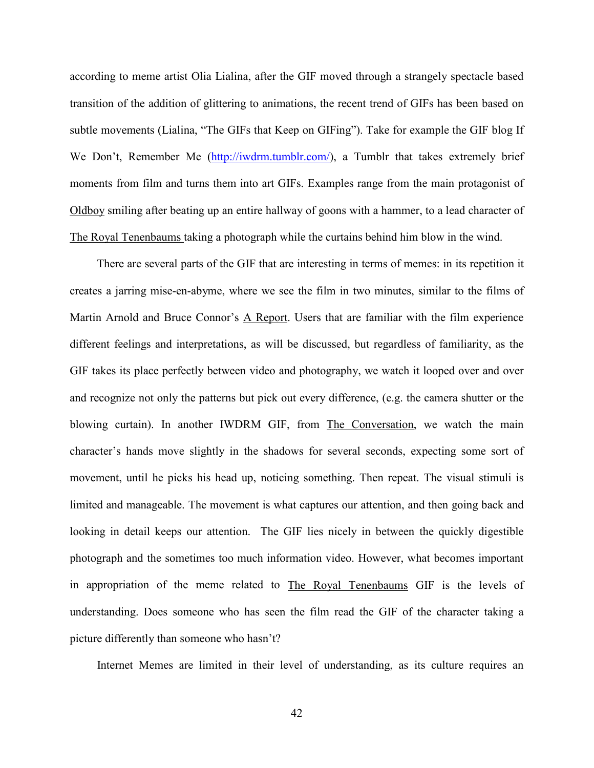according to meme artist Olia Lialina, after the GIF moved through a strangely spectacle based transition of the addition of glittering to animations, the recent trend of GIFs has been based on subtle movements (Lialina, "The GIFs that Keep on GIFing"). Take for example the GIF blog If We Don't, Remember Me (http://iwdrm.tumblr.com/), a Tumblr that takes extremely brief moments from film and turns them into art GIFs. Examples range from the main protagonist of Oldboy smiling after beating up an entire hallway of goons with a hammer, to a lead character of The Royal Tenenbaums taking a photograph while the curtains behind him blow in the wind.

There are several parts of the GIF that are interesting in terms of memes: in its repetition it creates a jarring mise-en-abyme, where we see the film in two minutes, similar to the films of Martin Arnold and Bruce Connor's A Report. Users that are familiar with the film experience different feelings and interpretations, as will be discussed, but regardless of familiarity, as the GIF takes its place perfectly between video and photography, we watch it looped over and over and recognize not only the patterns but pick out every difference, (e.g. the camera shutter or the blowing curtain). In another IWDRM GIF, from The Conversation, we watch the main character's hands move slightly in the shadows for several seconds, expecting some sort of movement, until he picks his head up, noticing something. Then repeat. The visual stimuli is limited and manageable. The movement is what captures our attention, and then going back and looking in detail keeps our attention. The GIF lies nicely in between the quickly digestible photograph and the sometimes too much information video. However, what becomes important in appropriation of the meme related to The Royal Tenenbaums GIF is the levels of understanding. Does someone who has seen the film read the GIF of the character taking a picture differently than someone who hasn't?

Internet Memes are limited in their level of understanding, as its culture requires an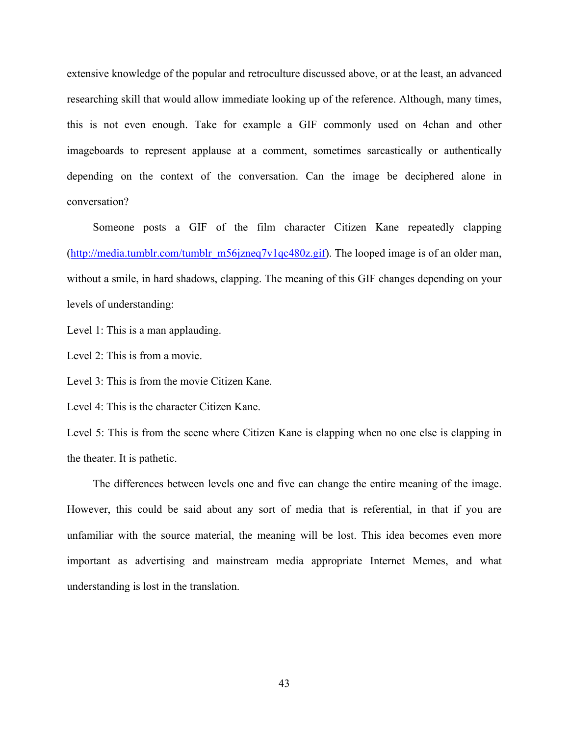extensive knowledge of the popular and retroculture discussed above, or at the least, an advanced researching skill that would allow immediate looking up of the reference. Although, many times, this is not even enough. Take for example a GIF commonly used on 4chan and other imageboards to represent applause at a comment, sometimes sarcastically or authentically depending on the context of the conversation. Can the image be deciphered alone in conversation?

Someone posts a GIF of the film character Citizen Kane repeatedly clapping (http://media.tumblr.com/tumblr_m56jzneq7v1qc480z.gif). The looped image is of an older man, without a smile, in hard shadows, clapping. The meaning of this GIF changes depending on your levels of understanding:

Level 1: This is a man applauding.

Level 2: This is from a movie.

Level 3: This is from the movie Citizen Kane.

Level 4: This is the character Citizen Kane.

Level 5: This is from the scene where Citizen Kane is clapping when no one else is clapping in the theater. It is pathetic.

The differences between levels one and five can change the entire meaning of the image. However, this could be said about any sort of media that is referential, in that if you are unfamiliar with the source material, the meaning will be lost. This idea becomes even more important as advertising and mainstream media appropriate Internet Memes, and what understanding is lost in the translation.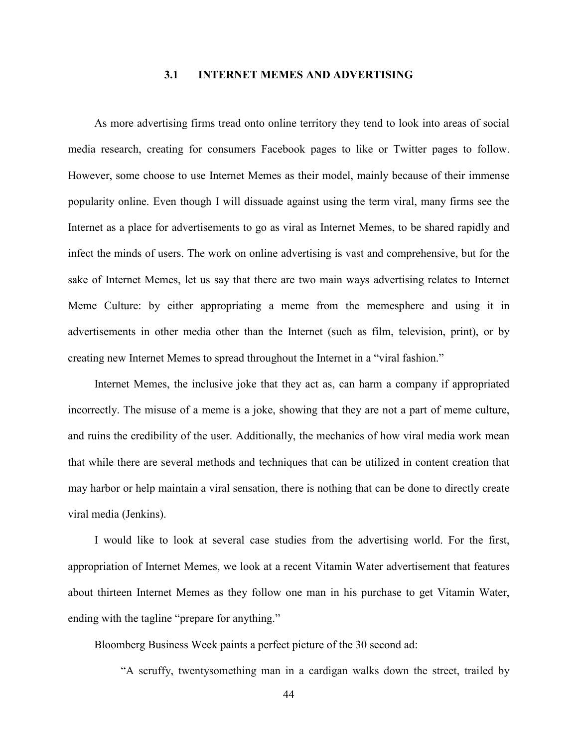## 3.1 INTERNET MEMES AND ADVERTISING

As more advertising firms tread onto online territory they tend to look into areas of social media research, creating for consumers Facebook pages to like or Twitter pages to follow. However, some choose to use Internet Memes as their model, mainly because of their immense popularity online. Even though I will dissuade against using the term viral, many firms see the Internet as a place for advertisements to go as viral as Internet Memes, to be shared rapidly and infect the minds of users. The work on online advertising is vast and comprehensive, but for the sake of Internet Memes, let us say that there are two main ways advertising relates to Internet Meme Culture: by either appropriating a meme from the memesphere and using it in advertisements in other media other than the Internet (such as film, television, print), or by creating new Internet Memes to spread throughout the Internet in a "viral fashion."

Internet Memes, the inclusive joke that they act as, can harm a company if appropriated incorrectly. The misuse of a meme is a joke, showing that they are not a part of meme culture, and ruins the credibility of the user. Additionally, the mechanics of how viral media work mean that while there are several methods and techniques that can be utilized in content creation that may harbor or help maintain a viral sensation, there is nothing that can be done to directly create viral media (Jenkins).

I would like to look at several case studies from the advertising world. For the first, appropriation of Internet Memes, we look at a recent Vitamin Water advertisement that features about thirteen Internet Memes as they follow one man in his purchase to get Vitamin Water, ending with the tagline "prepare for anything."

Bloomberg Business Week paints a perfect picture of the 30 second ad:

> "A scruffy, twentysomething man in a cardigan walks down the street, trailed by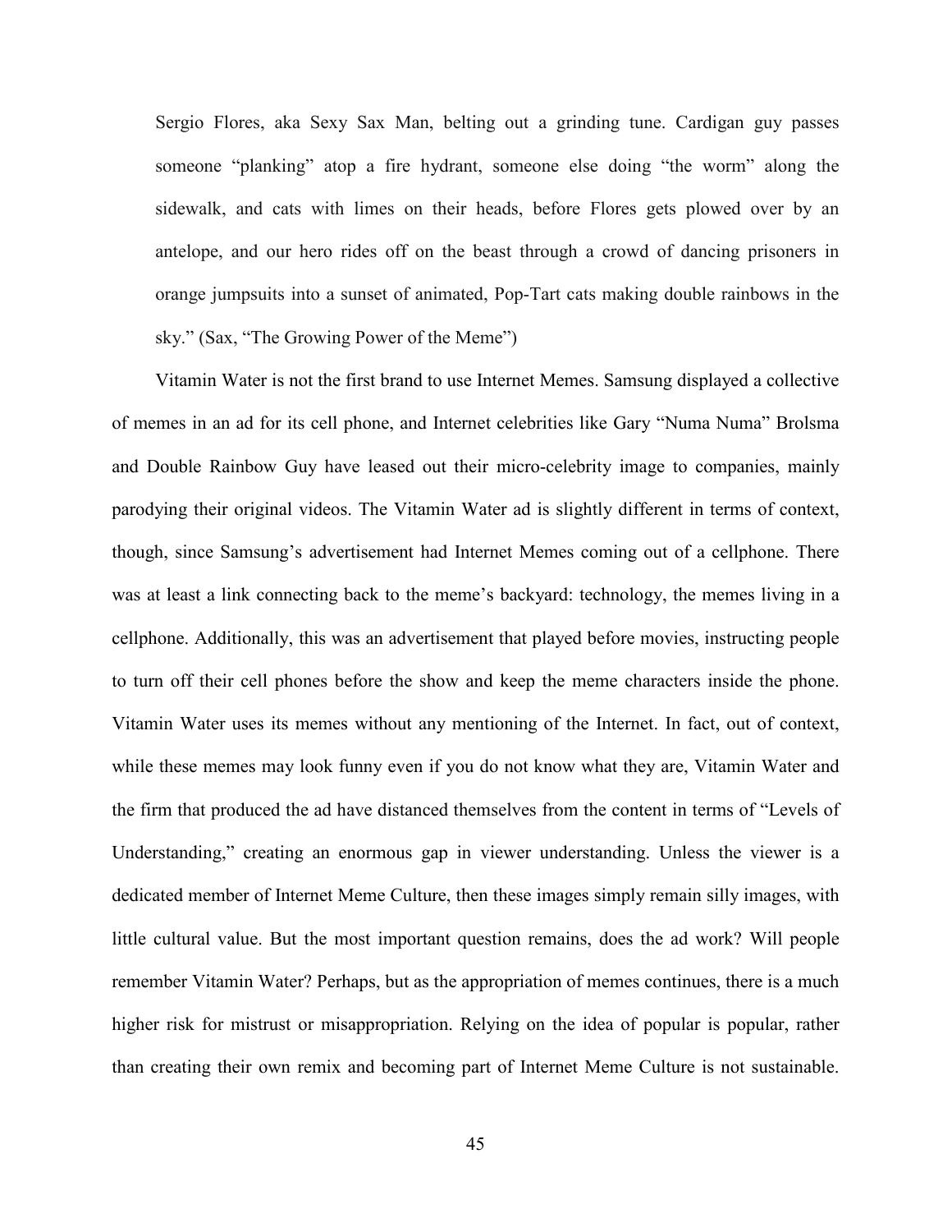> Sergio Flores, aka Sexy Sax Man, belting out a grinding tune. Cardigan guy passes someone "planking" atop a fire hydrant, someone else doing "the worm" along the sidewalk, and cats with limes on their heads, before Flores gets plowed over by an antelope, and our hero rides off on the beast through a crowd of dancing prisoners in orange jumpsuits into a sunset of animated, Pop-Tart cats making double rainbows in the sky." (Sax, "The Growing Power of the Meme")

Vitamin Water is not the first brand to use Internet Memes. Samsung displayed a collective of memes in an ad for its cell phone, and Internet celebrities like Gary "Numa Numa" Brolsma and Double Rainbow Guy have leased out their micro-celebrity image to companies, mainly parodying their original videos. The Vitamin Water ad is slightly different in terms of context, though, since Samsung's advertisement had Internet Memes coming out of a cellphone. There was at least a link connecting back to the meme's backyard: technology, the memes living in a cellphone. Additionally, this was an advertisement that played before movies, instructing people to turn off their cell phones before the show and keep the meme characters inside the phone. Vitamin Water uses its memes without any mentioning of the Internet. In fact, out of context, while these memes may look funny even if you do not know what they are, Vitamin Water and the firm that produced the ad have distanced themselves from the content in terms of "Levels of Understanding," creating an enormous gap in viewer understanding. Unless the viewer is a dedicated member of Internet Meme Culture, then these images simply remain silly images, with little cultural value. But the most important question remains, does the ad work? Will people remember Vitamin Water? Perhaps, but as the appropriation of memes continues, there is a much higher risk for mistrust or misappropriation. Relying on the idea of popular is popular, rather than creating their own remix and becoming part of Internet Meme Culture is not sustainable.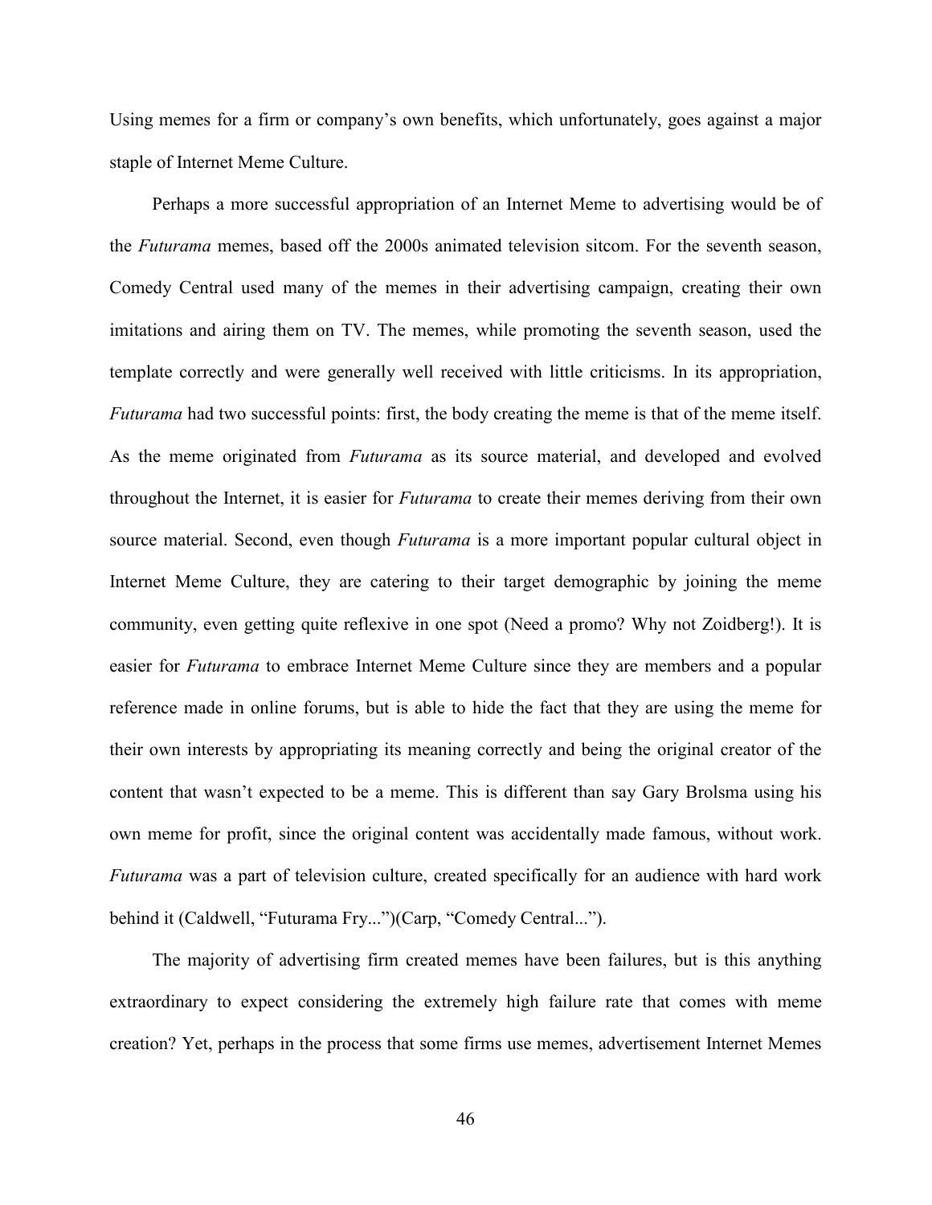Using memes for a firm or company's own benefits, which unfortunately, goes against a major staple of Internet Meme Culture.

Perhaps a more successful appropriation of an Internet Meme to advertising would be of the *Futurama* memes, based off the 2000s animated television sitcom. For the seventh season, Comedy Central used many of the memes in their advertising campaign, creating their own imitations and airing them on TV. The memes, while promoting the seventh season, used the template correctly and were generally well received with little criticisms. In its appropriation, *Futurama* had two successful points: first, the body creating the meme is that of the meme itself. As the meme originated from *Futurama* as its source material, and developed and evolved throughout the Internet, it is easier for *Futurama* to create their memes deriving from their own source material. Second, even though *Futurama* is a more important popular cultural object in Internet Meme Culture, they are catering to their target demographic by joining the meme community, even getting quite reflexive in one spot (Need a promo? Why not Zoidberg!). It is easier for *Futurama* to embrace Internet Meme Culture since they are members and a popular reference made in online forums, but is able to hide the fact that they are using the meme for their own interests by appropriating its meaning correctly and being the original creator of the content that wasn't expected to be a meme. This is different than say Gary Brolsma using his own meme for profit, since the original content was accidentally made famous, without work. *Futurama* was a part of television culture, created specifically for an audience with hard work behind it (Caldwell, "Futurama Fry...")(Carp, "Comedy Central...").

The majority of advertising firm created memes have been failures, but is this anything extraordinary to expect considering the extremely high failure rate that comes with meme creation? Yet, perhaps in the process that some firms use memes, advertisement Internet Memes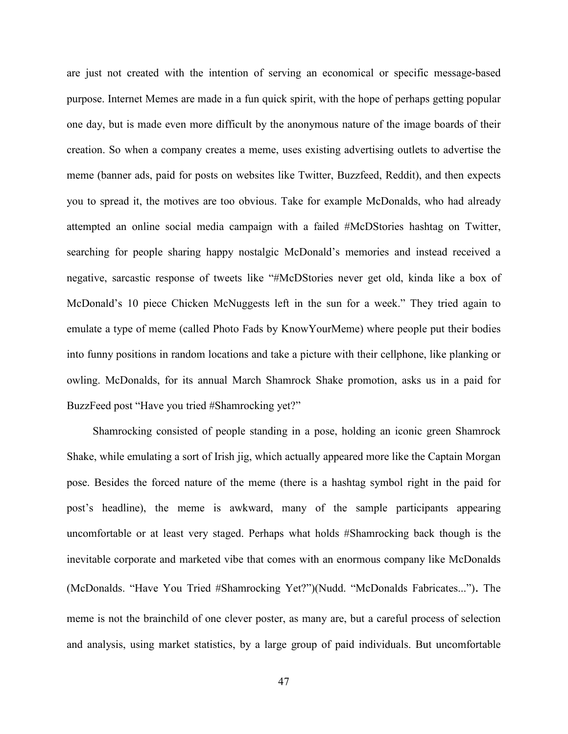are just not created with the intention of serving an economical or specific message-based purpose. Internet Memes are made in a fun quick spirit, with the hope of perhaps getting popular one day, but is made even more difficult by the anonymous nature of the image boards of their creation. So when a company creates a meme, uses existing advertising outlets to advertise the meme (banner ads, paid for posts on websites like Twitter, Buzzfeed, Reddit), and then expects you to spread it, the motives are too obvious. Take for example McDonalds, who had already attempted an online social media campaign with a failed #McDStories hashtag on Twitter, searching for people sharing happy nostalgic McDonald's memories and instead received a negative, sarcastic response of tweets like "#McDStories never get old, kinda like a box of McDonald's 10 piece Chicken McNuggests left in the sun for a week." They tried again to emulate a type of meme (called Photo Fads by KnowYourMeme) where people put their bodies into funny positions in random locations and take a picture with their cellphone, like planking or owling. McDonalds, for its annual March Shamrock Shake promotion, asks us in a paid for BuzzFeed post "Have you tried #Shamrocking yet?"

Shamrocking consisted of people standing in a pose, holding an iconic green Shamrock Shake, while emulating a sort of Irish jig, which actually appeared more like the Captain Morgan pose. Besides the forced nature of the meme (there is a hashtag symbol right in the paid for post's headline), the meme is awkward, many of the sample participants appearing uncomfortable or at least very staged. Perhaps what holds #Shamrocking back though is the inevitable corporate and marketed vibe that comes with an enormous company like McDonalds (McDonalds. "Have You Tried #Shamrocking Yet?")(Nudd. "McDonalds Fabricates..."). The meme is not the brainchild of one clever poster, as many are, but a careful process of selection and analysis, using market statistics, by a large group of paid individuals. But uncomfortable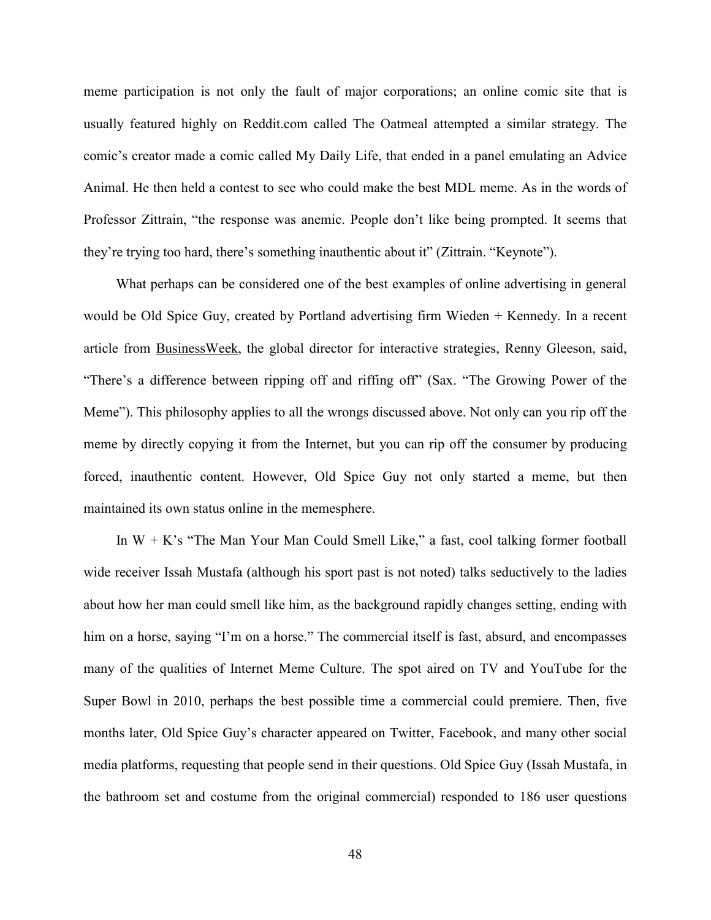meme participation is not only the fault of major corporations; an online comic site that is usually featured highly on Reddit.com called The Oatmeal attempted a similar strategy. The comic's creator made a comic called My Daily Life, that ended in a panel emulating an Advice Animal. He then held a contest to see who could make the best MDL meme. As in the words of Professor Zittrain, "the response was anemic. People don't like being prompted. It seems that they're trying too hard, there's something inauthentic about it" (Zittrain. "Keynote").

What perhaps can be considered one of the best examples of online advertising in general would be Old Spice Guy, created by Portland advertising firm Wieden + Kennedy. In a recent article from BusinessWeek, the global director for interactive strategies, Renny Gleeson, said, "There's a difference between ripping off and riffing off" (Sax. "The Growing Power of the Meme"). This philosophy applies to all the wrongs discussed above. Not only can you rip off the meme by directly copying it from the Internet, but you can rip off the consumer by producing forced, inauthentic content. However, Old Spice Guy not only started a meme, but then maintained its own status online in the memesphere.

In W + K's "The Man Your Man Could Smell Like," a fast, cool talking former football wide receiver Issah Mustafa (although his sport past is not noted) talks seductively to the ladies about how her man could smell like him, as the background rapidly changes setting, ending with him on a horse, saying "I'm on a horse." The commercial itself is fast, absurd, and encompasses many of the qualities of Internet Meme Culture. The spot aired on TV and YouTube for the Super Bowl in 2010, perhaps the best possible time a commercial could premiere. Then, five months later, Old Spice Guy's character appeared on Twitter, Facebook, and many other social media platforms, requesting that people send in their questions. Old Spice Guy (Issah Mustafa, in the bathroom set and costume from the original commercial) responded to 186 user questions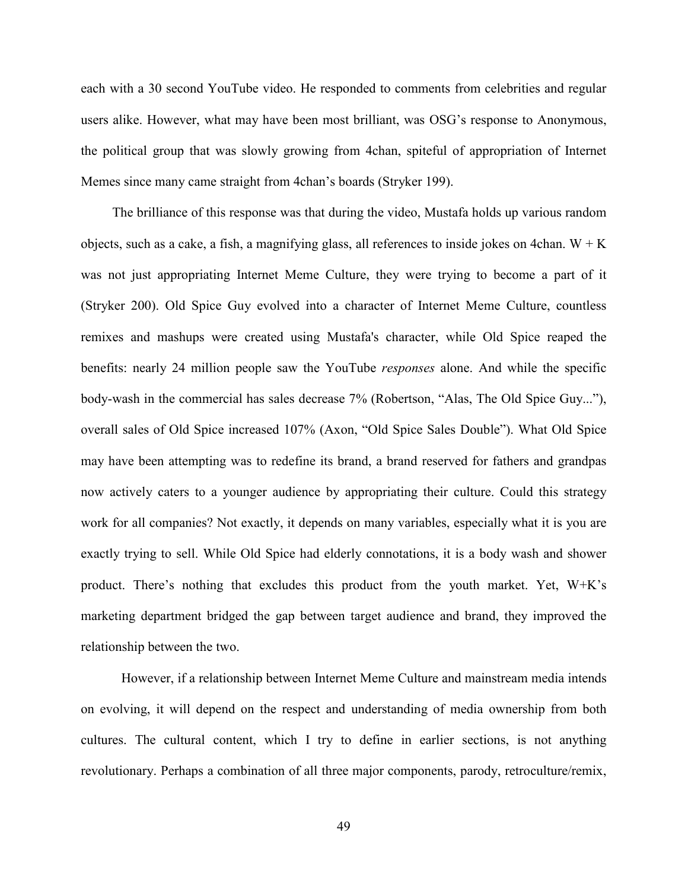each with a 30 second YouTube video. He responded to comments from celebrities and regular users alike. However, what may have been most brilliant, was OSG's response to Anonymous, the political group that was slowly growing from 4chan, spiteful of appropriation of Internet Memes since many came straight from 4chan's boards (Stryker 199).

The brilliance of this response was that during the video, Mustafa holds up various random objects, such as a cake, a fish, a magnifying glass, all references to inside jokes on 4chan. W + K was not just appropriating Internet Meme Culture, they were trying to become a part of it (Stryker 200). Old Spice Guy evolved into a character of Internet Meme Culture, countless remixes and mashups were created using Mustafa's character, while Old Spice reaped the benefits: nearly 24 million people saw the YouTube *responses* alone. And while the specific body-wash in the commercial has sales decrease 7% (Robertson, "Alas, The Old Spice Guy..."), overall sales of Old Spice increased 107% (Axon, "Old Spice Sales Double"). What Old Spice may have been attempting was to redefine its brand, a brand reserved for fathers and grandpas now actively caters to a younger audience by appropriating their culture. Could this strategy work for all companies? Not exactly, it depends on many variables, especially what it is you are exactly trying to sell. While Old Spice had elderly connotations, it is a body wash and shower product. There's nothing that excludes this product from the youth market. Yet, W+K's marketing department bridged the gap between target audience and brand, they improved the relationship between the two.

However, if a relationship between Internet Meme Culture and mainstream media intends on evolving, it will depend on the respect and understanding of media ownership from both cultures. The cultural content, which I try to define in earlier sections, is not anything revolutionary. Perhaps a combination of all three major components, parody, retroculture/remix,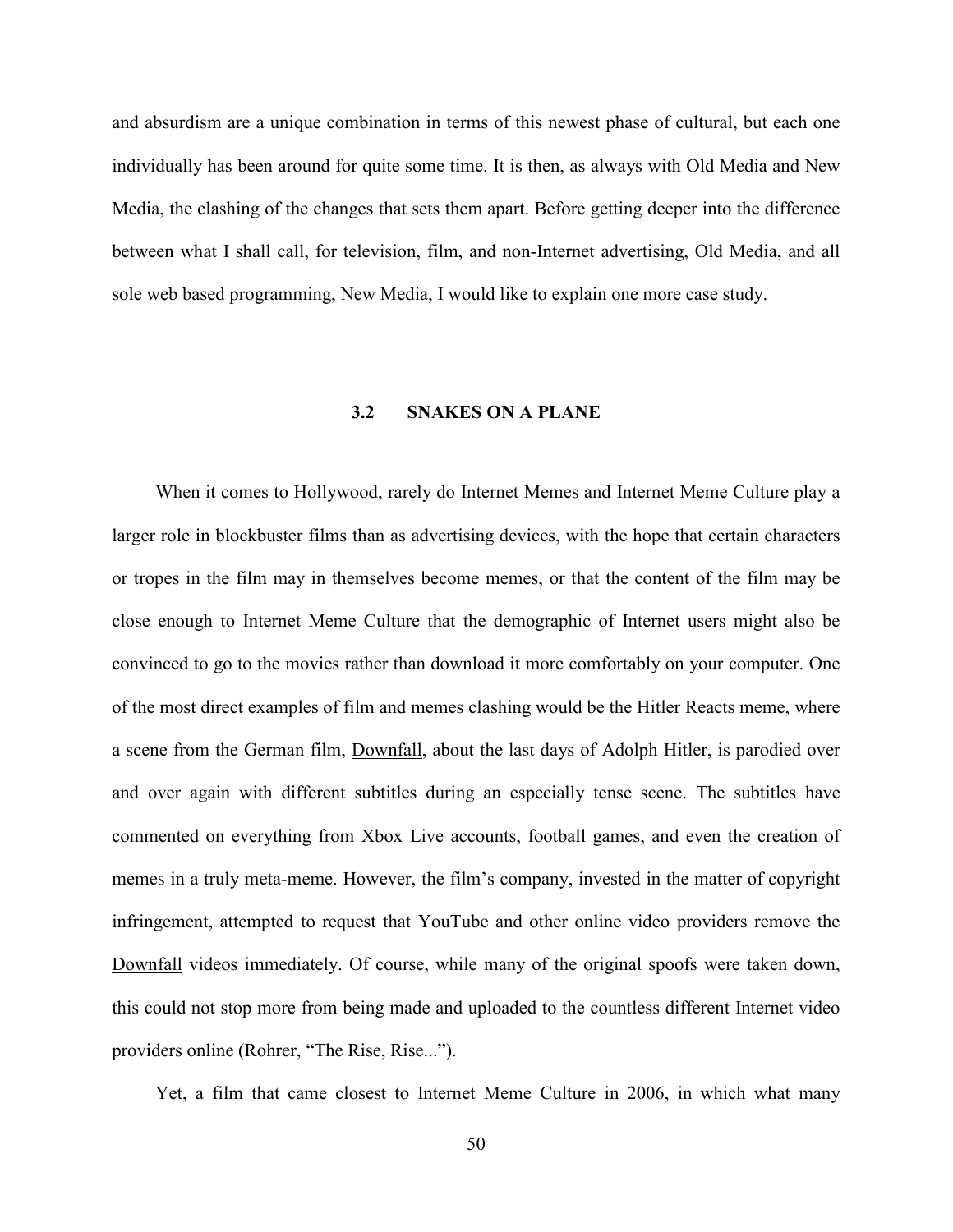and absurdism are a unique combination in terms of this newest phase of cultural, but each one individually has been around for quite some time. It is then, as always with Old Media and New Media, the clashing of the changes that sets them apart. Before getting deeper into the difference between what I shall call, for television, film, and non-Internet advertising, Old Media, and all sole web based programming, New Media, I would like to explain one more case study.

### 3.2 SNAKES ON A PLANE

When it comes to Hollywood, rarely do Internet Memes and Internet Meme Culture play a larger role in blockbuster films than as advertising devices, with the hope that certain characters or tropes in the film may in themselves become memes, or that the content of the film may be close enough to Internet Meme Culture that the demographic of Internet users might also be convinced to go to the movies rather than download it more comfortably on your computer. One of the most direct examples of film and memes clashing would be the Hitler Reacts meme, where a scene from the German film, Downfall, about the last days of Adolph Hitler, is parodied over and over again with different subtitles during an especially tense scene. The subtitles have commented on everything from Xbox Live accounts, football games, and even the creation of memes in a truly meta-meme. However, the film's company, invested in the matter of copyright infringement, attempted to request that YouTube and other online video providers remove the Downfall videos immediately. Of course, while many of the original spoofs were taken down, this could not stop more from being made and uploaded to the countless different Internet video providers online (Rohrer, "The Rise, Rise...").

Yet, a film that came closest to Internet Meme Culture in 2006, in which what many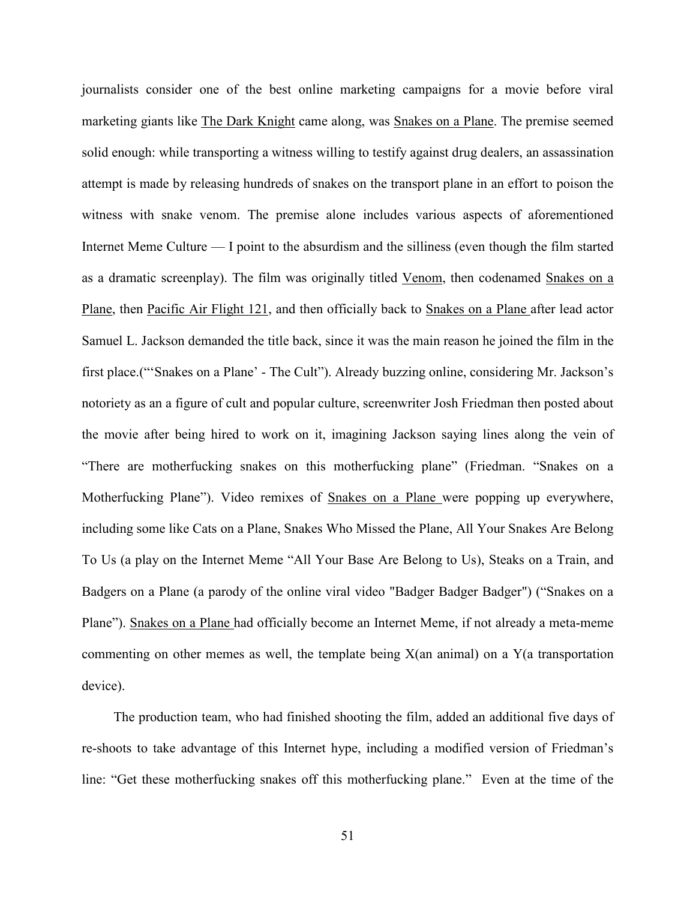journalists consider one of the best online marketing campaigns for a movie before viral marketing giants like The Dark Knight came along, was Snakes on a Plane. The premise seemed solid enough: while transporting a witness willing to testify against drug dealers, an assassination attempt is made by releasing hundreds of snakes on the transport plane in an effort to poison the witness with snake venom. The premise alone includes various aspects of aforementioned Internet Meme Culture — I point to the absurdism and the silliness (even though the film started as a dramatic screenplay). The film was originally titled Venom, then codenamed Snakes on a Plane, then Pacific Air Flight 121, and then officially back to Snakes on a Plane after lead actor Samuel L. Jackson demanded the title back, since it was the main reason he joined the film in the first place.("'Snakes on a Plane' - The Cult"). Already buzzing online, considering Mr. Jackson's notoriety as an a figure of cult and popular culture, screenwriter Josh Friedman then posted about the movie after being hired to work on it, imagining Jackson saying lines along the vein of "There are motherfucking snakes on this motherfucking plane" (Friedman. "Snakes on a Motherfucking Plane"). Video remixes of Snakes on a Plane were popping up everywhere, including some like Cats on a Plane, Snakes Who Missed the Plane, All Your Snakes Are Belong To Us (a play on the Internet Meme "All Your Base Are Belong to Us), Steaks on a Train, and Badgers on a Plane (a parody of the online viral video "Badger Badger Badger") ("Snakes on a Plane"). Snakes on a Plane had officially become an Internet Meme, if not already a meta-meme commenting on other memes as well, the template being X(an animal) on a Y(a transportation device).

The production team, who had finished shooting the film, added an additional five days of re-shoots to take advantage of this Internet hype, including a modified version of Friedman's line: "Get these motherfucking snakes off this motherfucking plane." Even at the time of the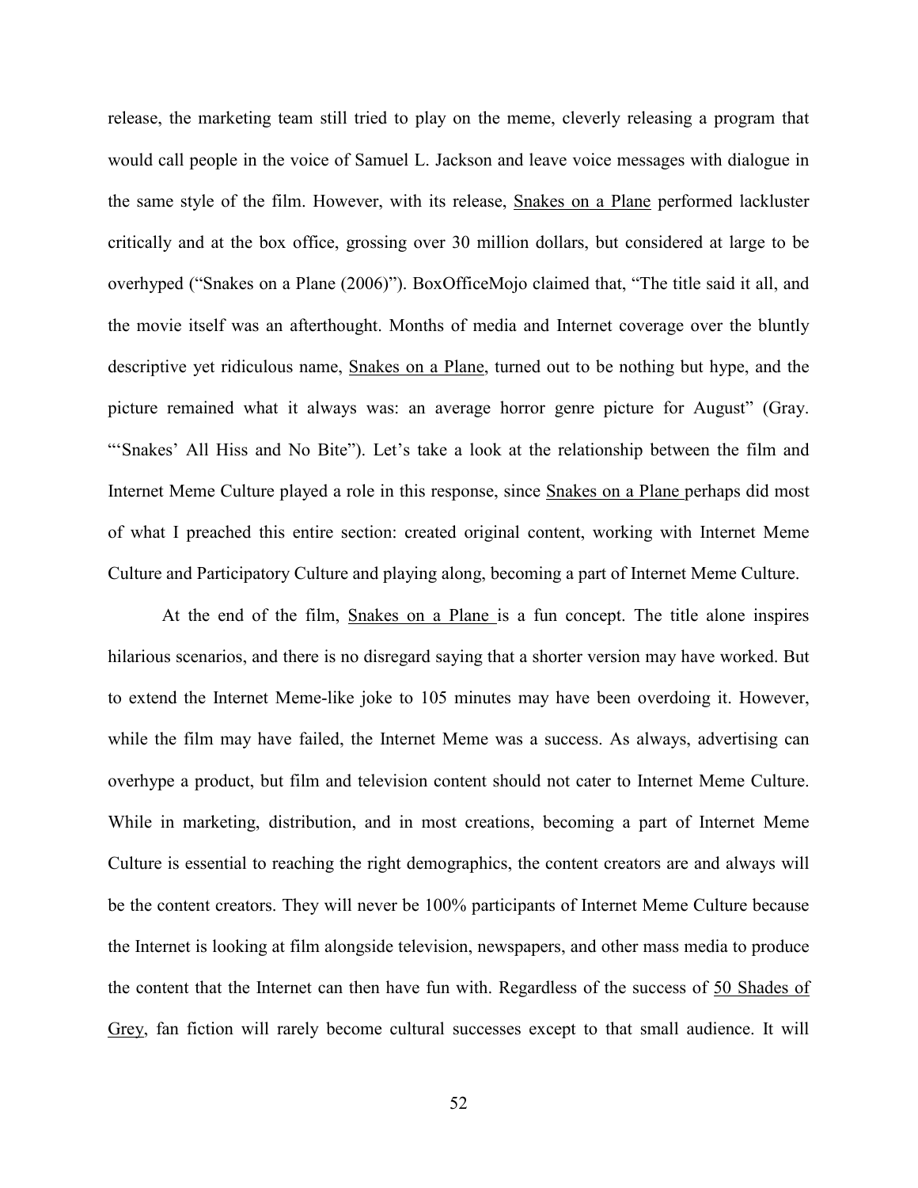release, the marketing team still tried to play on the meme, cleverly releasing a program that would call people in the voice of Samuel L. Jackson and leave voice messages with dialogue in the same style of the film. However, with its release, <u>Snakes on a Plane</u> performed lackluster critically and at the box office, grossing over 30 million dollars, but considered at large to be overhyped ("Snakes on a Plane (2006)"). BoxOfficeMojo claimed that, "The title said it all, and the movie itself was an afterthought. Months of media and Internet coverage over the bluntly descriptive yet ridiculous name, <u>Snakes on a Plane</u>, turned out to be nothing but hype, and the picture remained what it always was: an average horror genre picture for August" (Gray. "'Snakes' All Hiss and No Bite"). Let's take a look at the relationship between the film and Internet Meme Culture played a role in this response, since <u>Snakes on a Plane</u> perhaps did most of what I preached this entire section: created original content, working with Internet Meme Culture and Participatory Culture and playing along, becoming a part of Internet Meme Culture.

At the end of the film, <u>Snakes on a Plane</u> is a fun concept. The title alone inspires hilarious scenarios, and there is no disregard saying that a shorter version may have worked. But to extend the Internet Meme-like joke to 105 minutes may have been overdoing it. However, while the film may have failed, the Internet Meme was a success. As always, advertising can overhype a product, but film and television content should not cater to Internet Meme Culture. While in marketing, distribution, and in most creations, becoming a part of Internet Meme Culture is essential to reaching the right demographics, the content creators are and always will be the content creators. They will never be 100% participants of Internet Meme Culture because the Internet is looking at film alongside television, newspapers, and other mass media to produce the content that the Internet can then have fun with. Regardless of the success of <u>50 Shades of Grey</u>, fan fiction will rarely become cultural successes except to that small audience. It will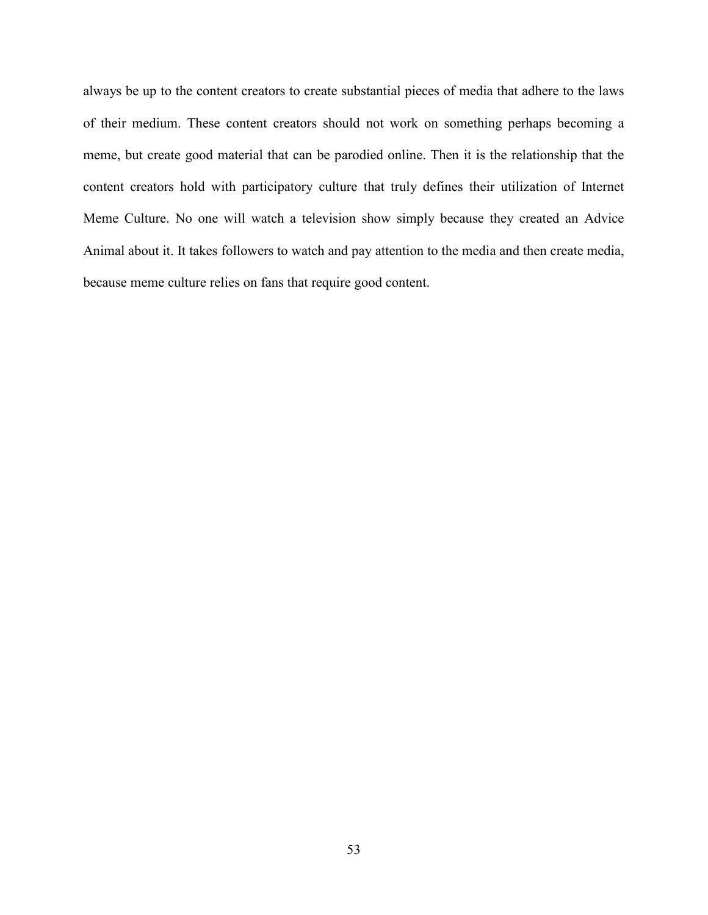always be up to the content creators to create substantial pieces of media that adhere to the laws of their medium. These content creators should not work on something perhaps becoming a meme, but create good material that can be parodied online. Then it is the relationship that the content creators hold with participatory culture that truly defines their utilization of Internet Meme Culture. No one will watch a television show simply because they created an Advice Animal about it. It takes followers to watch and pay attention to the media and then create media, because meme culture relies on fans that require good content.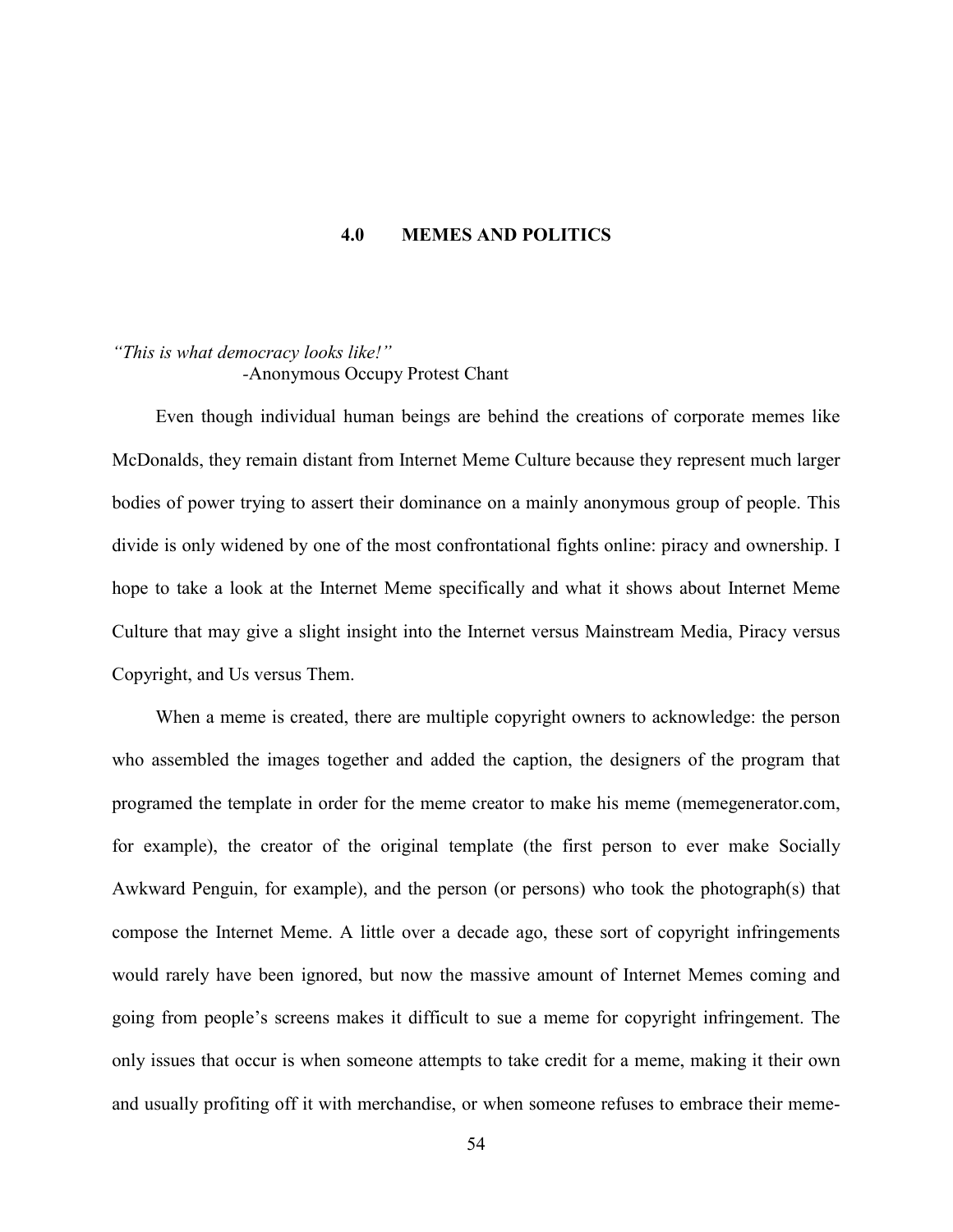# 4.0 MEMES AND POLITICS

*"This is what democracy looks like!"*
-Anonymous Occupy Protest Chant

Even though individual human beings are behind the creations of corporate memes like McDonalds, they remain distant from Internet Meme Culture because they represent much larger bodies of power trying to assert their dominance on a mainly anonymous group of people. This divide is only widened by one of the most confrontational fights online: piracy and ownership. I hope to take a look at the Internet Meme specifically and what it shows about Internet Meme Culture that may give a slight insight into the Internet versus Mainstream Media, Piracy versus Copyright, and Us versus Them.

When a meme is created, there are multiple copyright owners to acknowledge: the person who assembled the images together and added the caption, the designers of the program that programed the template in order for the meme creator to make his meme (memegenerator.com, for example), the creator of the original template (the first person to ever make Socially Awkward Penguin, for example), and the person (or persons) who took the photograph(s) that compose the Internet Meme. A little over a decade ago, these sort of copyright infringements would rarely have been ignored, but now the massive amount of Internet Memes coming and going from people's screens makes it difficult to sue a meme for copyright infringement. The only issues that occur is when someone attempts to take credit for a meme, making it their own and usually profiting off it with merchandise, or when someone refuses to embrace their meme-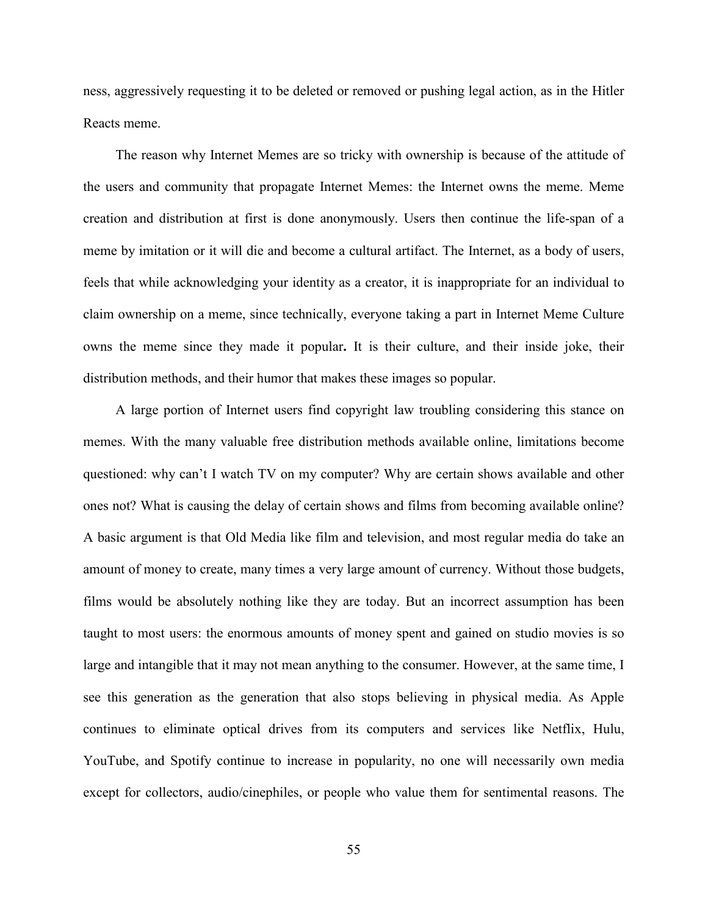ness, aggressively requesting it to be deleted or removed or pushing legal action, as in the Hitler Reacts meme.

The reason why Internet Memes are so tricky with ownership is because of the attitude of the users and community that propagate Internet Memes: the Internet owns the meme. Meme creation and distribution at first is done anonymously. Users then continue the life-span of a meme by imitation or it will die and become a cultural artifact. The Internet, as a body of users, feels that while acknowledging your identity as a creator, it is inappropriate for an individual to claim ownership on a meme, since technically, everyone taking a part in Internet Meme Culture owns the meme since they made it popular**.** It is their culture, and their inside joke, their distribution methods, and their humor that makes these images so popular.

A large portion of Internet users find copyright law troubling considering this stance on memes. With the many valuable free distribution methods available online, limitations become questioned: why can't I watch TV on my computer? Why are certain shows available and other ones not? What is causing the delay of certain shows and films from becoming available online? A basic argument is that Old Media like film and television, and most regular media do take an amount of money to create, many times a very large amount of currency. Without those budgets, films would be absolutely nothing like they are today. But an incorrect assumption has been taught to most users: the enormous amounts of money spent and gained on studio movies is so large and intangible that it may not mean anything to the consumer. However, at the same time, I see this generation as the generation that also stops believing in physical media. As Apple continues to eliminate optical drives from its computers and services like Netflix, Hulu, YouTube, and Spotify continue to increase in popularity, no one will necessarily own media except for collectors, audio/cinephiles, or people who value them for sentimental reasons. The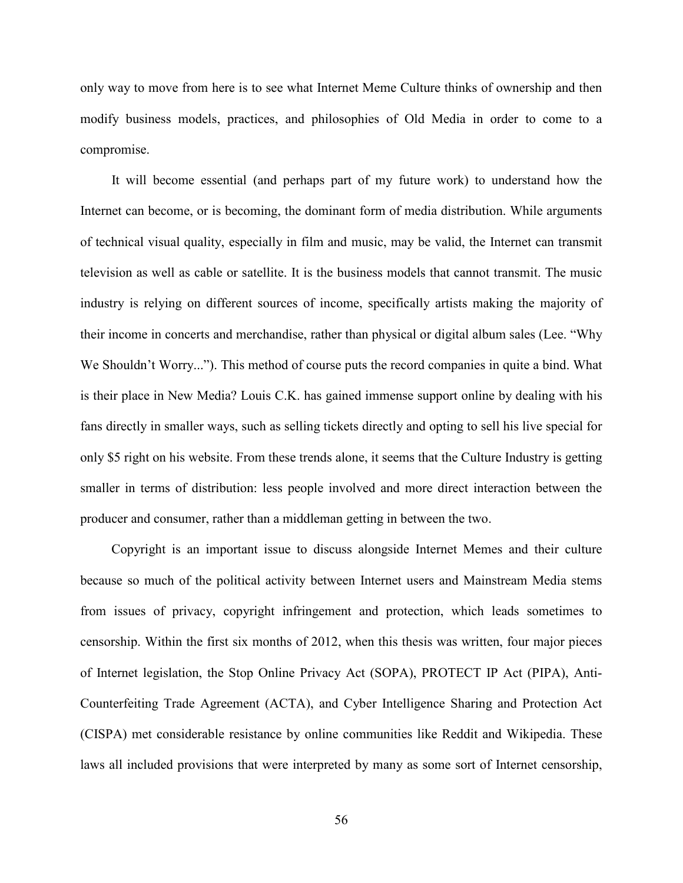only way to move from here is to see what Internet Meme Culture thinks of ownership and then modify business models, practices, and philosophies of Old Media in order to come to a compromise.

It will become essential (and perhaps part of my future work) to understand how the Internet can become, or is becoming, the dominant form of media distribution. While arguments of technical visual quality, especially in film and music, may be valid, the Internet can transmit television as well as cable or satellite. It is the business models that cannot transmit. The music industry is relying on different sources of income, specifically artists making the majority of their income in concerts and merchandise, rather than physical or digital album sales (Lee. "Why We Shouldn't Worry..."). This method of course puts the record companies in quite a bind. What is their place in New Media? Louis C.K. has gained immense support online by dealing with his fans directly in smaller ways, such as selling tickets directly and opting to sell his live special for only $5 right on his website. From these trends alone, it seems that the Culture Industry is getting smaller in terms of distribution: less people involved and more direct interaction between the producer and consumer, rather than a middleman getting in between the two.

Copyright is an important issue to discuss alongside Internet Memes and their culture because so much of the political activity between Internet users and Mainstream Media stems from issues of privacy, copyright infringement and protection, which leads sometimes to censorship. Within the first six months of 2012, when this thesis was written, four major pieces of Internet legislation, the Stop Online Privacy Act (SOPA), PROTECT IP Act (PIPA), Anti-Counterfeiting Trade Agreement (ACTA), and Cyber Intelligence Sharing and Protection Act (CISPA) met considerable resistance by online communities like Reddit and Wikipedia. These laws all included provisions that were interpreted by many as some sort of Internet censorship,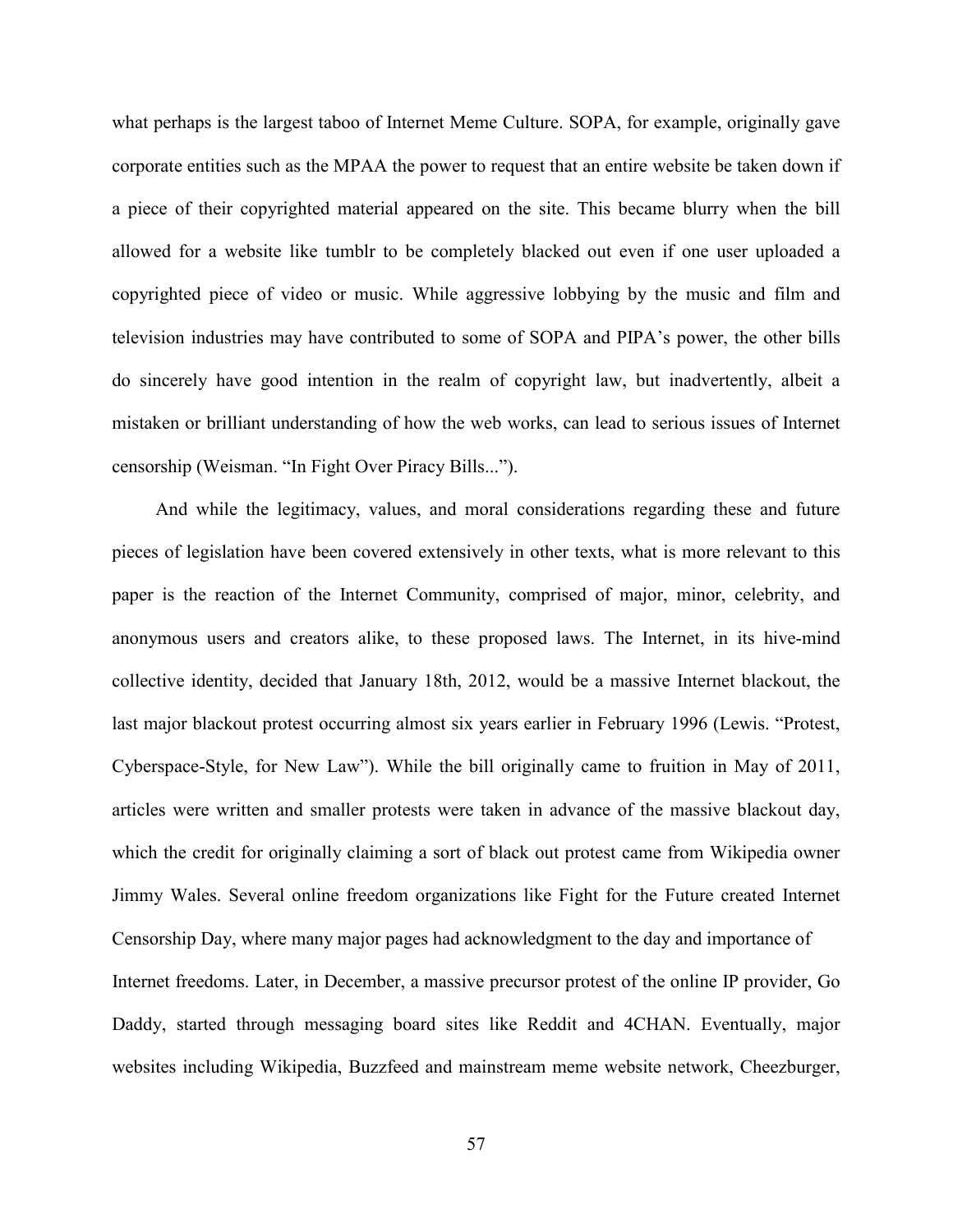what perhaps is the largest taboo of Internet Meme Culture. SOPA, for example, originally gave corporate entities such as the MPAA the power to request that an entire website be taken down if a piece of their copyrighted material appeared on the site. This became blurry when the bill allowed for a website like tumblr to be completely blacked out even if one user uploaded a copyrighted piece of video or music. While aggressive lobbying by the music and film and television industries may have contributed to some of SOPA and PIPA's power, the other bills do sincerely have good intention in the realm of copyright law, but inadvertently, albeit a mistaken or brilliant understanding of how the web works, can lead to serious issues of Internet censorship (Weisman. "In Fight Over Piracy Bills...").

And while the legitimacy, values, and moral considerations regarding these and future pieces of legislation have been covered extensively in other texts, what is more relevant to this paper is the reaction of the Internet Community, comprised of major, minor, celebrity, and anonymous users and creators alike, to these proposed laws. The Internet, in its hive-mind collective identity, decided that January 18th, 2012, would be a massive Internet blackout, the last major blackout protest occurring almost six years earlier in February 1996 (Lewis. "Protest, Cyberspace-Style, for New Law"). While the bill originally came to fruition in May of 2011, articles were written and smaller protests were taken in advance of the massive blackout day, which the credit for originally claiming a sort of black out protest came from Wikipedia owner Jimmy Wales. Several online freedom organizations like Fight for the Future created Internet Censorship Day, where many major pages had acknowledgment to the day and importance of Internet freedoms. Later, in December, a massive precursor protest of the online IP provider, Go Daddy, started through messaging board sites like Reddit and 4CHAN. Eventually, major websites including Wikipedia, Buzzfeed and mainstream meme website network, Cheezburger,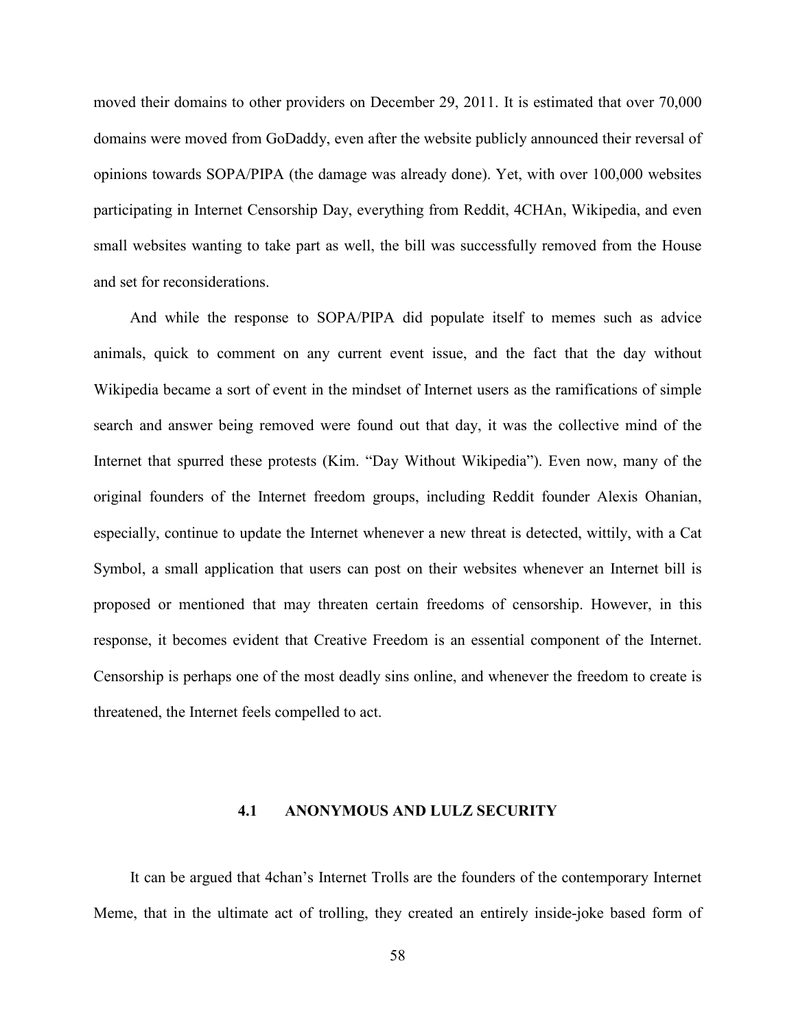moved their domains to other providers on December 29, 2011. It is estimated that over 70,000 domains were moved from GoDaddy, even after the website publicly announced their reversal of opinions towards SOPA/PIPA (the damage was already done). Yet, with over 100,000 websites participating in Internet Censorship Day, everything from Reddit, 4CHAn, Wikipedia, and even small websites wanting to take part as well, the bill was successfully removed from the House and set for reconsiderations.

And while the response to SOPA/PIPA did populate itself to memes such as advice animals, quick to comment on any current event issue, and the fact that the day without Wikipedia became a sort of event in the mindset of Internet users as the ramifications of simple search and answer being removed were found out that day, it was the collective mind of the Internet that spurred these protests (Kim. "Day Without Wikipedia"). Even now, many of the original founders of the Internet freedom groups, including Reddit founder Alexis Ohanian, especially, continue to update the Internet whenever a new threat is detected, wittily, with a Cat Symbol, a small application that users can post on their websites whenever an Internet bill is proposed or mentioned that may threaten certain freedoms of censorship. However, in this response, it becomes evident that Creative Freedom is an essential component of the Internet. Censorship is perhaps one of the most deadly sins online, and whenever the freedom to create is threatened, the Internet feels compelled to act.

## 4.1 ANONYMOUS AND LULZ SECURITY

It can be argued that 4chan's Internet Trolls are the founders of the contemporary Internet Meme, that in the ultimate act of trolling, they created an entirely inside-joke based form of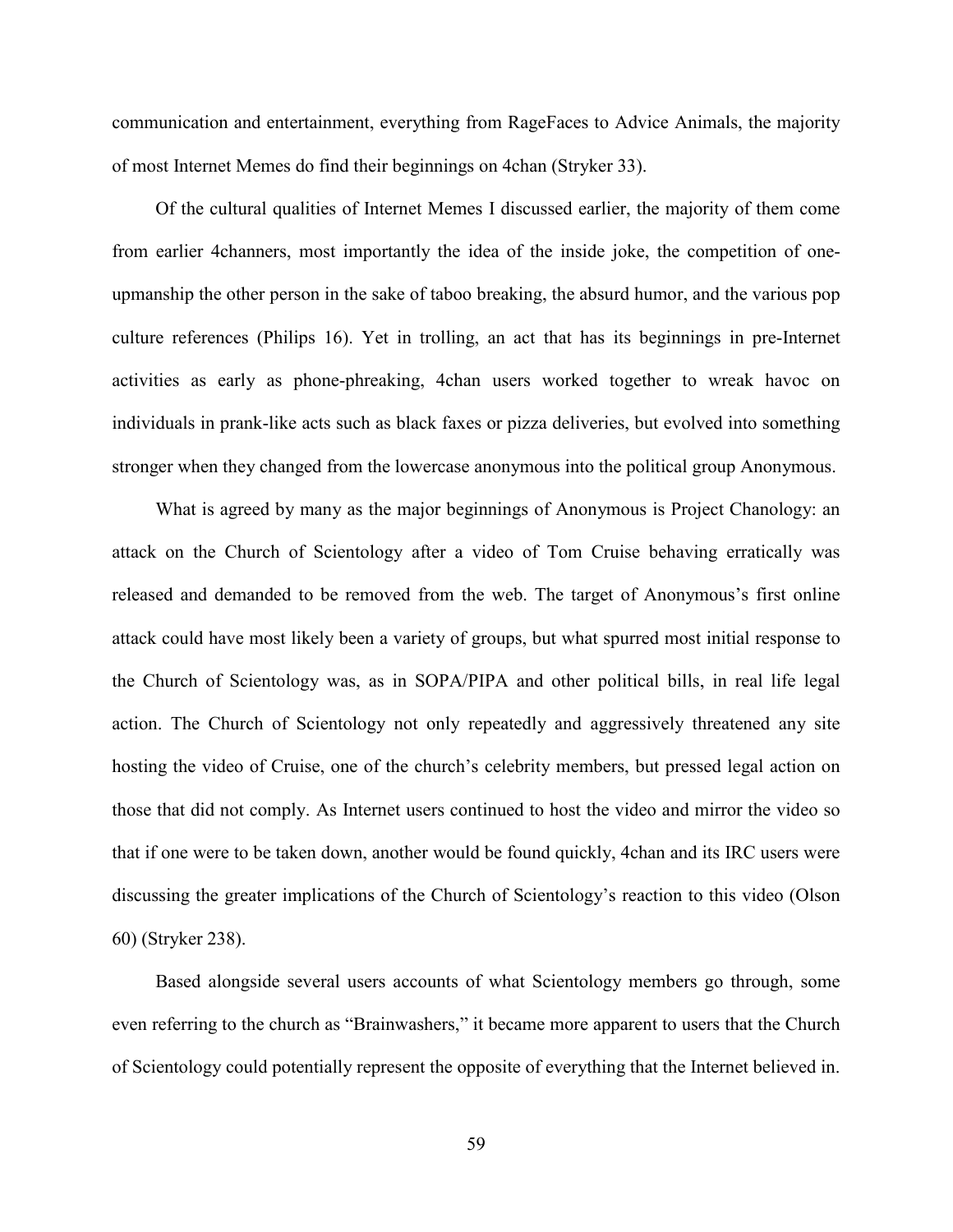communication and entertainment, everything from RageFaces to Advice Animals, the majority of most Internet Memes do find their beginnings on 4chan (Stryker 33).

Of the cultural qualities of Internet Memes I discussed earlier, the majority of them come from earlier 4channers, most importantly the idea of the inside joke, the competition of one-upmanship the other person in the sake of taboo breaking, the absurd humor, and the various pop culture references (Philips 16). Yet in trolling, an act that has its beginnings in pre-Internet activities as early as phone-phreaking, 4chan users worked together to wreak havoc on individuals in prank-like acts such as black faxes or pizza deliveries, but evolved into something stronger when they changed from the lowercase anonymous into the political group Anonymous.

What is agreed by many as the major beginnings of Anonymous is Project Chanology: an attack on the Church of Scientology after a video of Tom Cruise behaving erratically was released and demanded to be removed from the web. The target of Anonymous's first online attack could have most likely been a variety of groups, but what spurred most initial response to the Church of Scientology was, as in SOPA/PIPA and other political bills, in real life legal action. The Church of Scientology not only repeatedly and aggressively threatened any site hosting the video of Cruise, one of the church's celebrity members, but pressed legal action on those that did not comply. As Internet users continued to host the video and mirror the video so that if one were to be taken down, another would be found quickly, 4chan and its IRC users were discussing the greater implications of the Church of Scientology's reaction to this video (Olson 60) (Stryker 238).

Based alongside several users accounts of what Scientology members go through, some even referring to the church as "Brainwashers," it became more apparent to users that the Church of Scientology could potentially represent the opposite of everything that the Internet believed in.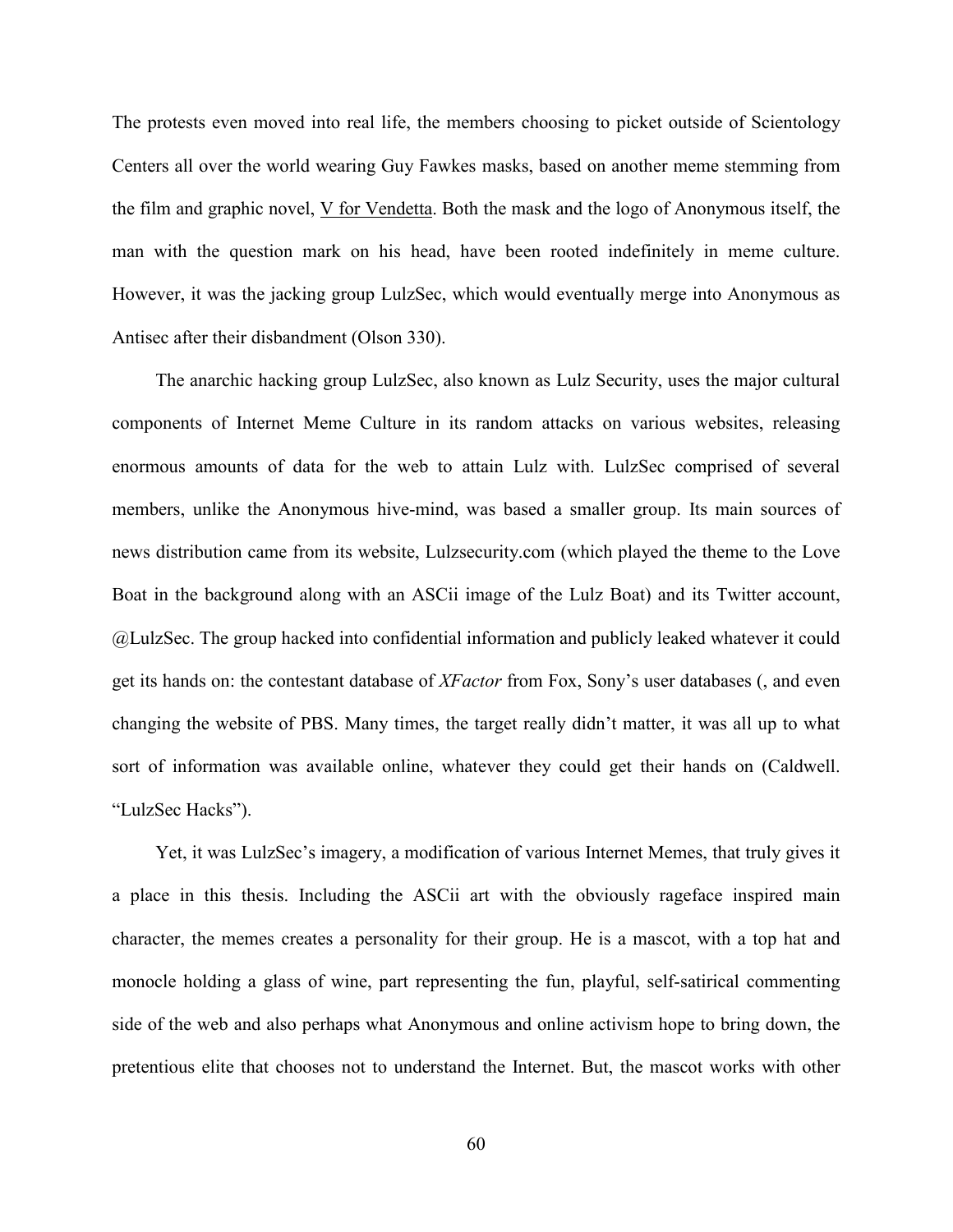The protests even moved into real life, the members choosing to picket outside of Scientology Centers all over the world wearing Guy Fawkes masks, based on another meme stemming from the film and graphic novel, V for Vendetta. Both the mask and the logo of Anonymous itself, the man with the question mark on his head, have been rooted indefinitely in meme culture. However, it was the jacking group LulzSec, which would eventually merge into Anonymous as Antisec after their disbandment (Olson 330).

The anarchic hacking group LulzSec, also known as Lulz Security, uses the major cultural components of Internet Meme Culture in its random attacks on various websites, releasing enormous amounts of data for the web to attain Lulz with. LulzSec comprised of several members, unlike the Anonymous hive-mind, was based a smaller group. Its main sources of news distribution came from its website, Lulzsecurity.com (which played the theme to the Love Boat in the background along with an ASCii image of the Lulz Boat) and its Twitter account, @LulzSec. The group hacked into confidential information and publicly leaked whatever it could get its hands on: the contestant database of *XFactor* from Fox, Sony's user databases (, and even changing the website of PBS. Many times, the target really didn't matter, it was all up to what sort of information was available online, whatever they could get their hands on (Caldwell. "LulzSec Hacks").

Yet, it was LulzSec's imagery, a modification of various Internet Memes, that truly gives it a place in this thesis. Including the ASCii art with the obviously rageface inspired main character, the memes creates a personality for their group. He is a mascot, with a top hat and monocle holding a glass of wine, part representing the fun, playful, self-satirical commenting side of the web and also perhaps what Anonymous and online activism hope to bring down, the pretentious elite that chooses not to understand the Internet. But, the mascot works with other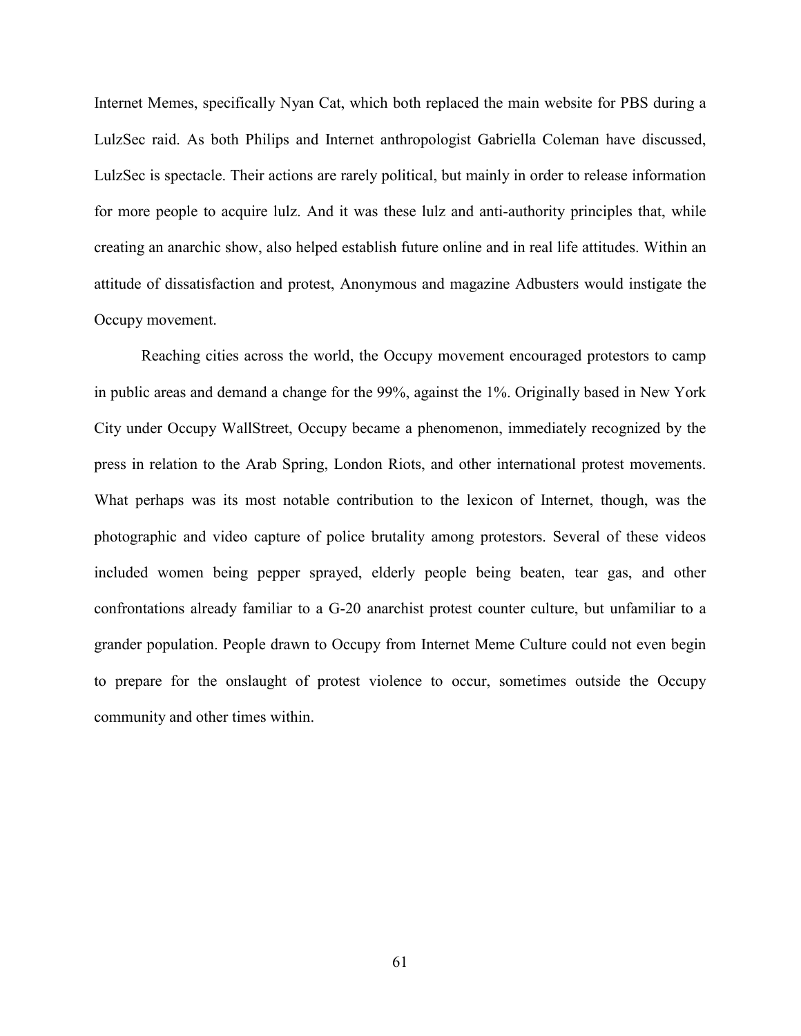Internet Memes, specifically Nyan Cat, which both replaced the main website for PBS during a LulzSec raid. As both Philips and Internet anthropologist Gabriella Coleman have discussed, LulzSec is spectacle. Their actions are rarely political, but mainly in order to release information for more people to acquire lulz. And it was these lulz and anti-authority principles that, while creating an anarchic show, also helped establish future online and in real life attitudes. Within an attitude of dissatisfaction and protest, Anonymous and magazine Adbusters would instigate the Occupy movement.

Reaching cities across the world, the Occupy movement encouraged protestors to camp in public areas and demand a change for the 99%, against the 1%. Originally based in New York City under Occupy WallStreet, Occupy became a phenomenon, immediately recognized by the press in relation to the Arab Spring, London Riots, and other international protest movements. What perhaps was its most notable contribution to the lexicon of Internet, though, was the photographic and video capture of police brutality among protestors. Several of these videos included women being pepper sprayed, elderly people being beaten, tear gas, and other confrontations already familiar to a G-20 anarchist protest counter culture, but unfamiliar to a grander population. People drawn to Occupy from Internet Meme Culture could not even begin to prepare for the onslaught of protest violence to occur, sometimes outside the Occupy community and other times within.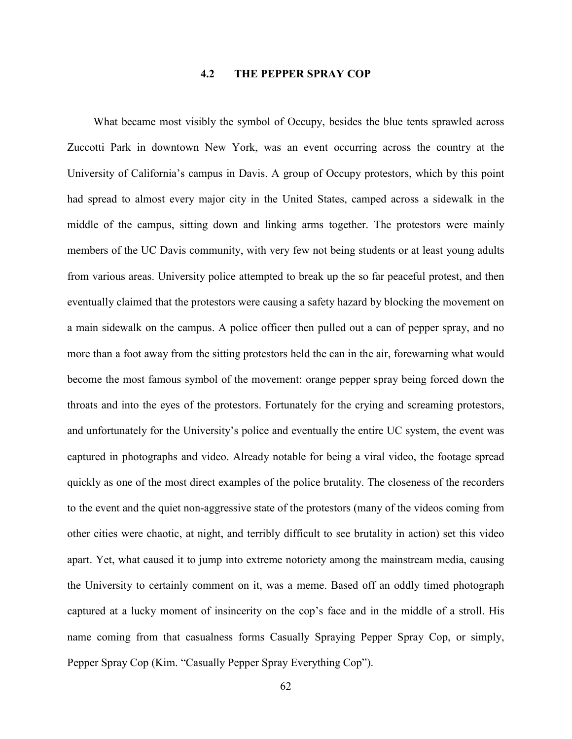## 4.2 THE PEPPER SPRAY COP

What became most visibly the symbol of Occupy, besides the blue tents sprawled across Zuccotti Park in downtown New York, was an event occurring across the country at the University of California's campus in Davis. A group of Occupy protestors, which by this point had spread to almost every major city in the United States, camped across a sidewalk in the middle of the campus, sitting down and linking arms together. The protestors were mainly members of the UC Davis community, with very few not being students or at least young adults from various areas. University police attempted to break up the so far peaceful protest, and then eventually claimed that the protestors were causing a safety hazard by blocking the movement on a main sidewalk on the campus. A police officer then pulled out a can of pepper spray, and no more than a foot away from the sitting protestors held the can in the air, forewarning what would become the most famous symbol of the movement: orange pepper spray being forced down the throats and into the eyes of the protestors. Fortunately for the crying and screaming protestors, and unfortunately for the University's police and eventually the entire UC system, the event was captured in photographs and video. Already notable for being a viral video, the footage spread quickly as one of the most direct examples of the police brutality. The closeness of the recorders to the event and the quiet non-aggressive state of the protestors (many of the videos coming from other cities were chaotic, at night, and terribly difficult to see brutality in action) set this video apart. Yet, what caused it to jump into extreme notoriety among the mainstream media, causing the University to certainly comment on it, was a meme. Based off an oddly timed photograph captured at a lucky moment of insincerity on the cop's face and in the middle of a stroll. His name coming from that casualness forms Casually Spraying Pepper Spray Cop, or simply, Pepper Spray Cop (Kim. "Casually Pepper Spray Everything Cop").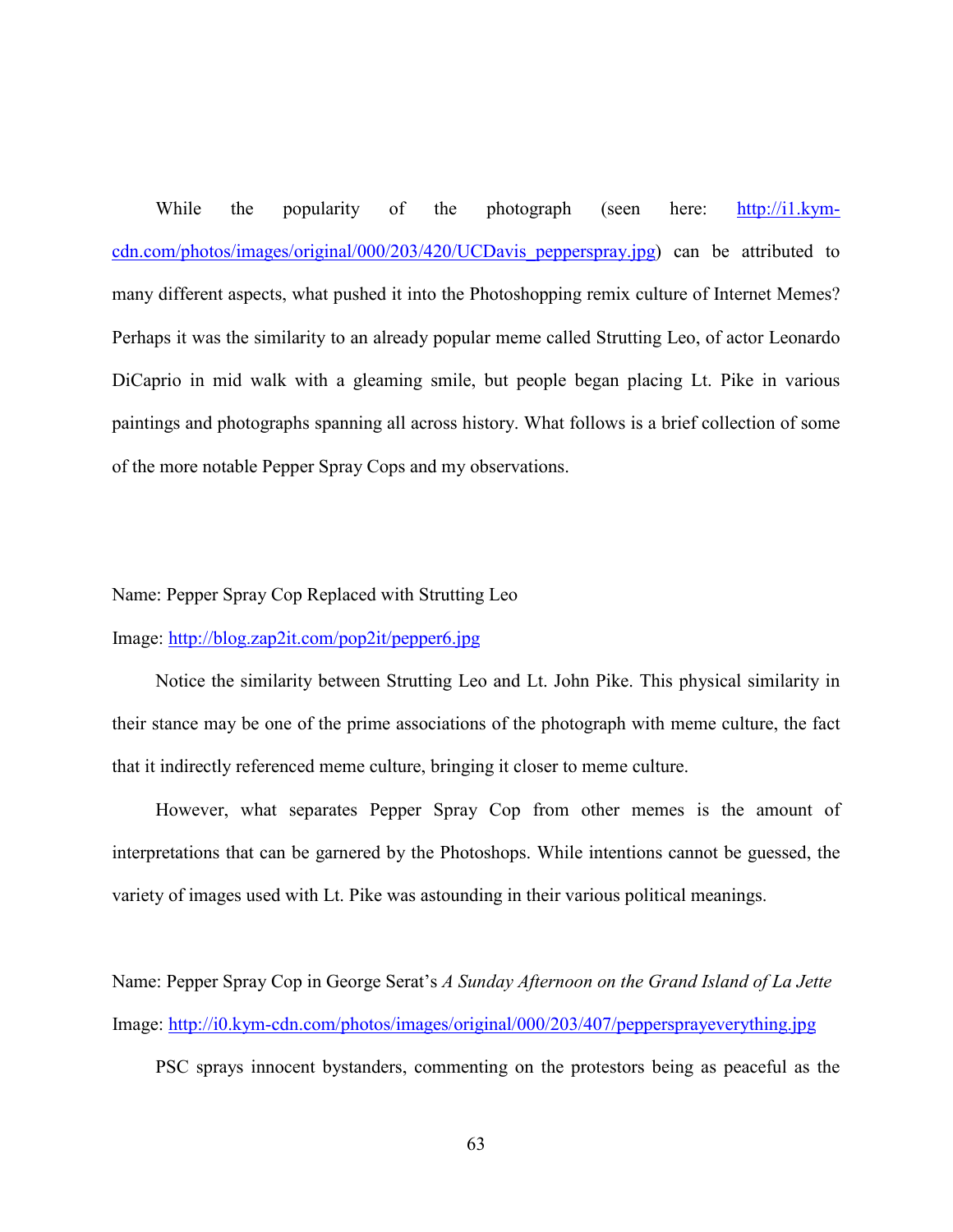While the popularity of the photograph (seen here: http://i1.kym-cdn.com/photos/images/original/000/203/420/UCDavis_pepperspray.jpg) can be attributed to many different aspects, what pushed it into the Photoshopping remix culture of Internet Memes? Perhaps it was the similarity to an already popular meme called Strutting Leo, of actor Leonardo DiCaprio in mid walk with a gleaming smile, but people began placing Lt. Pike in various paintings and photographs spanning all across history. What follows is a brief collection of some of the more notable Pepper Spray Cops and my observations.

Name: Pepper Spray Cop Replaced with Strutting Leo

Image: http://blog.zap2it.com/pop2it/pepper6.jpg

Notice the similarity between Strutting Leo and Lt. John Pike. This physical similarity in their stance may be one of the prime associations of the photograph with meme culture, the fact that it indirectly referenced meme culture, bringing it closer to meme culture.

However, what separates Pepper Spray Cop from other memes is the amount of interpretations that can be garnered by the Photoshops. While intentions cannot be guessed, the variety of images used with Lt. Pike was astounding in their various political meanings.

Name: Pepper Spray Cop in George Serat's *A Sunday Afternoon on the Grand Island of La Jette*

Image: http://i0.kym-cdn.com/photos/images/original/000/203/407/peppersprayeverything.jpg

PSC sprays innocent bystanders, commenting on the protestors being as peaceful as the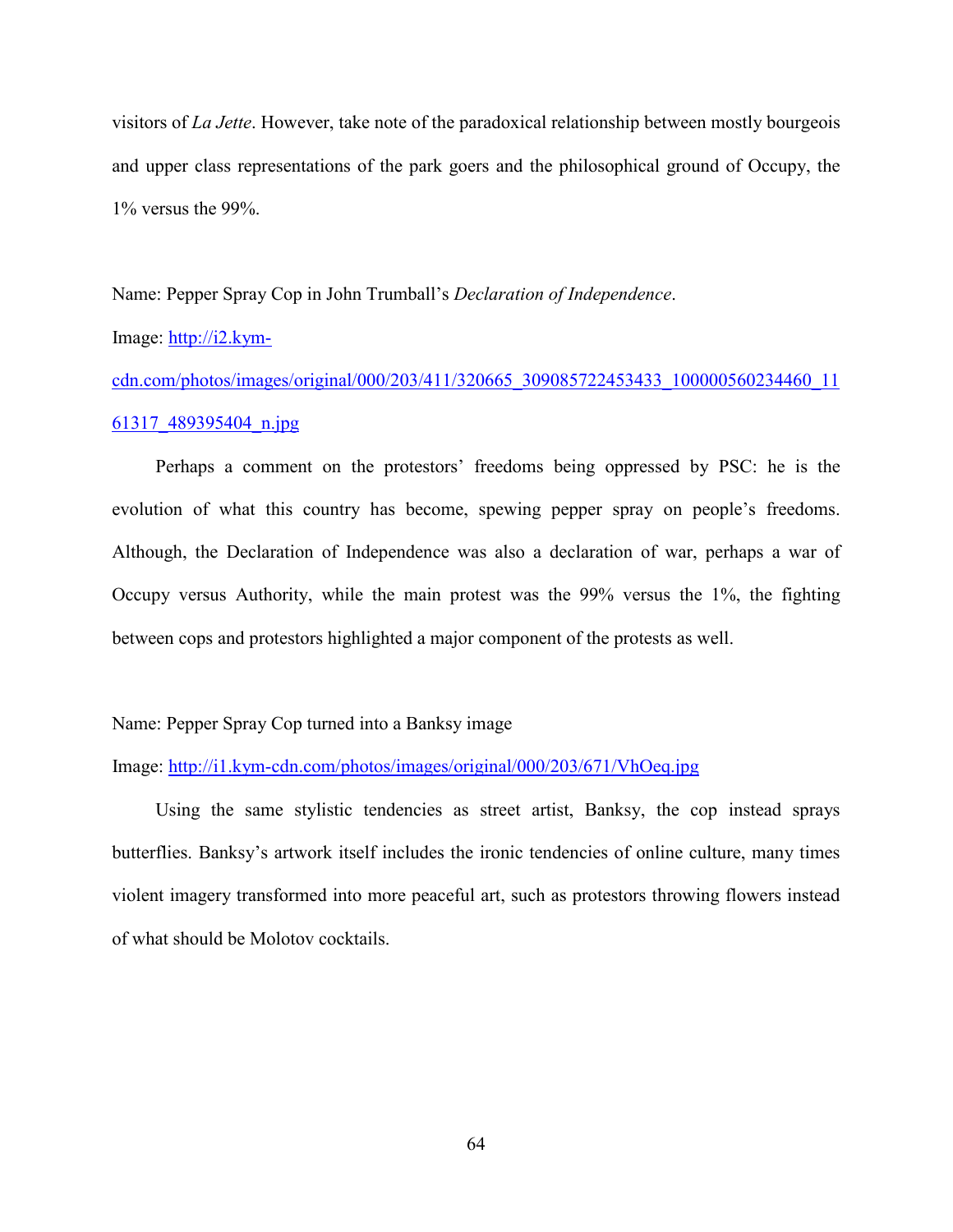visitors of *La Jette*. However, take note of the paradoxical relationship between mostly bourgeois and upper class representations of the park goers and the philosophical ground of Occupy, the 1% versus the 99%.

Name: Pepper Spray Cop in John Trumball's *Declaration of Independence*.

Image: [http://i2.kym-cdn.com/photos/images/original/000/203/411/320665_309085722453433_100000560234460_1161317_489395404_n.jpg](http://i2.kym-cdn.com/photos/images/original/000/203/411/320665_309085722453433_100000560234460_1161317_489395404_n.jpg)

Perhaps a comment on the protestors' freedoms being oppressed by PSC: he is the evolution of what this country has become, spewing pepper spray on people's freedoms. Although, the Declaration of Independence was also a declaration of war, perhaps a war of Occupy versus Authority, while the main protest was the 99% versus the 1%, the fighting between cops and protestors highlighted a major component of the protests as well.

Name: Pepper Spray Cop turned into a Banksy image

Image: [http://i1.kym-cdn.com/photos/images/original/000/203/671/VhOeq.jpg](http://i1.kym-cdn.com/photos/images/original/000/203/671/VhOeq.jpg)

Using the same stylistic tendencies as street artist, Banksy, the cop instead sprays butterflies. Banksy's artwork itself includes the ironic tendencies of online culture, many times violent imagery transformed into more peaceful art, such as protestors throwing flowers instead of what should be Molotov cocktails.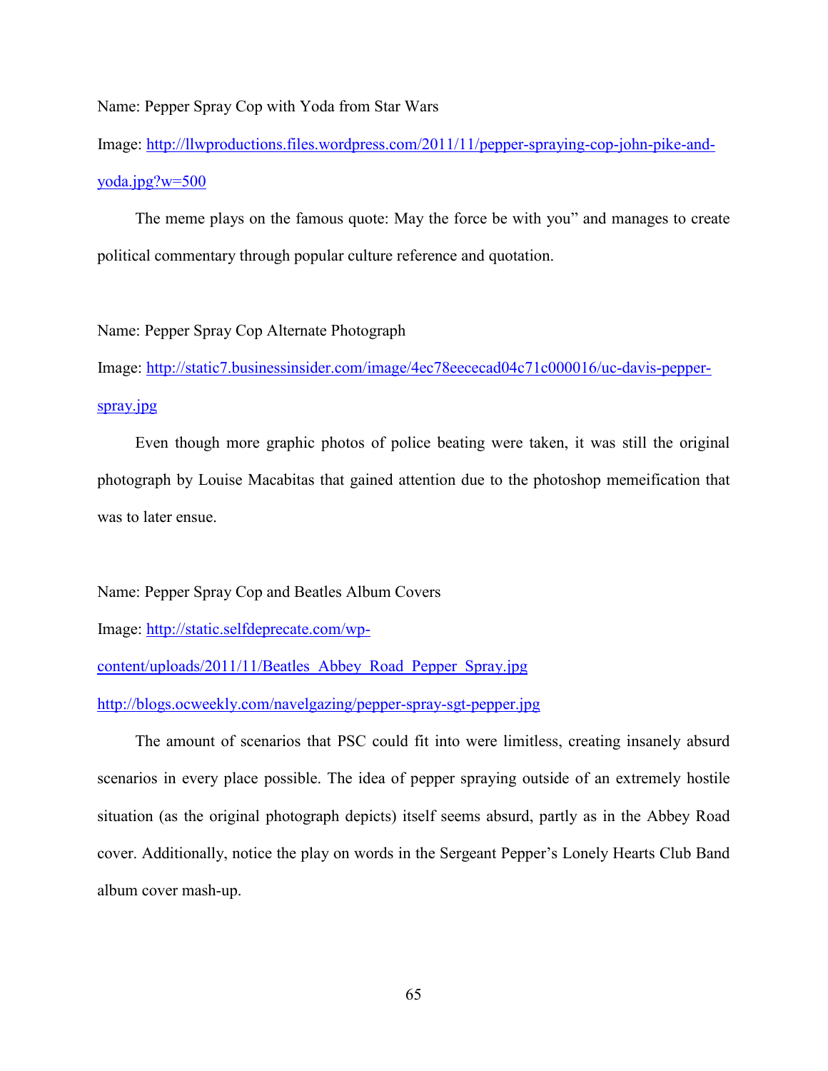Name: Pepper Spray Cop with Yoda from Star Wars

Image: [http://llwproductions.files.wordpress.com/2011/11/pepper-spraying-cop-john-pike-and-yoda.jpg?w=500](http://llwproductions.files.wordpress.com/2011/11/pepper-spraying-cop-john-pike-and-yoda.jpg?w=500)

The meme plays on the famous quote: May the force be with you" and manages to create political commentary through popular culture reference and quotation.

Name: Pepper Spray Cop Alternate Photograph

Image: [http://static7.businessinsider.com/image/4ec78eececad04c71c000016/uc-davis-pepper-spray.jpg](http://static7.businessinsider.com/image/4ec78eececad04c71c000016/uc-davis-pepper-spray.jpg)

Even though more graphic photos of police beating were taken, it was still the original photograph by Louise Macabitas that gained attention due to the photoshop memeification that was to later ensue.

Name: Pepper Spray Cop and Beatles Album Covers

Image: [http://static.selfdeprecate.com/wp-content/uploads/2011/11/Beatles_Abbey_Road_Pepper_Spray.jpg](http://static.selfdeprecate.com/wp-content/uploads/2011/11/Beatles_Abbey_Road_Pepper_Spray.jpg)

[http://blogs.ocweekly.com/navelgazing/pepper-spray-sgt-pepper.jpg](http://blogs.ocweekly.com/navelgazing/pepper-spray-sgt-pepper.jpg)

The amount of scenarios that PSC could fit into were limitless, creating insanely absurd scenarios in every place possible. The idea of pepper spraying outside of an extremely hostile situation (as the original photograph depicts) itself seems absurd, partly as in the Abbey Road cover. Additionally, notice the play on words in the Sergeant Pepper's Lonely Hearts Club Band album cover mash-up.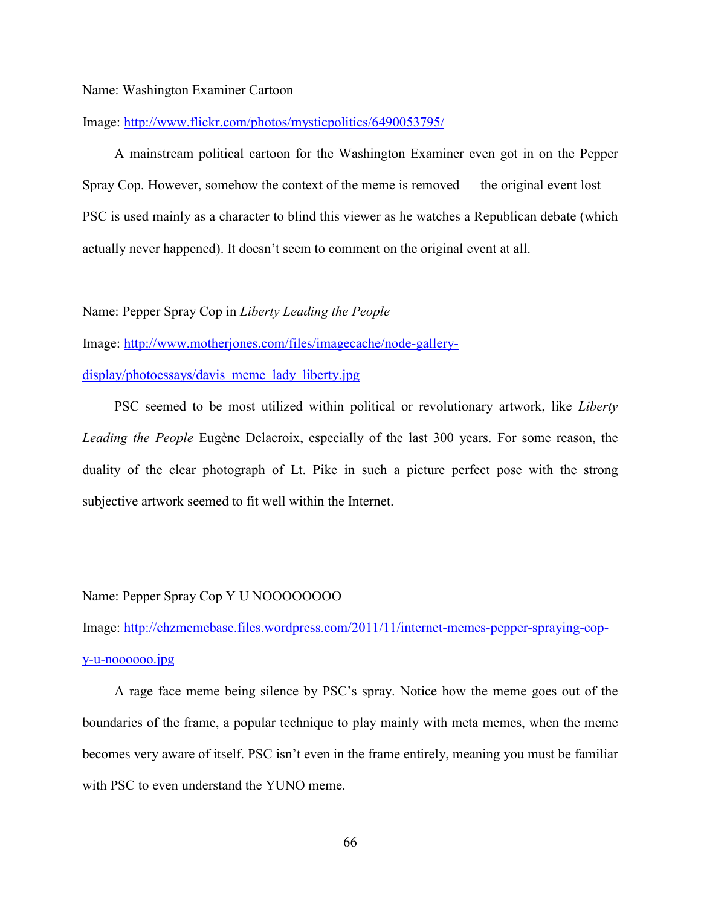Name: Washington Examiner Cartoon

Image: http://www.flickr.com/photos/mysticpolitics/6490053795/

A mainstream political cartoon for the Washington Examiner even got in on the Pepper Spray Cop. However, somehow the context of the meme is removed — the original event lost — PSC is used mainly as a character to blind this viewer as he watches a Republican debate (which actually never happened). It doesn't seem to comment on the original event at all.

Name: Pepper Spray Cop in *Liberty Leading the People*

Image: http://www.motherjones.com/files/imagecache/node-gallery-display/photoessays/davis_meme_lady_liberty.jpg

PSC seemed to be most utilized within political or revolutionary artwork, like *Liberty Leading the People* Eugène Delacroix, especially of the last 300 years. For some reason, the duality of the clear photograph of Lt. Pike in such a picture perfect pose with the strong subjective artwork seemed to fit well within the Internet.

Name: Pepper Spray Cop Y U NOOOOOOOO

Image: http://chzmemebase.files.wordpress.com/2011/11/internet-memes-pepper-spraying-cop-y-u-noooooo.jpg

A rage face meme being silence by PSC's spray. Notice how the meme goes out of the boundaries of the frame, a popular technique to play mainly with meta memes, when the meme becomes very aware of itself. PSC isn't even in the frame entirely, meaning you must be familiar with PSC to even understand the YUNO meme.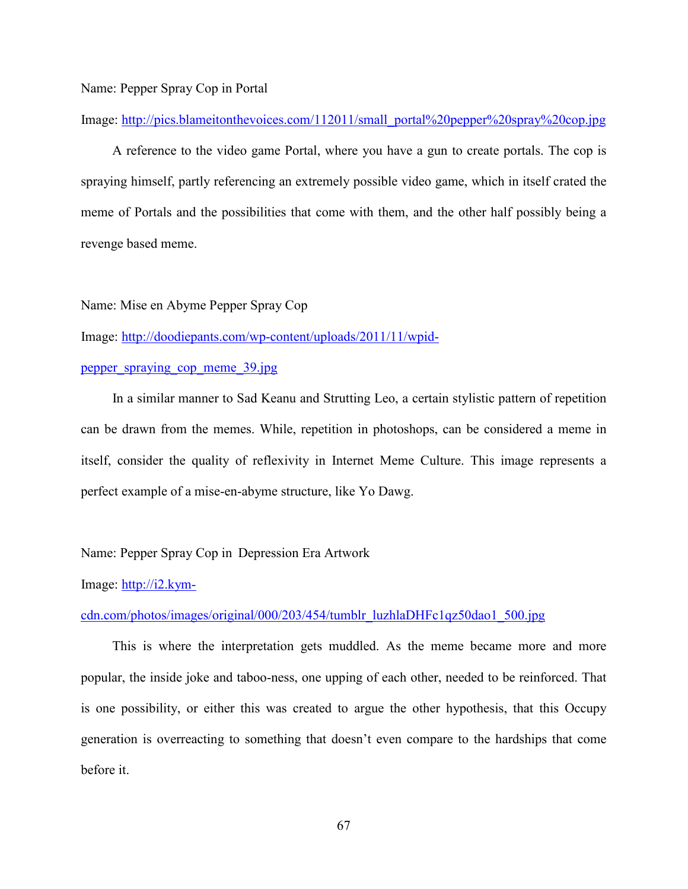Name: Pepper Spray Cop in Portal

Image: http://pics.blameitonthevoices.com/112011/small_portal%20pepper%20spray%20cop.jpg

A reference to the video game Portal, where you have a gun to create portals. The cop is spraying himself, partly referencing an extremely possible video game, which in itself crated the meme of Portals and the possibilities that come with them, and the other half possibly being a revenge based meme.

Name: Mise en Abyme Pepper Spray Cop

Image: http://doodiepants.com/wp-content/uploads/2011/11/wpid-pepper_spraying_cop_meme_39.jpg

In a similar manner to Sad Keanu and Strutting Leo, a certain stylistic pattern of repetition can be drawn from the memes. While, repetition in photoshops, can be considered a meme in itself, consider the quality of reflexivity in Internet Meme Culture. This image represents a perfect example of a mise-en-abyme structure, like Yo Dawg.

Name: Pepper Spray Cop in Depression Era Artwork

Image: http://i2.kym-cdn.com/photos/images/original/000/203/454/tumblr_luzhlaDHFc1qz50dao1_500.jpg

This is where the interpretation gets muddled. As the meme became more and more popular, the inside joke and taboo-ness, one upping of each other, needed to be reinforced. That is one possibility, or either this was created to argue the other hypothesis, that this Occupy generation is overreacting to something that doesn't even compare to the hardships that come before it.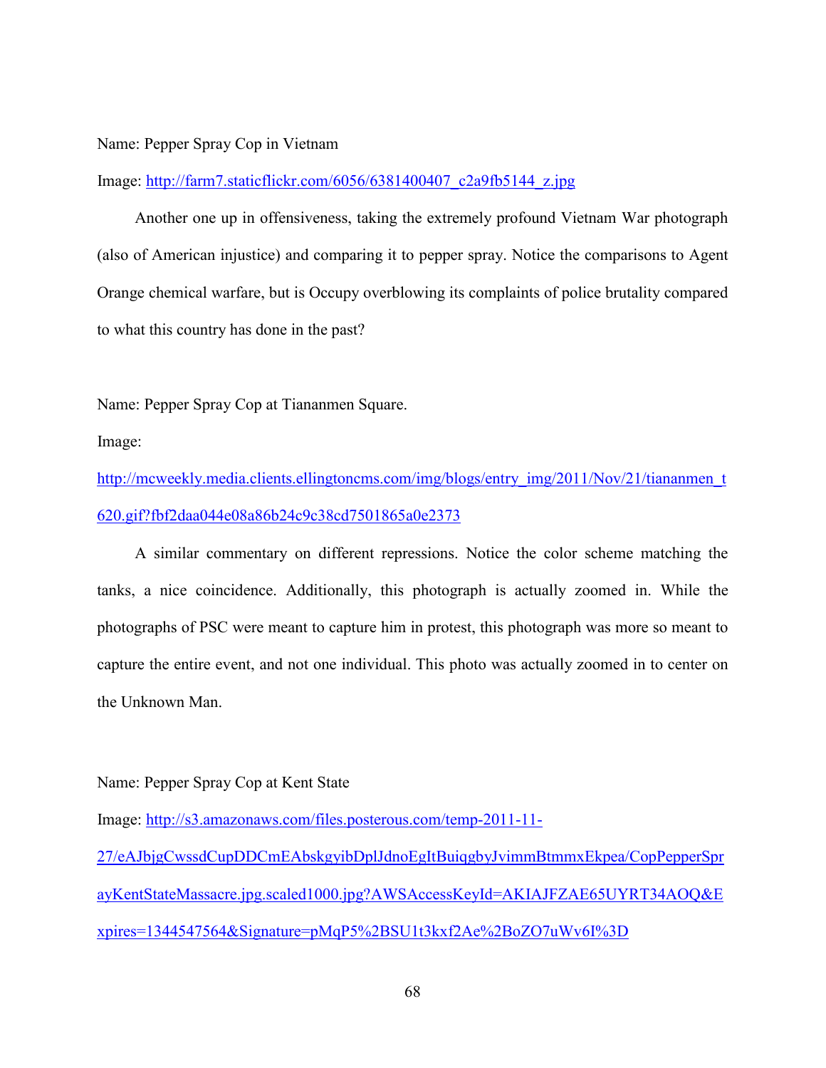Name: Pepper Spray Cop in Vietnam

Image: http://farm7.staticflickr.com/6056/6381400407_c2a9fb5144_z.jpg

Another one up in offensiveness, taking the extremely profound Vietnam War photograph (also of American injustice) and comparing it to pepper spray. Notice the comparisons to Agent Orange chemical warfare, but is Occupy overblowing its complaints of police brutality compared to what this country has done in the past?

Name: Pepper Spray Cop at Tiananmen Square.

Image:

http://mcweekly.media.clients.ellingtoncms.com/img/blogs/entry_img/2011/Nov/21/tiananmen_t620.gif?fbf2daa044e08a86b24c9c38cd7501865a0e2373

A similar commentary on different repressions. Notice the color scheme matching the tanks, a nice coincidence. Additionally, this photograph is actually zoomed in. While the photographs of PSC were meant to capture him in protest, this photograph was more so meant to capture the entire event, and not one individual. This photo was actually zoomed in to center on the Unknown Man.

Name: Pepper Spray Cop at Kent State

Image: http://s3.amazonaws.com/files.posterous.com/temp-2011-11-27/eAJbjgCwssdCupDDCmEAbskgyibDplJdnoEgItBuiqgbyJvimmBtmmxEkpea/CopPepperSprayKentStateMassacre.jpg.scaled1000.jpg?AWSAccessKeyId=AKIAJFZAE65UYRT34AOQ&Expires=1344547564&Signature=pMqP5%2BSU1t3kxf2Ae%2BoZO7uWv6I%3D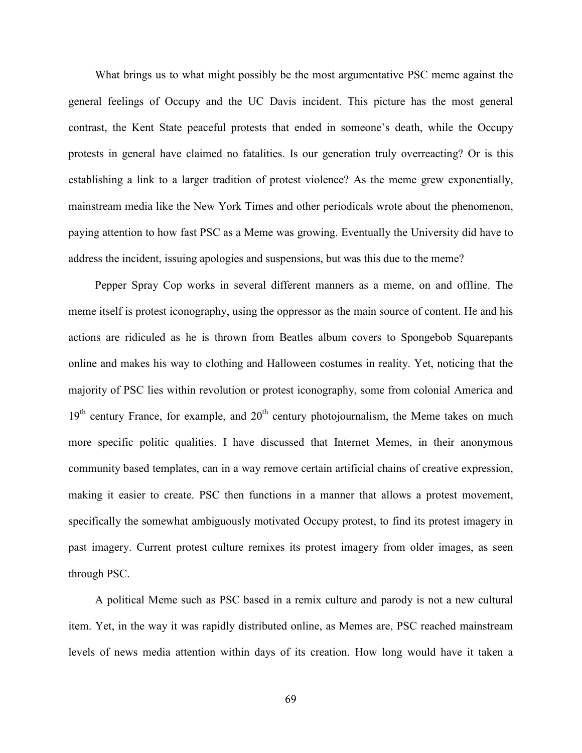What brings us to what might possibly be the most argumentative PSC meme against the general feelings of Occupy and the UC Davis incident. This picture has the most general contrast, the Kent State peaceful protests that ended in someone's death, while the Occupy protests in general have claimed no fatalities. Is our generation truly overreacting? Or is this establishing a link to a larger tradition of protest violence? As the meme grew exponentially, mainstream media like the New York Times and other periodicals wrote about the phenomenon, paying attention to how fast PSC as a Meme was growing. Eventually the University did have to address the incident, issuing apologies and suspensions, but was this due to the meme?

Pepper Spray Cop works in several different manners as a meme, on and offline. The meme itself is protest iconography, using the oppressor as the main source of content. He and his actions are ridiculed as he is thrown from Beatles album covers to Spongebob Squarepants online and makes his way to clothing and Halloween costumes in reality. Yet, noticing that the majority of PSC lies within revolution or protest iconography, some from colonial America and 19th century France, for example, and 20th century photojournalism, the Meme takes on much more specific politic qualities. I have discussed that Internet Memes, in their anonymous community based templates, can in a way remove certain artificial chains of creative expression, making it easier to create. PSC then functions in a manner that allows a protest movement, specifically the somewhat ambiguously motivated Occupy protest, to find its protest imagery in past imagery. Current protest culture remixes its protest imagery from older images, as seen through PSC.

A political Meme such as PSC based in a remix culture and parody is not a new cultural item. Yet, in the way it was rapidly distributed online, as Memes are, PSC reached mainstream levels of news media attention within days of its creation. How long would have it taken a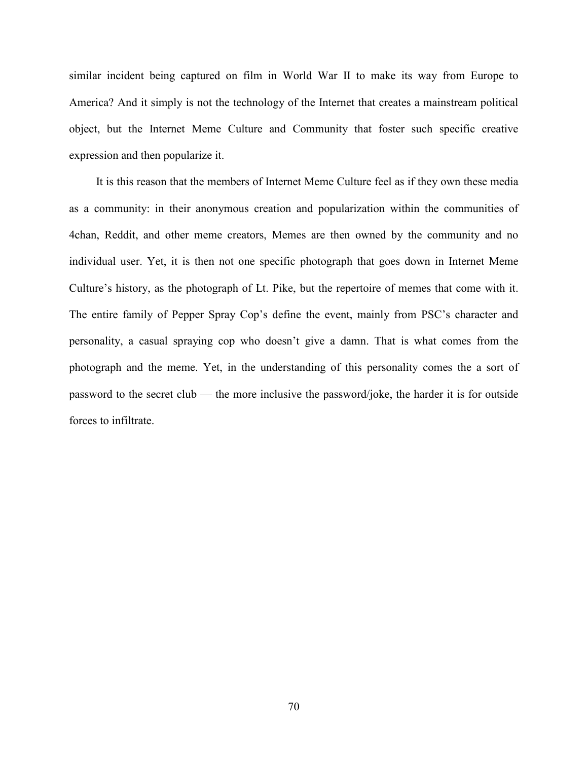similar incident being captured on film in World War II to make its way from Europe to America? And it simply is not the technology of the Internet that creates a mainstream political object, but the Internet Meme Culture and Community that foster such specific creative expression and then popularize it.

It is this reason that the members of Internet Meme Culture feel as if they own these media as a community: in their anonymous creation and popularization within the communities of 4chan, Reddit, and other meme creators, Memes are then owned by the community and no individual user. Yet, it is then not one specific photograph that goes down in Internet Meme Culture's history, as the photograph of Lt. Pike, but the repertoire of memes that come with it. The entire family of Pepper Spray Cop's define the event, mainly from PSC's character and personality, a casual spraying cop who doesn't give a damn. That is what comes from the photograph and the meme. Yet, in the understanding of this personality comes the a sort of password to the secret club — the more inclusive the password/joke, the harder it is for outside forces to infiltrate.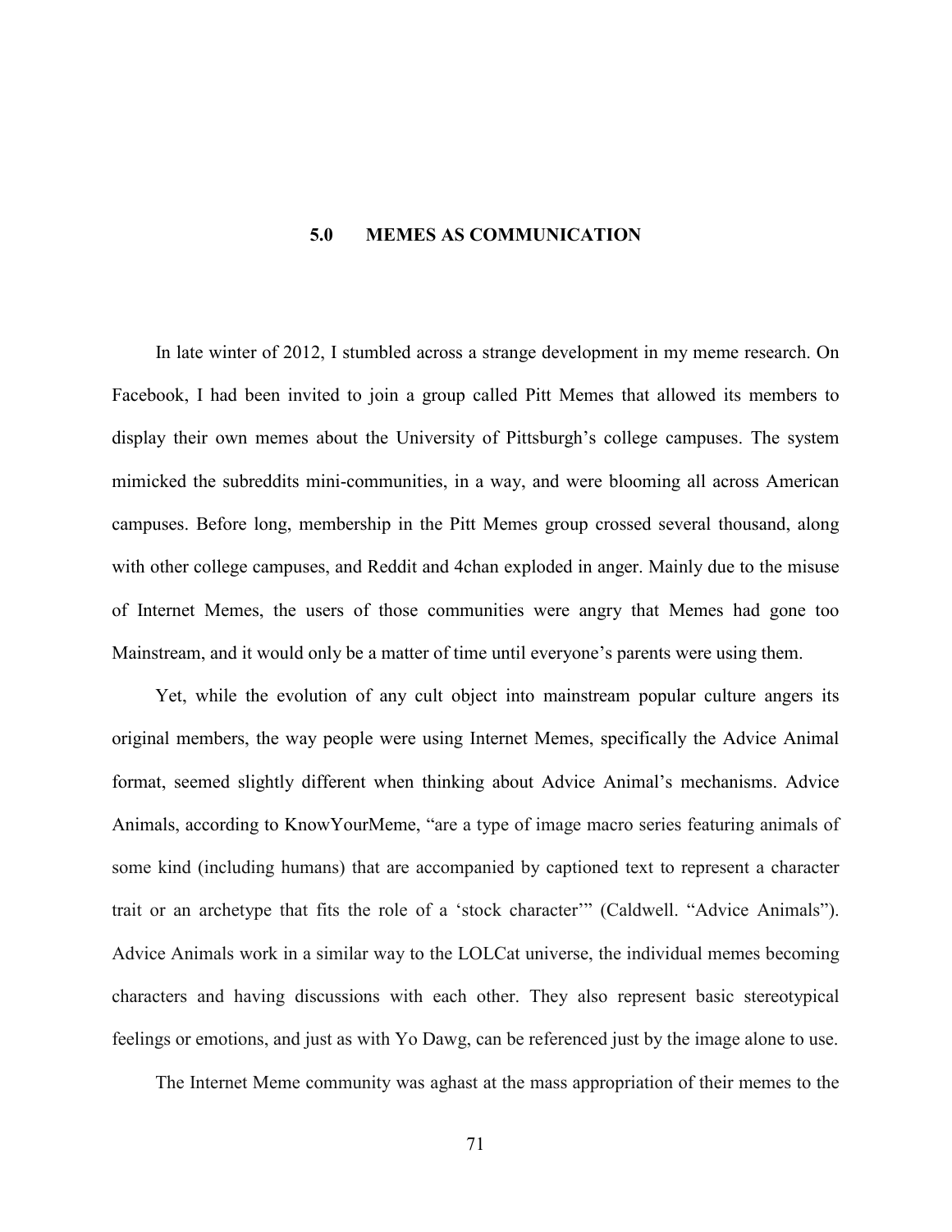# 5.0 MEMES AS COMMUNICATION

In late winter of 2012, I stumbled across a strange development in my meme research. On Facebook, I had been invited to join a group called Pitt Memes that allowed its members to display their own memes about the University of Pittsburgh's college campuses. The system mimicked the subreddits mini-communities, in a way, and were blooming all across American campuses. Before long, membership in the Pitt Memes group crossed several thousand, along with other college campuses, and Reddit and 4chan exploded in anger. Mainly due to the misuse of Internet Memes, the users of those communities were angry that Memes had gone too Mainstream, and it would only be a matter of time until everyone's parents were using them.

Yet, while the evolution of any cult object into mainstream popular culture angers its original members, the way people were using Internet Memes, specifically the Advice Animal format, seemed slightly different when thinking about Advice Animal's mechanisms. Advice Animals, according to KnowYourMeme, "are a type of image macro series featuring animals of some kind (including humans) that are accompanied by captioned text to represent a character trait or an archetype that fits the role of a 'stock character'" (Caldwell. "Advice Animals"). Advice Animals work in a similar way to the LOLCat universe, the individual memes becoming characters and having discussions with each other. They also represent basic stereotypical feelings or emotions, and just as with Yo Dawg, can be referenced just by the image alone to use.

The Internet Meme community was aghast at the mass appropriation of their memes to the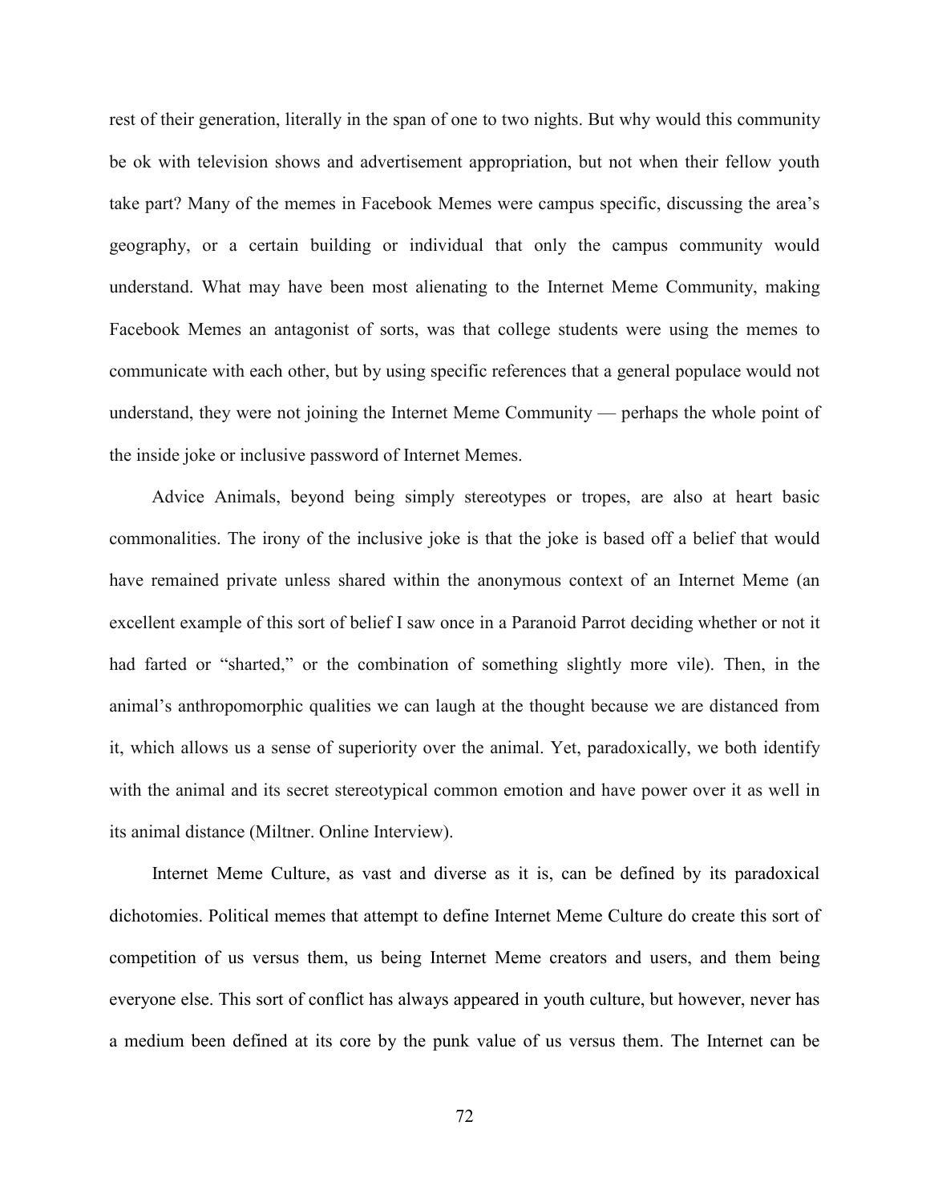rest of their generation, literally in the span of one to two nights. But why would this community be ok with television shows and advertisement appropriation, but not when their fellow youth take part? Many of the memes in Facebook Memes were campus specific, discussing the area's geography, or a certain building or individual that only the campus community would understand. What may have been most alienating to the Internet Meme Community, making Facebook Memes an antagonist of sorts, was that college students were using the memes to communicate with each other, but by using specific references that a general populace would not understand, they were not joining the Internet Meme Community — perhaps the whole point of the inside joke or inclusive password of Internet Memes.

Advice Animals, beyond being simply stereotypes or tropes, are also at heart basic commonalities. The irony of the inclusive joke is that the joke is based off a belief that would have remained private unless shared within the anonymous context of an Internet Meme (an excellent example of this sort of belief I saw once in a Paranoid Parrot deciding whether or not it had farted or "sharted," or the combination of something slightly more vile). Then, in the animal's anthropomorphic qualities we can laugh at the thought because we are distanced from it, which allows us a sense of superiority over the animal. Yet, paradoxically, we both identify with the animal and its secret stereotypical common emotion and have power over it as well in its animal distance (Miltner. Online Interview).

Internet Meme Culture, as vast and diverse as it is, can be defined by its paradoxical dichotomies. Political memes that attempt to define Internet Meme Culture do create this sort of competition of us versus them, us being Internet Meme creators and users, and them being everyone else. This sort of conflict has always appeared in youth culture, but however, never has a medium been defined at its core by the punk value of us versus them. The Internet can be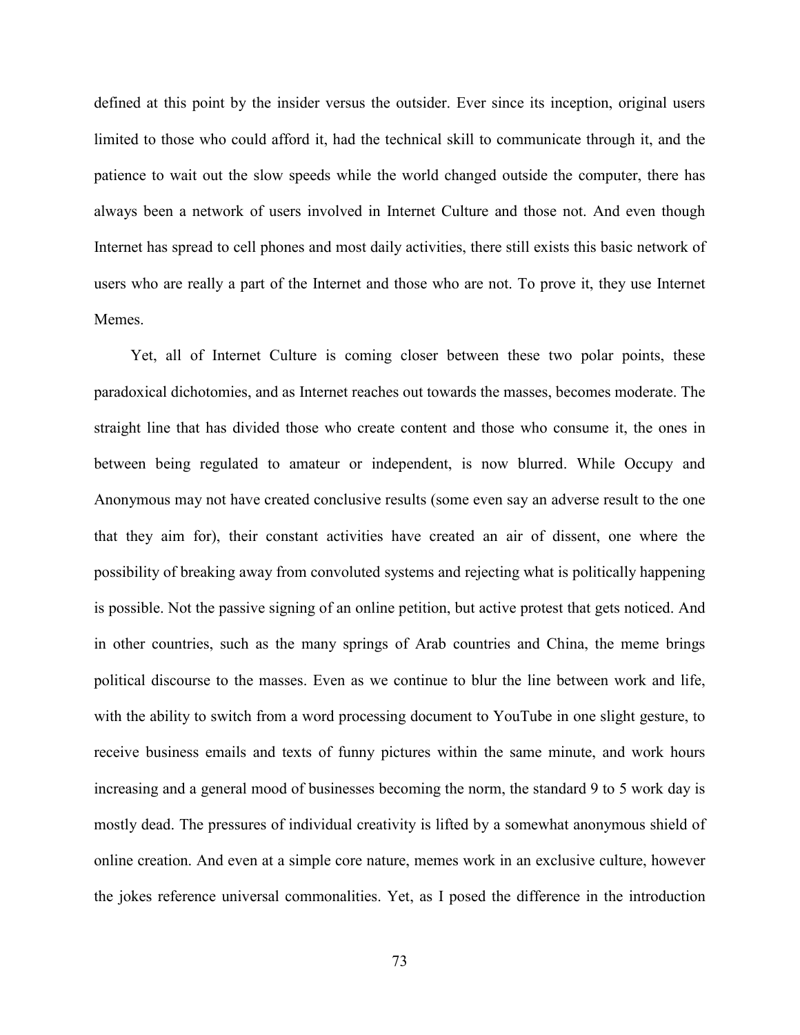defined at this point by the insider versus the outsider. Ever since its inception, original users limited to those who could afford it, had the technical skill to communicate through it, and the patience to wait out the slow speeds while the world changed outside the computer, there has always been a network of users involved in Internet Culture and those not. And even though Internet has spread to cell phones and most daily activities, there still exists this basic network of users who are really a part of the Internet and those who are not. To prove it, they use Internet Memes.

Yet, all of Internet Culture is coming closer between these two polar points, these paradoxical dichotomies, and as Internet reaches out towards the masses, becomes moderate. The straight line that has divided those who create content and those who consume it, the ones in between being regulated to amateur or independent, is now blurred. While Occupy and Anonymous may not have created conclusive results (some even say an adverse result to the one that they aim for), their constant activities have created an air of dissent, one where the possibility of breaking away from convoluted systems and rejecting what is politically happening is possible. Not the passive signing of an online petition, but active protest that gets noticed. And in other countries, such as the many springs of Arab countries and China, the meme brings political discourse to the masses. Even as we continue to blur the line between work and life, with the ability to switch from a word processing document to YouTube in one slight gesture, to receive business emails and texts of funny pictures within the same minute, and work hours increasing and a general mood of businesses becoming the norm, the standard 9 to 5 work day is mostly dead. The pressures of individual creativity is lifted by a somewhat anonymous shield of online creation. And even at a simple core nature, memes work in an exclusive culture, however the jokes reference universal commonalities. Yet, as I posed the difference in the introduction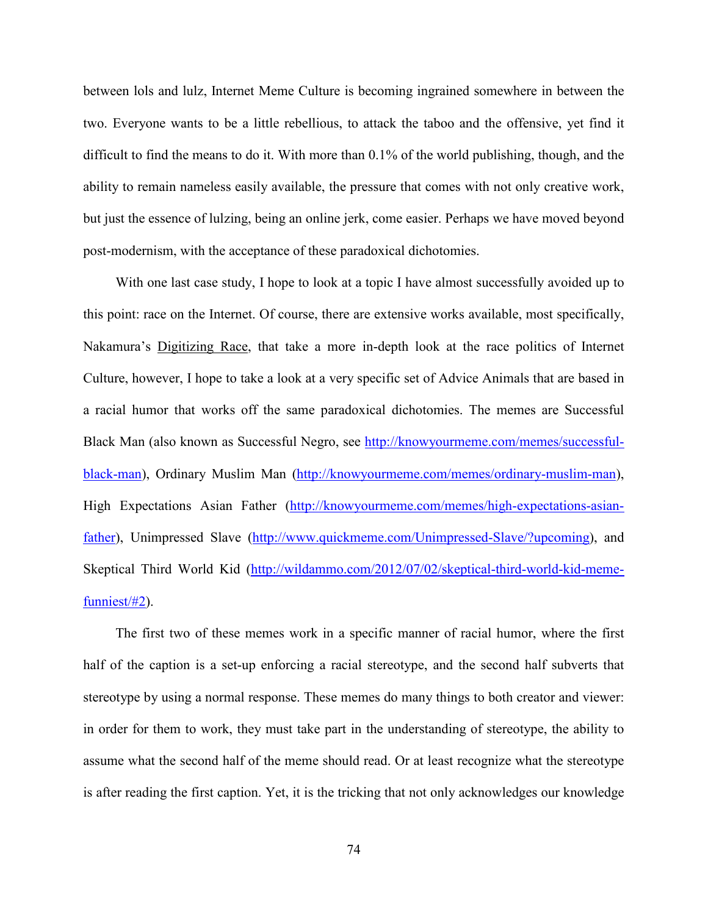between lols and lulz, Internet Meme Culture is becoming ingrained somewhere in between the two. Everyone wants to be a little rebellious, to attack the taboo and the offensive, yet find it difficult to find the means to do it. With more than 0.1% of the world publishing, though, and the ability to remain nameless easily available, the pressure that comes with not only creative work, but just the essence of lulzing, being an online jerk, come easier. Perhaps we have moved beyond post-modernism, with the acceptance of these paradoxical dichotomies.

With one last case study, I hope to look at a topic I have almost successfully avoided up to this point: race on the Internet. Of course, there are extensive works available, most specifically, Nakamura's Digitizing Race, that take a more in-depth look at the race politics of Internet Culture, however, I hope to take a look at a very specific set of Advice Animals that are based in a racial humor that works off the same paradoxical dichotomies. The memes are Successful Black Man (also known as Successful Negro, see http://knowyourmeme.com/memes/successful-black-man), Ordinary Muslim Man (http://knowyourmeme.com/memes/ordinary-muslim-man), High Expectations Asian Father (http://knowyourmeme.com/memes/high-expectations-asian-father), Unimpressed Slave (http://www.quickmeme.com/Unimpressed-Slave/?upcoming), and Skeptical Third World Kid (http://wildammo.com/2012/07/02/skeptical-third-world-kid-meme-funniest/#2).

The first two of these memes work in a specific manner of racial humor, where the first half of the caption is a set-up enforcing a racial stereotype, and the second half subverts that stereotype by using a normal response. These memes do many things to both creator and viewer: in order for them to work, they must take part in the understanding of stereotype, the ability to assume what the second half of the meme should read. Or at least recognize what the stereotype is after reading the first caption. Yet, it is the tricking that not only acknowledges our knowledge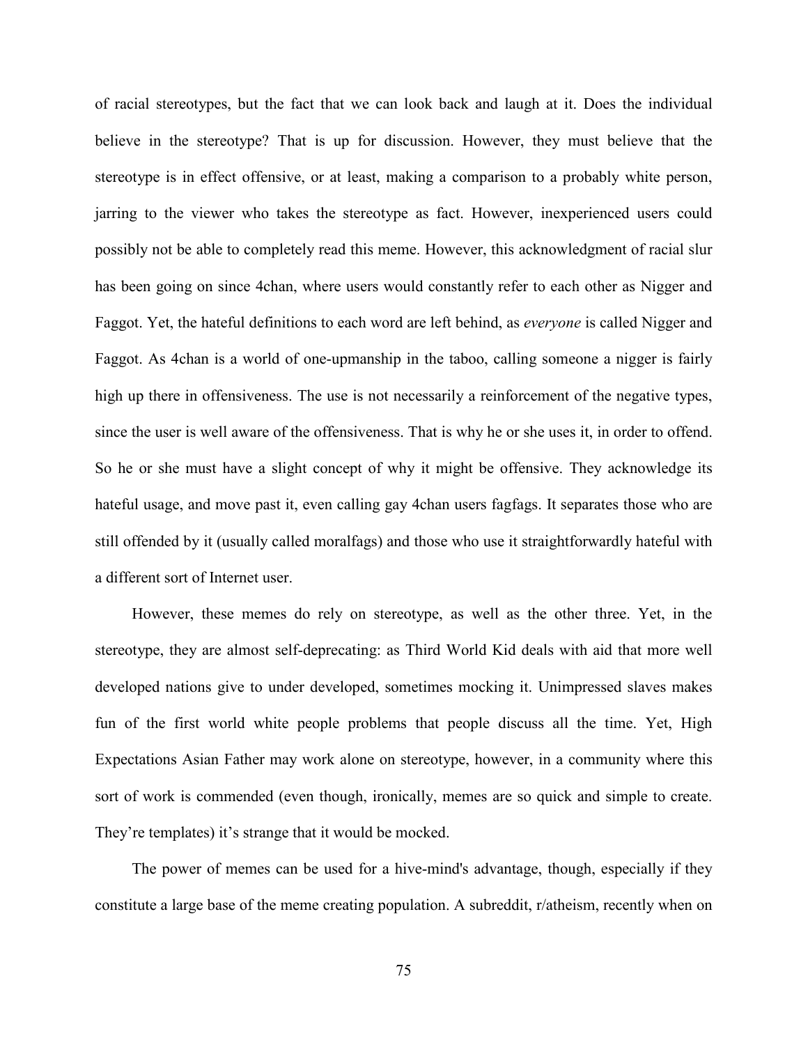of racial stereotypes, but the fact that we can look back and laugh at it. Does the individual believe in the stereotype? That is up for discussion. However, they must believe that the stereotype is in effect offensive, or at least, making a comparison to a probably white person, jarring to the viewer who takes the stereotype as fact. However, inexperienced users could possibly not be able to completely read this meme. However, this acknowledgment of racial slur has been going on since 4chan, where users would constantly refer to each other as Nigger and Faggot. Yet, the hateful definitions to each word are left behind, as *everyone* is called Nigger and Faggot. As 4chan is a world of one-upmanship in the taboo, calling someone a nigger is fairly high up there in offensiveness. The use is not necessarily a reinforcement of the negative types, since the user is well aware of the offensiveness. That is why he or she uses it, in order to offend. So he or she must have a slight concept of why it might be offensive. They acknowledge its hateful usage, and move past it, even calling gay 4chan users fagfags. It separates those who are still offended by it (usually called moralfags) and those who use it straightforwardly hateful with a different sort of Internet user.

However, these memes do rely on stereotype, as well as the other three. Yet, in the stereotype, they are almost self-deprecating: as Third World Kid deals with aid that more well developed nations give to under developed, sometimes mocking it. Unimpressed slaves makes fun of the first world white people problems that people discuss all the time. Yet, High Expectations Asian Father may work alone on stereotype, however, in a community where this sort of work is commended (even though, ironically, memes are so quick and simple to create. They're templates) it's strange that it would be mocked.

The power of memes can be used for a hive-mind's advantage, though, especially if they constitute a large base of the meme creating population. A subreddit, r/atheism, recently when on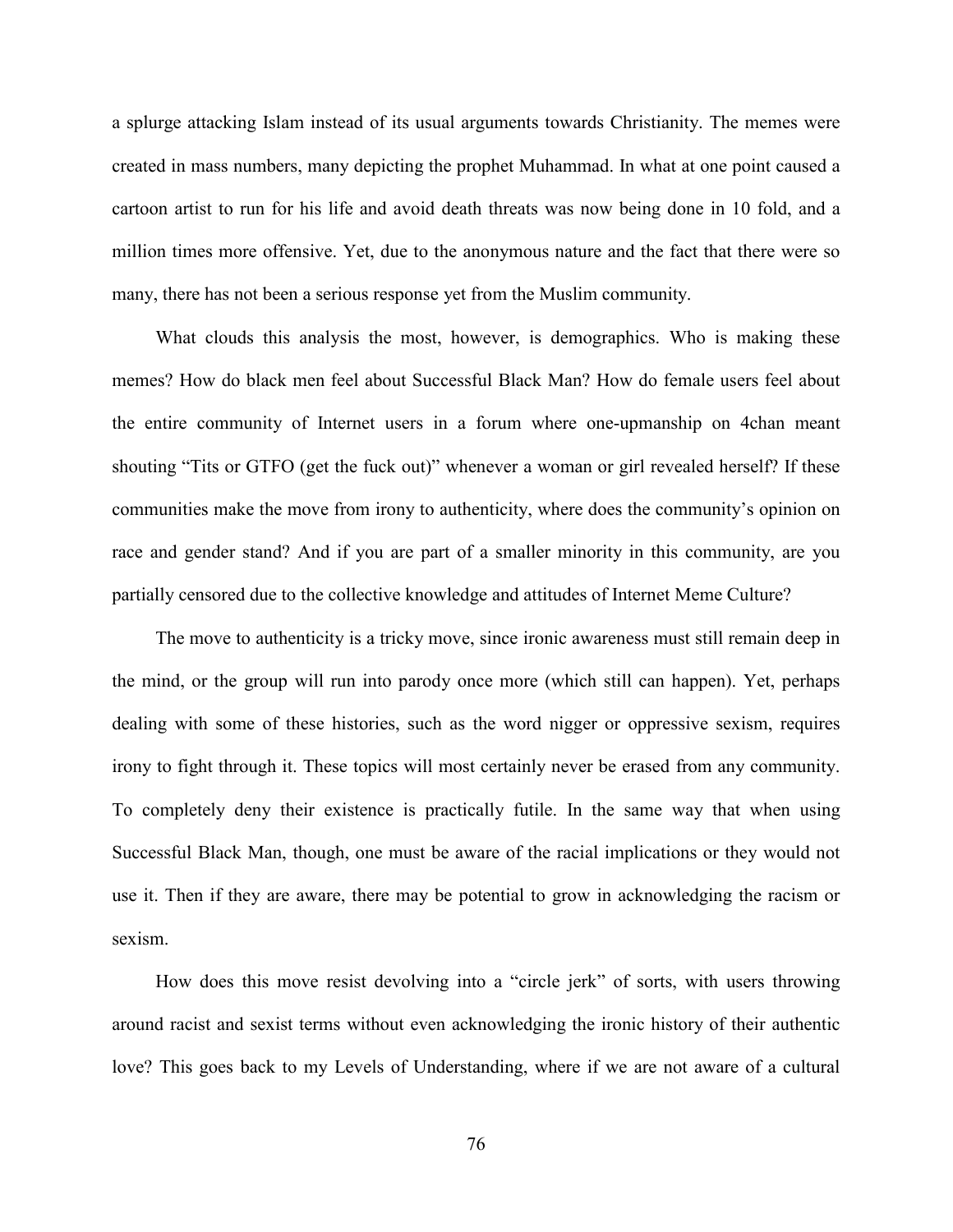a splurge attacking Islam instead of its usual arguments towards Christianity. The memes were created in mass numbers, many depicting the prophet Muhammad. In what at one point caused a cartoon artist to run for his life and avoid death threats was now being done in 10 fold, and a million times more offensive. Yet, due to the anonymous nature and the fact that there were so many, there has not been a serious response yet from the Muslim community.

What clouds this analysis the most, however, is demographics. Who is making these memes? How do black men feel about Successful Black Man? How do female users feel about the entire community of Internet users in a forum where one-upmanship on 4chan meant shouting "Tits or GTFO (get the fuck out)" whenever a woman or girl revealed herself? If these communities make the move from irony to authenticity, where does the community's opinion on race and gender stand? And if you are part of a smaller minority in this community, are you partially censored due to the collective knowledge and attitudes of Internet Meme Culture?

The move to authenticity is a tricky move, since ironic awareness must still remain deep in the mind, or the group will run into parody once more (which still can happen). Yet, perhaps dealing with some of these histories, such as the word nigger or oppressive sexism, requires irony to fight through it. These topics will most certainly never be erased from any community. To completely deny their existence is practically futile. In the same way that when using Successful Black Man, though, one must be aware of the racial implications or they would not use it. Then if they are aware, there may be potential to grow in acknowledging the racism or sexism.

How does this move resist devolving into a "circle jerk" of sorts, with users throwing around racist and sexist terms without even acknowledging the ironic history of their authentic love? This goes back to my Levels of Understanding, where if we are not aware of a cultural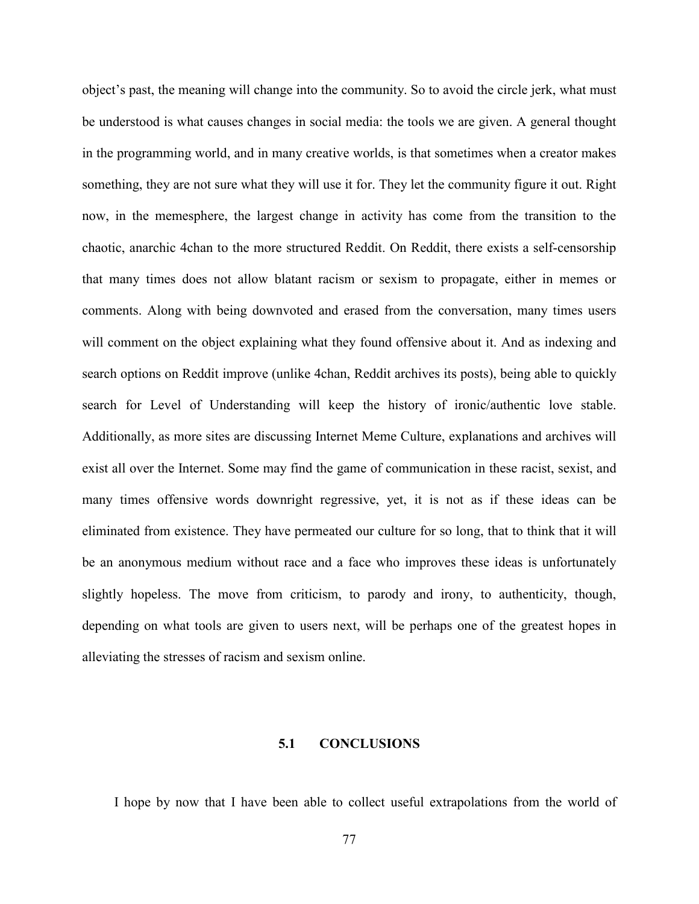object's past, the meaning will change into the community. So to avoid the circle jerk, what must be understood is what causes changes in social media: the tools we are given. A general thought in the programming world, and in many creative worlds, is that sometimes when a creator makes something, they are not sure what they will use it for. They let the community figure it out. Right now, in the memesphere, the largest change in activity has come from the transition to the chaotic, anarchic 4chan to the more structured Reddit. On Reddit, there exists a self-censorship that many times does not allow blatant racism or sexism to propagate, either in memes or comments. Along with being downvoted and erased from the conversation, many times users will comment on the object explaining what they found offensive about it. And as indexing and search options on Reddit improve (unlike 4chan, Reddit archives its posts), being able to quickly search for Level of Understanding will keep the history of ironic/authentic love stable. Additionally, as more sites are discussing Internet Meme Culture, explanations and archives will exist all over the Internet. Some may find the game of communication in these racist, sexist, and many times offensive words downright regressive, yet, it is not as if these ideas can be eliminated from existence. They have permeated our culture for so long, that to think that it will be an anonymous medium without race and a face who improves these ideas is unfortunately slightly hopeless. The move from criticism, to parody and irony, to authenticity, though, depending on what tools are given to users next, will be perhaps one of the greatest hopes in alleviating the stresses of racism and sexism online.

## 5.1 CONCLUSIONS

I hope by now that I have been able to collect useful extrapolations from the world of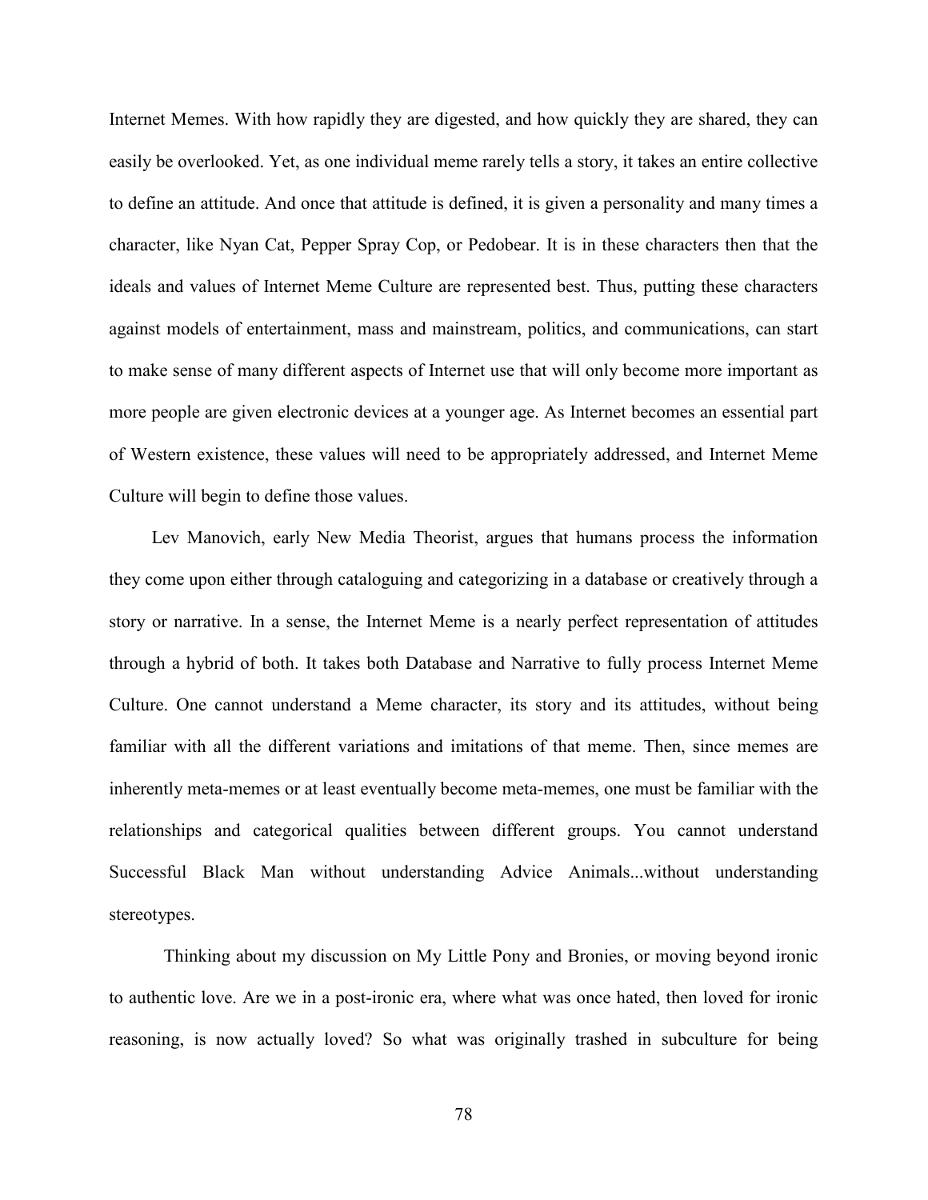Internet Memes. With how rapidly they are digested, and how quickly they are shared, they can easily be overlooked. Yet, as one individual meme rarely tells a story, it takes an entire collective to define an attitude. And once that attitude is defined, it is given a personality and many times a character, like Nyan Cat, Pepper Spray Cop, or Pedobear. It is in these characters then that the ideals and values of Internet Meme Culture are represented best. Thus, putting these characters against models of entertainment, mass and mainstream, politics, and communications, can start to make sense of many different aspects of Internet use that will only become more important as more people are given electronic devices at a younger age. As Internet becomes an essential part of Western existence, these values will need to be appropriately addressed, and Internet Meme Culture will begin to define those values.

Lev Manovich, early New Media Theorist, argues that humans process the information they come upon either through cataloguing and categorizing in a database or creatively through a story or narrative. In a sense, the Internet Meme is a nearly perfect representation of attitudes through a hybrid of both. It takes both Database and Narrative to fully process Internet Meme Culture. One cannot understand a Meme character, its story and its attitudes, without being familiar with all the different variations and imitations of that meme. Then, since memes are inherently meta-memes or at least eventually become meta-memes, one must be familiar with the relationships and categorical qualities between different groups. You cannot understand Successful Black Man without understanding Advice Animals...without understanding stereotypes.

Thinking about my discussion on My Little Pony and Bronies, or moving beyond ironic to authentic love. Are we in a post-ironic era, where what was once hated, then loved for ironic reasoning, is now actually loved? So what was originally trashed in subculture for being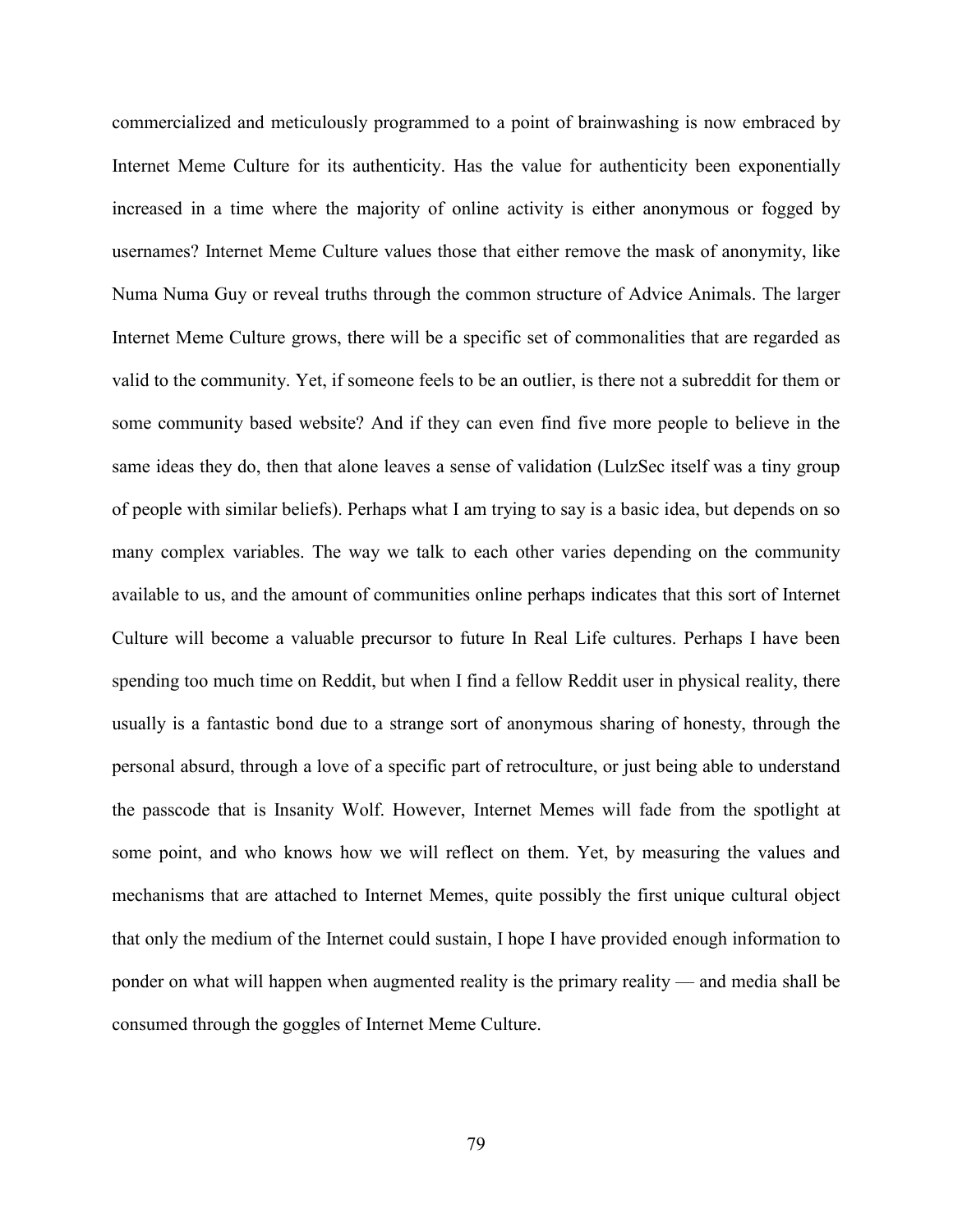commercialized and meticulously programmed to a point of brainwashing is now embraced by Internet Meme Culture for its authenticity. Has the value for authenticity been exponentially increased in a time where the majority of online activity is either anonymous or fogged by usernames? Internet Meme Culture values those that either remove the mask of anonymity, like Numa Numa Guy or reveal truths through the common structure of Advice Animals. The larger Internet Meme Culture grows, there will be a specific set of commonalities that are regarded as valid to the community. Yet, if someone feels to be an outlier, is there not a subreddit for them or some community based website? And if they can even find five more people to believe in the same ideas they do, then that alone leaves a sense of validation (LulzSec itself was a tiny group of people with similar beliefs). Perhaps what I am trying to say is a basic idea, but depends on so many complex variables. The way we talk to each other varies depending on the community available to us, and the amount of communities online perhaps indicates that this sort of Internet Culture will become a valuable precursor to future In Real Life cultures. Perhaps I have been spending too much time on Reddit, but when I find a fellow Reddit user in physical reality, there usually is a fantastic bond due to a strange sort of anonymous sharing of honesty, through the personal absurd, through a love of a specific part of retroculture, or just being able to understand the passcode that is Insanity Wolf. However, Internet Memes will fade from the spotlight at some point, and who knows how we will reflect on them. Yet, by measuring the values and mechanisms that are attached to Internet Memes, quite possibly the first unique cultural object that only the medium of the Internet could sustain, I hope I have provided enough information to ponder on what will happen when augmented reality is the primary reality — and media shall be consumed through the goggles of Internet Meme Culture.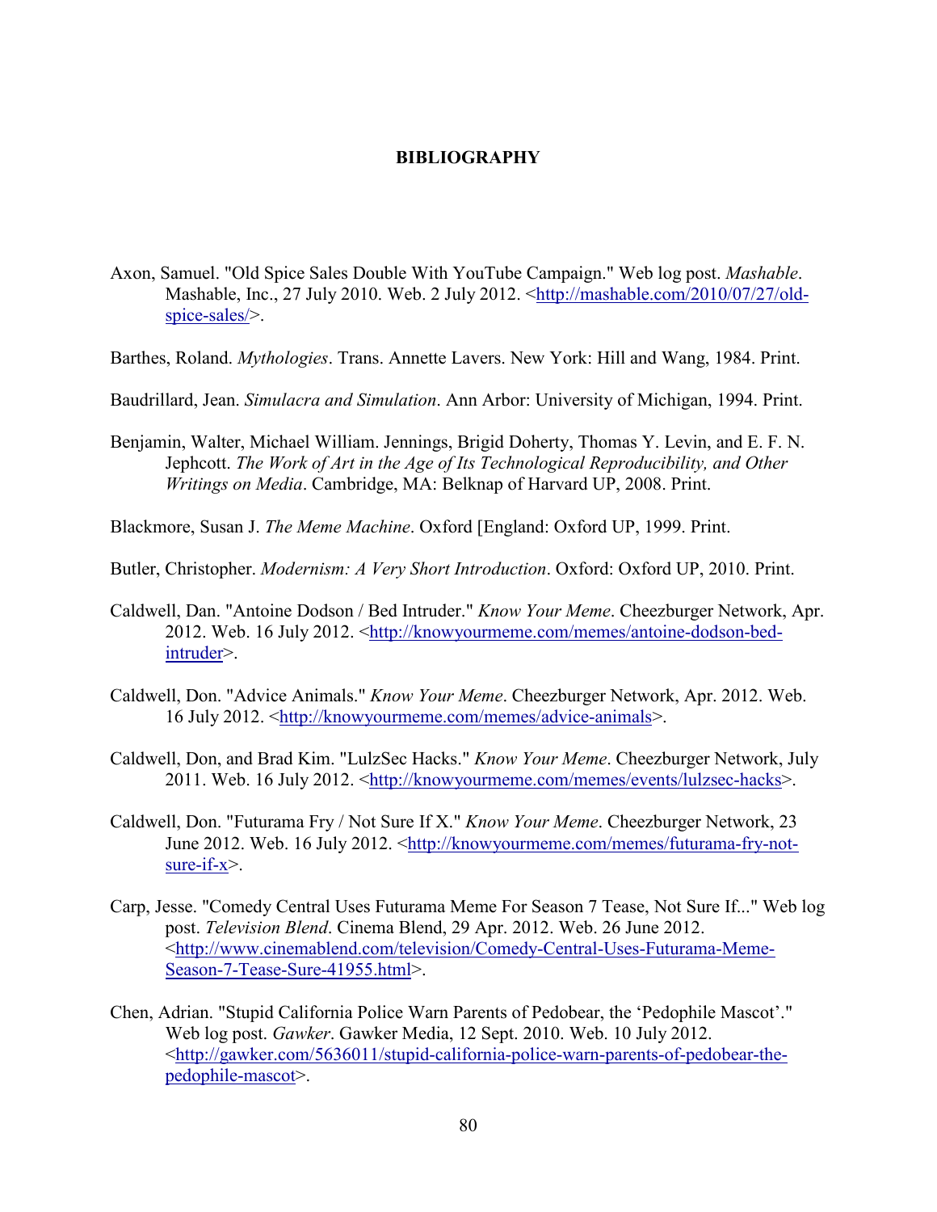**BIBLIOGRAPHY**

Axon, Samuel. "Old Spice Sales Double With YouTube Campaign." Web log post. *Mashable*. Mashable, Inc., 27 July 2010. Web. 2 July 2012. <http://mashable.com/2010/07/27/old-spice-sales/>.

Barthes, Roland. *Mythologies*. Trans. Annette Lavers. New York: Hill and Wang, 1984. Print.

Baudrillard, Jean. *Simulacra and Simulation*. Ann Arbor: University of Michigan, 1994. Print.

Benjamin, Walter, Michael William. Jennings, Brigid Doherty, Thomas Y. Levin, and E. F. N. Jephcott. *The Work of Art in the Age of Its Technological Reproducibility, and Other Writings on Media*. Cambridge, MA: Belknap of Harvard UP, 2008. Print.

Blackmore, Susan J. *The Meme Machine*. Oxford [England: Oxford UP, 1999. Print.

Butler, Christopher. *Modernism: A Very Short Introduction*. Oxford: Oxford UP, 2010. Print.

Caldwell, Dan. "Antoine Dodson / Bed Intruder." *Know Your Meme*. Cheezburger Network, Apr. 2012. Web. 16 July 2012. <http://knowyourmeme.com/memes/antoine-dodson-bed-intruder>.

Caldwell, Don. "Advice Animals." *Know Your Meme*. Cheezburger Network, Apr. 2012. Web. 16 July 2012. <http://knowyourmeme.com/memes/advice-animals>.

Caldwell, Don, and Brad Kim. "LulzSec Hacks." *Know Your Meme*. Cheezburger Network, July 2011. Web. 16 July 2012. <http://knowyourmeme.com/memes/events/lulzsec-hacks>.

Caldwell, Don. "Futurama Fry / Not Sure If X." *Know Your Meme*. Cheezburger Network, 23 June 2012. Web. 16 July 2012. <http://knowyourmeme.com/memes/futurama-fry-not-sure-if-x>.

Carp, Jesse. "Comedy Central Uses Futurama Meme For Season 7 Tease, Not Sure If..." Web log post. *Television Blend*. Cinema Blend, 29 Apr. 2012. Web. 26 June 2012. <http://www.cinemablend.com/television/Comedy-Central-Uses-Futurama-Meme-Season-7-Tease-Sure-41955.html>.

Chen, Adrian. "Stupid California Police Warn Parents of Pedobear, the 'Pedophile Mascot'." Web log post. *Gawker*. Gawker Media, 12 Sept. 2010. Web. 10 July 2012. <http://gawker.com/5636011/stupid-california-police-warn-parents-of-pedobear-the-pedophile-mascot>.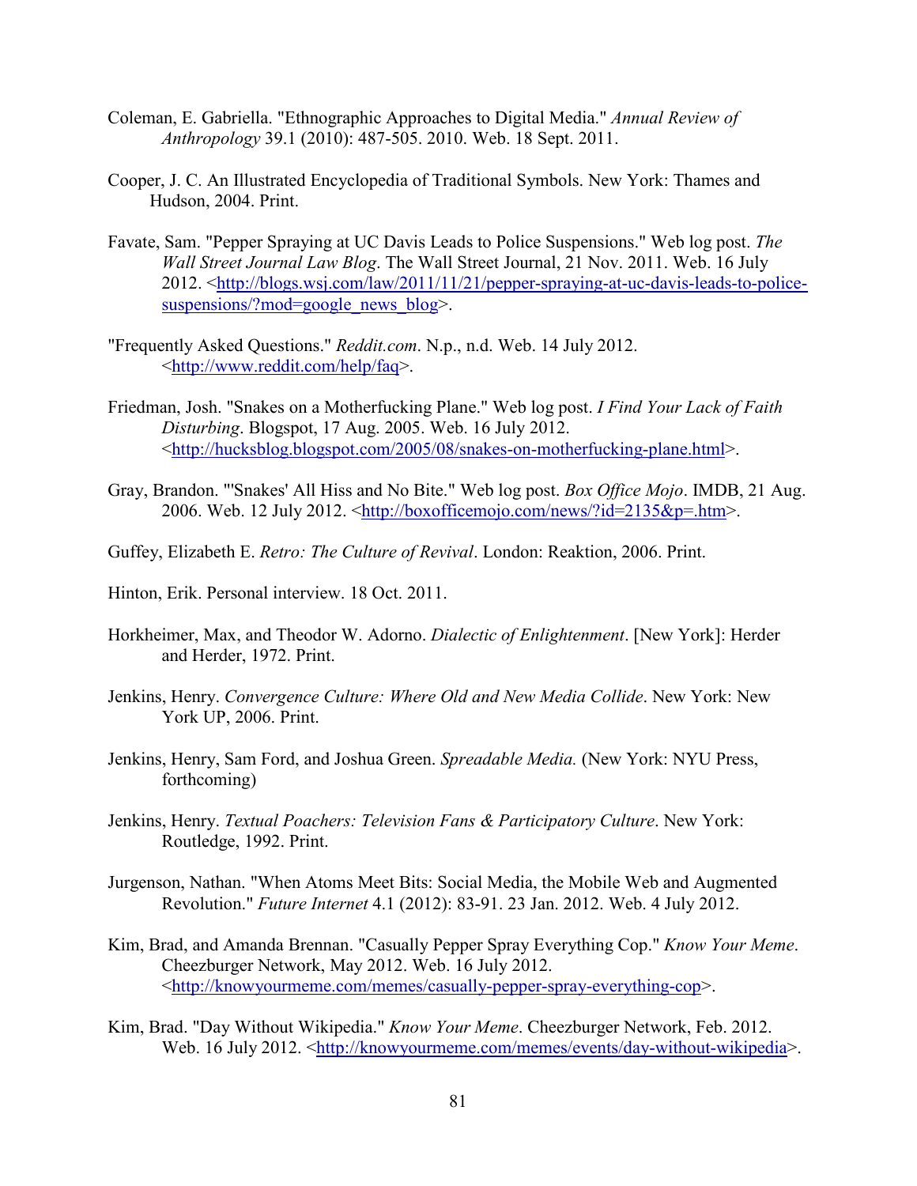Coleman, E. Gabriella. "Ethnographic Approaches to Digital Media." *Annual Review of Anthropology* 39.1 (2010): 487-505. 2010. Web. 18 Sept. 2011.

Cooper, J. C. An Illustrated Encyclopedia of Traditional Symbols. New York: Thames and Hudson, 2004. Print.

Favate, Sam. "Pepper Spraying at UC Davis Leads to Police Suspensions." Web log post. *The Wall Street Journal Law Blog*. The Wall Street Journal, 21 Nov. 2011. Web. 16 July 2012. <http://blogs.wsj.com/law/2011/11/21/pepper-spraying-at-uc-davis-leads-to-police-suspensions/?mod=google_news_blog>.

"Frequently Asked Questions." *Reddit.com*. N.p., n.d. Web. 14 July 2012. <http://www.reddit.com/help/faq>.

Friedman, Josh. "Snakes on a Motherfucking Plane." Web log post. *I Find Your Lack of Faith Disturbing*. Blogspot, 17 Aug. 2005. Web. 16 July 2012. <http://hucksblog.blogspot.com/2005/08/snakes-on-motherfucking-plane.html>.

Gray, Brandon. "'Snakes' All Hiss and No Bite." Web log post. *Box Office Mojo*. IMDB, 21 Aug. 2006. Web. 12 July 2012. <http://boxofficemojo.com/news/?id=2135&p=.htm>.

Guffey, Elizabeth E. *Retro: The Culture of Revival*. London: Reaktion, 2006. Print.

Hinton, Erik. Personal interview. 18 Oct. 2011.

Horkheimer, Max, and Theodor W. Adorno. *Dialectic of Enlightenment*. [New York]: Herder and Herder, 1972. Print.

Jenkins, Henry. *Convergence Culture: Where Old and New Media Collide*. New York: New York UP, 2006. Print.

Jenkins, Henry, Sam Ford, and Joshua Green. *Spreadable Media.* (New York: NYU Press, forthcoming)

Jenkins, Henry. *Textual Poachers: Television Fans & Participatory Culture*. New York: Routledge, 1992. Print.

Jurgenson, Nathan. "When Atoms Meet Bits: Social Media, the Mobile Web and Augmented Revolution." *Future Internet* 4.1 (2012): 83-91. 23 Jan. 2012. Web. 4 July 2012.

Kim, Brad, and Amanda Brennan. "Casually Pepper Spray Everything Cop." *Know Your Meme*. Cheezburger Network, May 2012. Web. 16 July 2012. <http://knowyourmeme.com/memes/casually-pepper-spray-everything-cop>.

Kim, Brad. "Day Without Wikipedia." *Know Your Meme*. Cheezburger Network, Feb. 2012. Web. 16 July 2012. <http://knowyourmeme.com/memes/events/day-without-wikipedia>.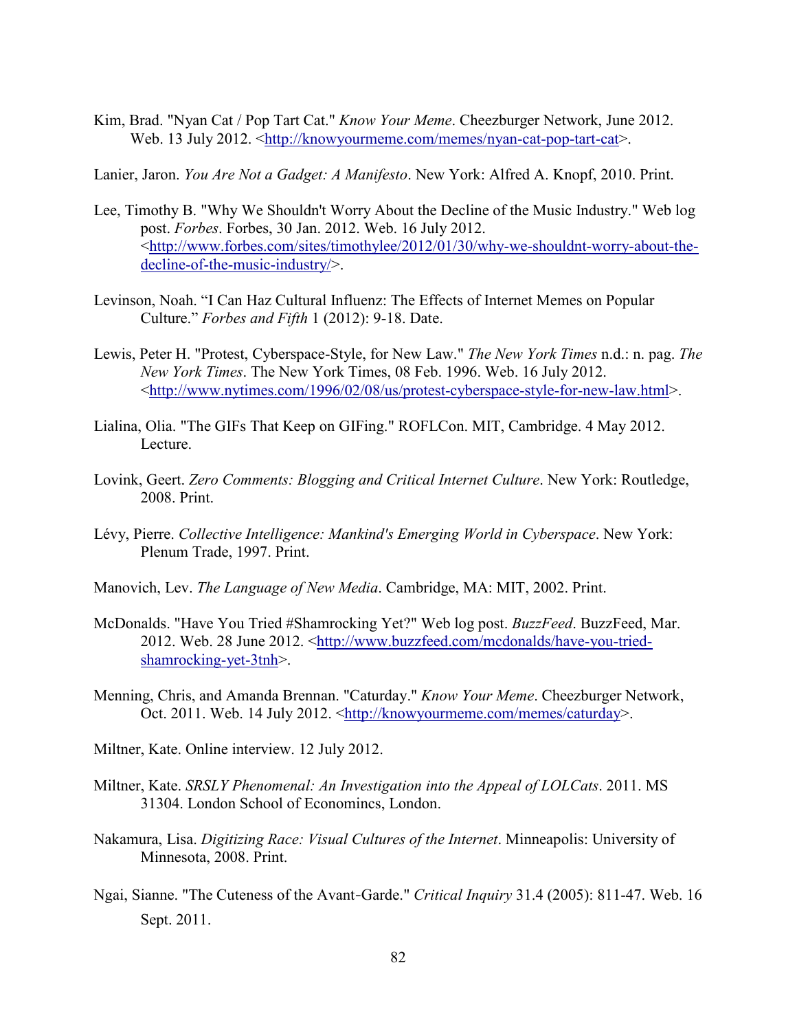Kim, Brad. "Nyan Cat / Pop Tart Cat." *Know Your Meme*. Cheezburger Network, June 2012. Web. 13 July 2012. <http://knowyourmeme.com/memes/nyan-cat-pop-tart-cat>.

Lanier, Jaron. *You Are Not a Gadget: A Manifesto*. New York: Alfred A. Knopf, 2010. Print.

Lee, Timothy B. "Why We Shouldn't Worry About the Decline of the Music Industry." Web log post. *Forbes*. Forbes, 30 Jan. 2012. Web. 16 July 2012. <http://www.forbes.com/sites/timothylee/2012/01/30/why-we-shouldnt-worry-about-the-decline-of-the-music-industry/>.

Levinson, Noah. "I Can Haz Cultural Influenz: The Effects of Internet Memes on Popular Culture." *Forbes and Fifth* 1 (2012): 9-18. Date.

Lewis, Peter H. "Protest, Cyberspace-Style, for New Law." *The New York Times* n.d.: n. pag. *The New York Times*. The New York Times, 08 Feb. 1996. Web. 16 July 2012. <http://www.nytimes.com/1996/02/08/us/protest-cyberspace-style-for-new-law.html>.

Lialina, Olia. "The GIFs That Keep on GIFing." ROFLCon. MIT, Cambridge. 4 May 2012. Lecture.

Lovink, Geert. *Zero Comments: Blogging and Critical Internet Culture*. New York: Routledge, 2008. Print.

Lévy, Pierre. *Collective Intelligence: Mankind's Emerging World in Cyberspace*. New York: Plenum Trade, 1997. Print.

Manovich, Lev. *The Language of New Media*. Cambridge, MA: MIT, 2002. Print.

McDonalds. "Have You Tried #Shamrocking Yet?" Web log post. *BuzzFeed*. BuzzFeed, Mar. 2012. Web. 28 June 2012. <http://www.buzzfeed.com/mcdonalds/have-you-tried-shamrocking-yet-3tnh>.

Menning, Chris, and Amanda Brennan. "Caturday." *Know Your Meme*. Cheezburger Network, Oct. 2011. Web. 14 July 2012. <http://knowyourmeme.com/memes/caturday>.

Miltner, Kate. Online interview. 12 July 2012.

Miltner, Kate. *SRSLY Phenomenal: An Investigation into the Appeal of LOLCats*. 2011. MS 31304. London School of Economincs, London.

Nakamura, Lisa. *Digitizing Race: Visual Cultures of the Internet*. Minneapolis: University of Minnesota, 2008. Print.

Ngai, Sianne. "The Cuteness of the Avant-Garde." *Critical Inquiry* 31.4 (2005): 811-47. Web. 16 Sept. 2011.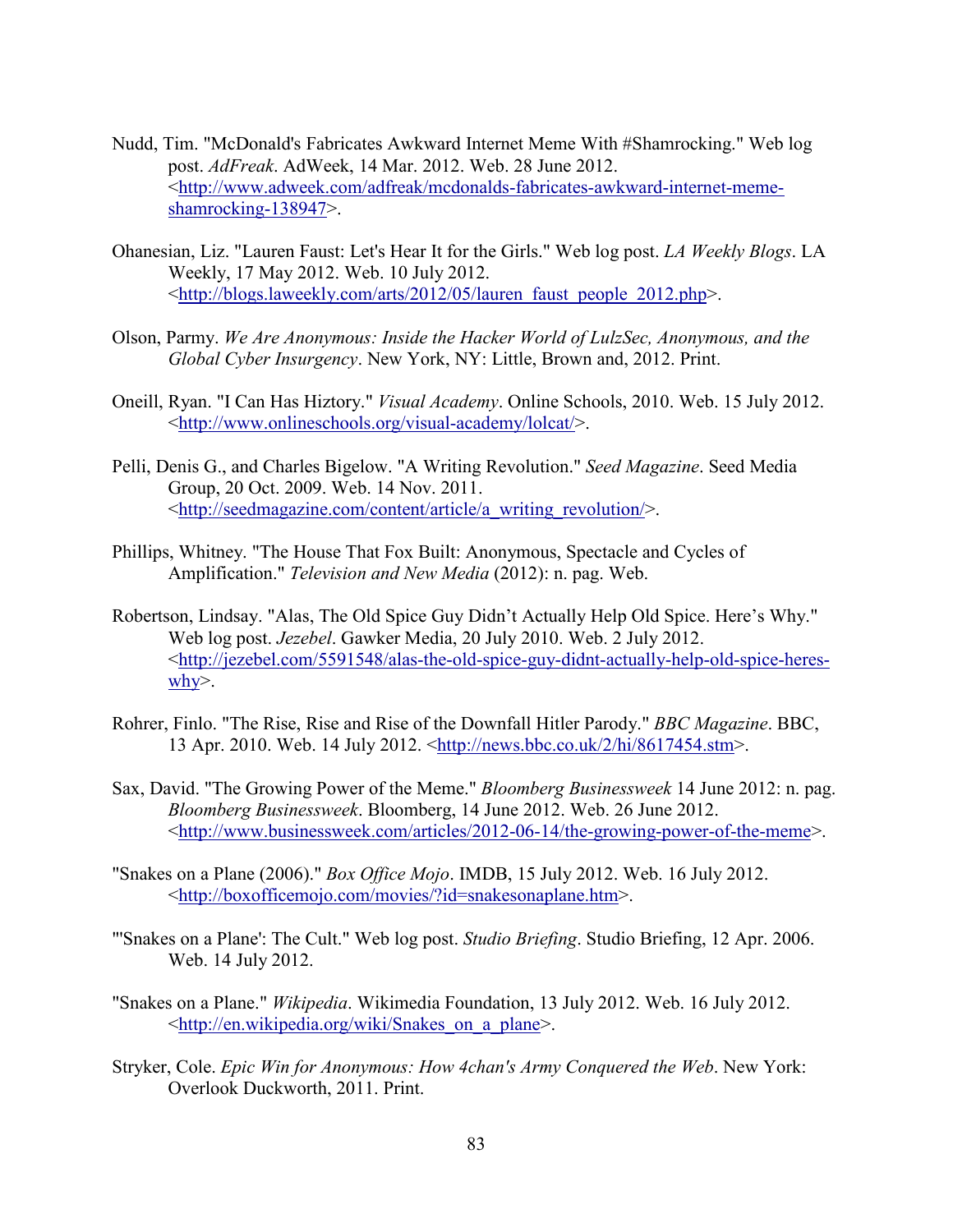Nudd, Tim. "McDonald's Fabricates Awkward Internet Meme With #Shamrocking." Web log post. *AdFreak*. AdWeek, 14 Mar. 2012. Web. 28 June 2012. <http://www.adweek.com/adfreak/mcdonalds-fabricates-awkward-internet-meme-shamrocking-138947>.

Ohanesian, Liz. "Lauren Faust: Let's Hear It for the Girls." Web log post. *LA Weekly Blogs*. LA Weekly, 17 May 2012. Web. 10 July 2012. <http://blogs.laweekly.com/arts/2012/05/lauren_faust_people_2012.php>.

Olson, Parmy. *We Are Anonymous: Inside the Hacker World of LulzSec, Anonymous, and the Global Cyber Insurgency*. New York, NY: Little, Brown and, 2012. Print.

Oneill, Ryan. "I Can Has Hiztory." *Visual Academy*. Online Schools, 2010. Web. 15 July 2012. <http://www.onlineschools.org/visual-academy/lolcat/>.

Pelli, Denis G., and Charles Bigelow. "A Writing Revolution." *Seed Magazine*. Seed Media Group, 20 Oct. 2009. Web. 14 Nov. 2011. <http://seedmagazine.com/content/article/a_writing_revolution/>.

Phillips, Whitney. "The House That Fox Built: Anonymous, Spectacle and Cycles of Amplification." *Television and New Media* (2012): n. pag. Web.

Robertson, Lindsay. "Alas, The Old Spice Guy Didn't Actually Help Old Spice. Here's Why." Web log post. *Jezebel*. Gawker Media, 20 July 2010. Web. 2 July 2012. <http://jezebel.com/5591548/alas-the-old-spice-guy-didnt-actually-help-old-spice-heres-why>.

Rohrer, Finlo. "The Rise, Rise and Rise of the Downfall Hitler Parody." *BBC Magazine*. BBC, 13 Apr. 2010. Web. 14 July 2012. <http://news.bbc.co.uk/2/hi/8617454.stm>.

Sax, David. "The Growing Power of the Meme." *Bloomberg Businessweek* 14 June 2012: n. pag. *Bloomberg Businessweek*. Bloomberg, 14 June 2012. Web. 26 June 2012. <http://www.businessweek.com/articles/2012-06-14/the-growing-power-of-the-meme>.

"Snakes on a Plane (2006)." *Box Office Mojo*. IMDB, 15 July 2012. Web. 16 July 2012. <http://boxofficemojo.com/movies/?id=snakesonaplane.htm>.

"'Snakes on a Plane': The Cult." Web log post. *Studio Briefing*. Studio Briefing, 12 Apr. 2006. Web. 14 July 2012.

"Snakes on a Plane." *Wikipedia*. Wikimedia Foundation, 13 July 2012. Web. 16 July 2012. <http://en.wikipedia.org/wiki/Snakes_on_a_plane>.

Stryker, Cole. *Epic Win for Anonymous: How 4chan's Army Conquered the Web*. New York: Overlook Duckworth, 2011. Print.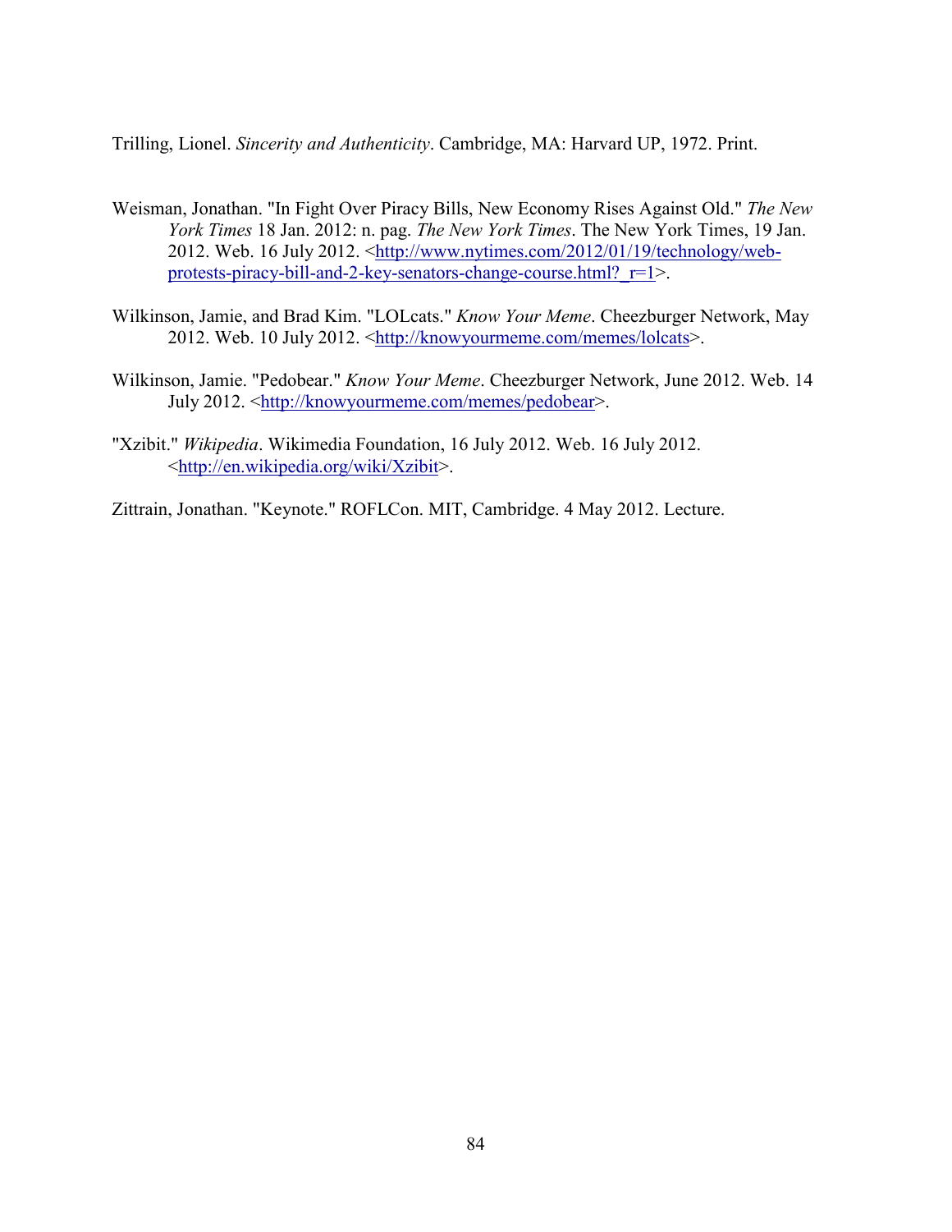Trilling, Lionel. *Sincerity and Authenticity*. Cambridge, MA: Harvard UP, 1972. Print.

Weisman, Jonathan. "In Fight Over Piracy Bills, New Economy Rises Against Old." *The New York Times* 18 Jan. 2012: n. pag. *The New York Times*. The New York Times, 19 Jan. 2012. Web. 16 July 2012. <http://www.nytimes.com/2012/01/19/technology/web-protests-piracy-bill-and-2-key-senators-change-course.html?_r=1>.

Wilkinson, Jamie, and Brad Kim. "LOLcats." *Know Your Meme*. Cheezburger Network, May 2012. Web. 10 July 2012. <http://knowyourmeme.com/memes/lolcats>.

Wilkinson, Jamie. "Pedobear." *Know Your Meme*. Cheezburger Network, June 2012. Web. 14 July 2012. <http://knowyourmeme.com/memes/pedobear>.

"Xzibit." *Wikipedia*. Wikimedia Foundation, 16 July 2012. Web. 16 July 2012. <http://en.wikipedia.org/wiki/Xzibit>.

Zittrain, Jonathan. "Keynote." ROFLCon. MIT, Cambridge. 4 May 2012. Lecture.